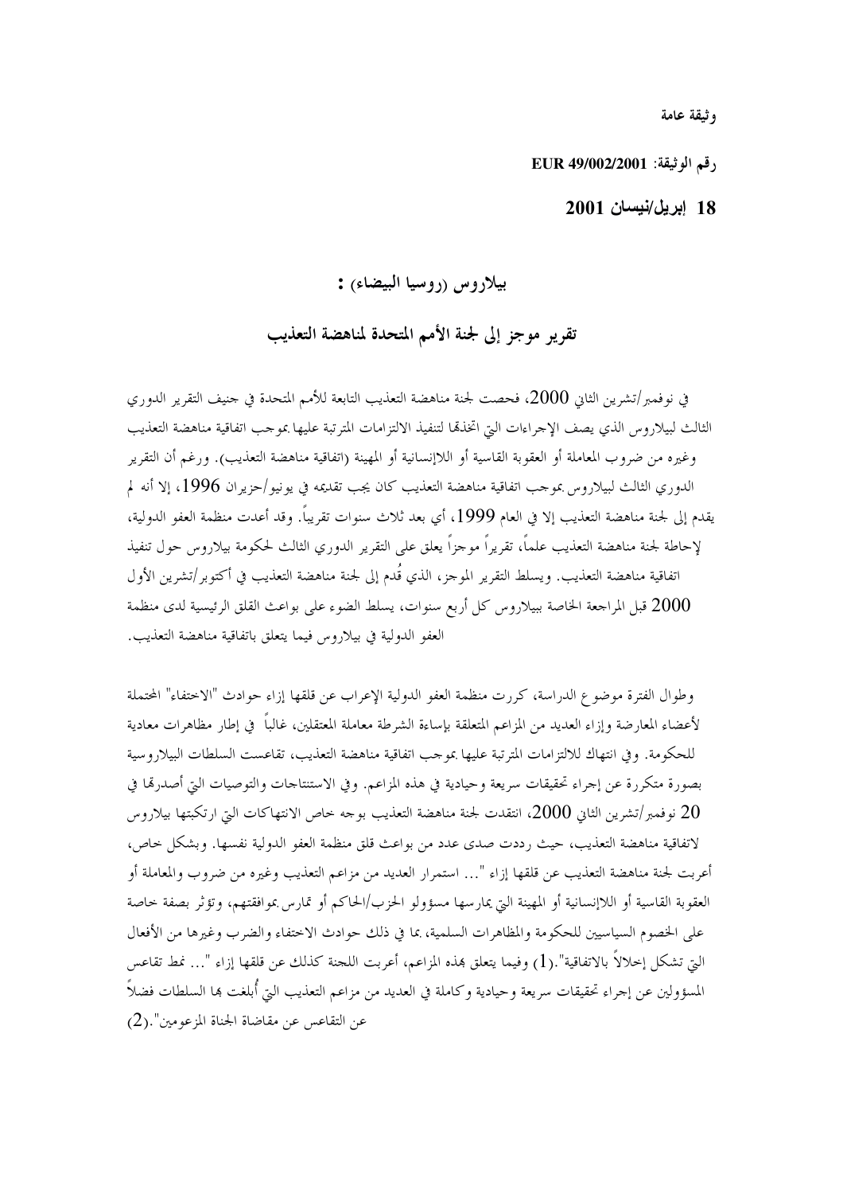وثيقة عامة

رقم الوثيقة: **EUR 49/002/2001**

**18 إبريل/نيسان 2001**

## بيلاروس (روسيا البيضاء) :

## تقرير موجز إلى لجنة الأمم المتحدة لمناهضة التعذيب

في نوفمبر/تشرين الثاني 2000، فحصت لجنة مناهضة التعذيب التابعة للأمم المتحدة في جنيف التقرير الدوري الثالث لبيلاروس الذي يصف الإجراءات التي اتخذتها لتنفيذ الالتزامات المترتبة عليها بموجب اتفاقية مناهضة التعذيب وغيره من ضروب المعاملة أو العقوبة القاسية أو اللاإنسانية أو المهينة (اتفاقية مناهضة التعذيب). ورغم أن التقرير الدوري الثالث لبيلاروس بموجب اتفاقية مناهضة التعذيب كان يجب تقديمه في يونيو/حزيران 1996، إلا أنه لم يقدم إلى لجنة مناهضة التعذيب إلا في العام 1999، أي بعد ثلاث سنوات تقريباً. وقد أعدت منظمة العفو الدولية، لإحاطة لجنة مناهضة التعذيب علماً، تقريراً موجزاً يعلق على التقرير الدوري الثالث لحكومة بيلاروس حول تنفيذ اتفاقية مناهضة التعذيب. ويسلط التقرير الموجز، الذي قُدم إلى لجنة مناهضة التعذيب في أكتوبر/تشرين الأول 2000 قبل المراجعة الخاصة ببيلاروس كل أربع سنوات، يسلط الضوء على بواعث القلق الرئيسية لدى منظمة العفو الدولية في بيلاروس فيما يتعلق باتفاقية مناهضة التعذيب.

وطوال الفترة موضوع الدراسة، كررت منظمة العفو الدولية الإعراب عن قلقها إزاء حوادث "الاختفاء" المحتملة لأعضاء المعارضة وإزاء العديد من المزاعم المتعلقة بإساءة الشرطة معاملة المعتقلين، غالباً في إطار مظاهرات معادية للحكومة. وفي انتهاك للالتزامات المترتبة عليها بموجب اتفاقية مناهضة التعذيب، تقاعست السلطات البيلاروسية بصورة متكررة عن إجراء تحقيقات سريعة وحيادية في هذه المزاعم. وفي الاستنتاجات والتوصيات التي أصدرتها في 20 نوفمبر/تشرين الثاني 2000، انتقدت لجنة مناهضة التعذيب بوجه خاص الانتهاكات التي ارتكبتها بيلاروس لاتفاقية مناهضة التعذيب، حيث رددت صدى عدد من بواعث قلق منظمة العفو الدولية نفسها. وبشكل خاص، أعربت لجنة مناهضة التعذيب عن قلقها إزاء "... استمرار العديد من مزاعم التعذيب وغيره من ضروب والمعاملة أو العقوبة القاسية أو اللاإنسانية أو المهينة التي يمارسها مسؤولو الحزب/الحاكم أو تمارس بموافقتهم، وتؤثر بصفة خاصة على الخصوم السياسيين للحكومة والمظاهرات السلمية، بما في ذلك حوادث الاختفاء والضرب وغيرها من الأفعال التي تشكل إخلالاً بالاتفاقية".(1) وفيما يتعلق بهذه المزاعم، أعربت اللجنة كذلك عن قلقها إزاء "... نمط تقاعس المسؤولين عن إجراء تحقيقات سريعة وحيادية وكاملة في العديد من مزاعم التعذيب التي أُبلغت بها السلطات فضلاً عن التقاعس عن مقاضاة الجناة المزعومين".(2)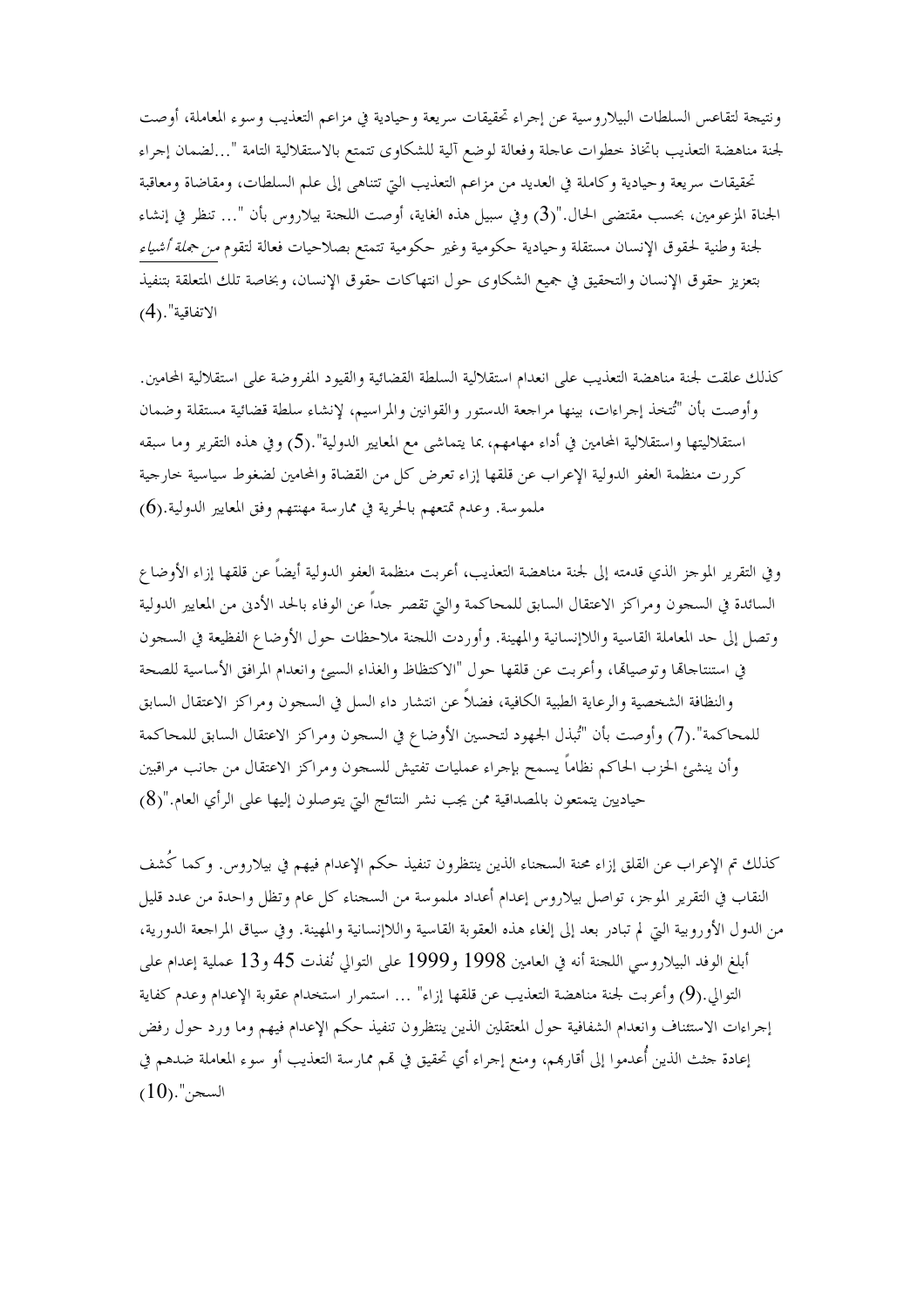ونتيجة لتقاعس السلطات البيلاروسية عن إجراء تحقيقات سريعة وحيادية في مزاعم التعذيب وسوء المعاملة، أوصت لجنة مناهضة التعذيب باتخاذ خطوات عاجلة وفعالة لوضع آلية للشكاوى تتمتع بالاستقلالية التامة "...لضمان إجراء تحقيقات سريعة وحيادية وكاملة في العديد من مزاعم التعذيب التي تتناهى إلى علم السلطات، ومقاضاة ومعاقبة الجناة المزعومين، بحسب مقتضى الحال."(3) وفي سبيل هذه الغاية، أوصت اللجنة بيلاروس بأن "... تنظر في إنشاء لجنة وطنية لحقوق الإنسان مستقلة وحيادية حكومية وغير حكومية تتمتع بصلاحيات فعالة لتقوم *من جملة أشياء* بتعزيز حقوق الإنسان والتحقيق في جميع الشكاوى حول انتهاكات حقوق الإنسان، وبخاصة تلك المتعلقة بتنفيذ الاتفاقية."(4).

كذلك علقت لجنة مناهضة التعذيب على انعدام استقلالية السلطة القضائية والقيود المفروضة على استقلالية المحامين. وأوصت بأن "تُتخذ إجراءات، بينها مراجعة الدستور والقوانين والمراسيم، لإنشاء سلطة قضائية مستقلة وضمان استقلاليتها واستقلالية المحامين في أداء مهامهم، بما يتماشى مع المعايير الدولية".(5) وفي هذه التقرير وما سبقه كررت منظمة العفو الدولية الإعراب عن قلقها إزاء تعرض كل من القضاة والمحامين لضغوط سياسية خارجية ملموسة. وعدم تمتعهم بالحرية في ممارسة مهنتهم وفق المعايير الدولية.(6)

وفي التقرير الموجز الذي قدمته إلى لجنة مناهضة التعذيب، أعربت منظمة العفو الدولية أيضاً عن قلقها إزاء الأوضاع السائدة في السجون ومراكز الاعتقال السابق للمحاكمة والتي تقصر جداً عن الوفاء بالحد الأدنى من المعايير الدولية وتصل إلى حد المعاملة القاسية واللاإنسانية والمهينة. وأوردت اللجنة ملاحظات حول الأوضاع الفظيعة في السجون في استنتاجاتها وتوصياتها، وأعربت عن قلقها حول "الاكتظاظ والغذاء السيئ وانعدام المرافق الأساسية للصحة والنظافة الشخصية والرعاية الطبية الكافية، فضلاً عن انتشار داء السل في السجون ومراكز الاعتقال السابق للمحاكمة".(7) وأوصت بأن "تُبذل الجهود لتحسين الأوضاع في السجون ومراكز الاعتقال السابق للمحاكمة وأن ينشئ الحزب الحاكم نظاماً يسمح بإجراء عمليات تفتيش للسجون ومراكز الاعتقال من جانب مراقبين حياديين يتمتعون بالمصداقية ممن يجب نشر النتائج التي يتوصلون إليها على الرأي العام."(8)

كذلك تم الإعراب عن القلق إزاء محنة السجناء الذين ينتظرون تنفيذ حكم الإعدام فيهم في بيلاروس. وكما كُشف النقاب في التقرير الموجز، تواصل بيلاروس إعدام أعداد ملموسة من السجناء كل عام وتظل واحدة من عدد قليل من الدول الأوروبية التي لم تبادر بعد إلى إلغاء هذه العقوبة القاسية واللاإنسانية والمهينة. وفي سياق المراجعة الدورية، أبلغ الوفد البيلاروسي اللجنة أنه في العامين 1998 و1999 على التوالي نُفذت 45 و13 عملية إعدام على التوالي.(9) وأعربت لجنة مناهضة التعذيب عن قلقها إزاء" ... استمرار استخدام عقوبة الإعدام وعدم كفاية إجراءات الاستئناف وانعدام الشفافية حول المعتقلين الذين ينتظرون تنفيذ حكم الإعدام فيهم وما ورد حول رفض إعادة جثث الذين أُعدموا إلى أقاربهم، ومنع إجراء أي تحقيق في تهم ممارسة التعذيب أو سوء المعاملة ضدهم في السجن".(10)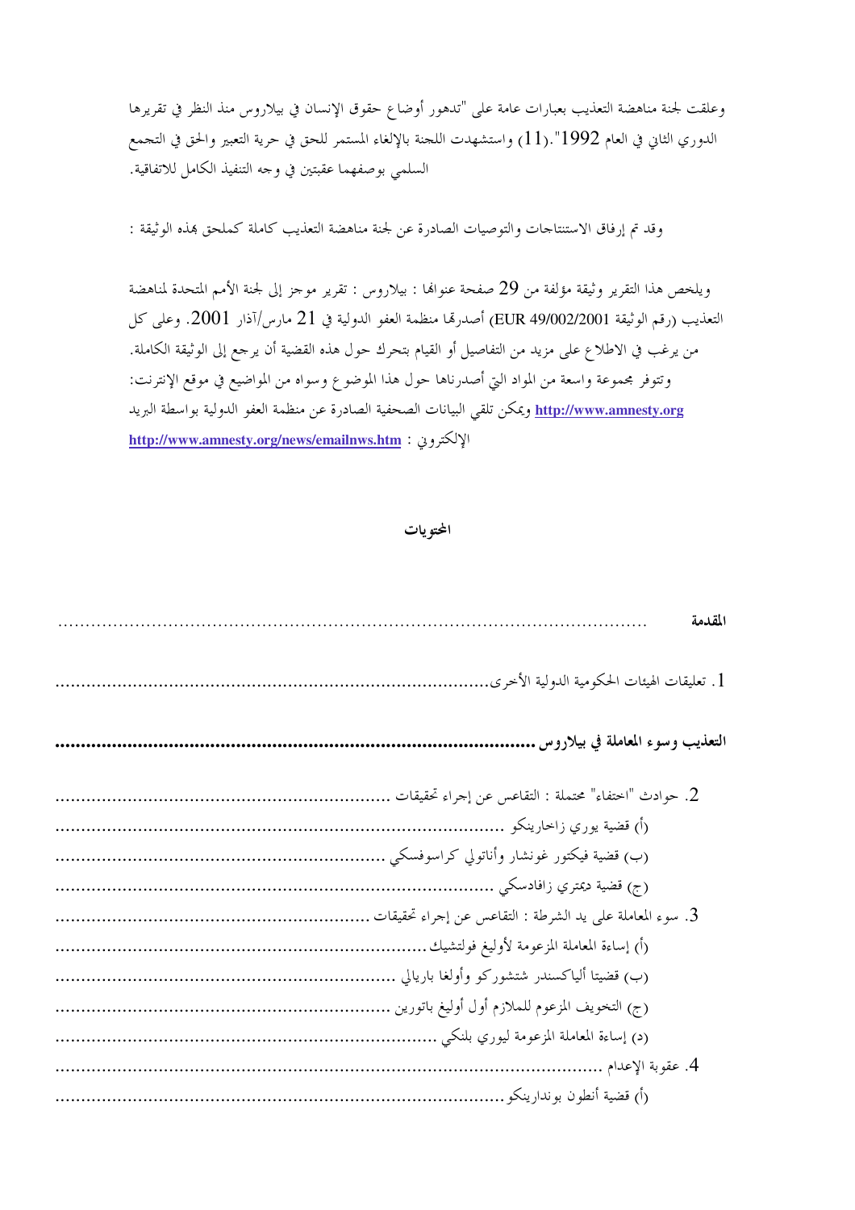وعلقت لجنة مناهضة التعذيب بعبارات عامة على "تدهور أوضاع حقوق الإنسان في بيلاروس منذ النظر في تقريرها الدوري الثاني في العام 1992".(11) واستشهدت اللجنة بالإلغاء المستمر للحق في حرية التعبير والحق في التجمع السلمي بوصفهما عقبتين في وجه التنفيذ الكامل للاتفاقية.

وقد تم إرفاق الاستنتاجات والتوصيات الصادرة عن لجنة مناهضة التعذيب كاملة كملحق بهذه الوثيقة :

ويلخص هذا التقرير وثيقة مؤلفة من 29 صفحة عنوانها : بيلاروس : تقرير موجز إلى لجنة الأمم المتحدة لمناهضة التعذيب (رقم الوثيقة EUR 49/002/2001) أصدرتها منظمة العفو الدولية في 21 مارس/آذار 2001. وعلى كل من يرغب في الاطلاع على مزيد من التفاصيل أو القيام بتحرك حول هذه القضية أن يرجع إلى الوثيقة الكاملة. وتتوفر مجموعة واسعة من المواد التي أصدرناها حول هذا الموضوع وسواه من المواضيع في موقع الإنترنت: http://www.amnesty.org ويمكن تلقي البيانات الصحفية الصادرة عن منظمة العفو الدولية بواسطة البريد الإلكتروني : http://www.amnesty.org/news/emailnws.htm

**المحتويات**

**المقدمة** ............................................

1. تعليقات الهيئات الحكومية الدولية الأخرى............................................

**التعذيب وسوء المعاملة في بيلاروس**............................................

2. حوادث "اختفاء" محتملة : التقاعس عن إجراء تحقيقات ............................................
(أ) قضية يوري زاخارينكو ............................................
(ب) قضية فيكتور غونشار وأناتولي كراسوفسكي ............................................
(ج) قضية ديمتري زافادسكي ............................................
3. سوء المعاملة على يد الشرطة : التقاعس عن إجراء تحقيقات ............................................
(أ) إساءة المعاملة المزعومة لأوليغ فولتشيك............................................
(ب) قضيتا ألياكسندر شتشوركو وأولغا باريالي ............................................
(ج) التخويف المزعوم للملازم أول أوليغ باتورين ............................................
(د) إساءة المعاملة المزعومة ليوري بلنكي ............................................
4. عقوبة الإعدام ............................................
(أ) قضية أنطون بوندارينكو............................................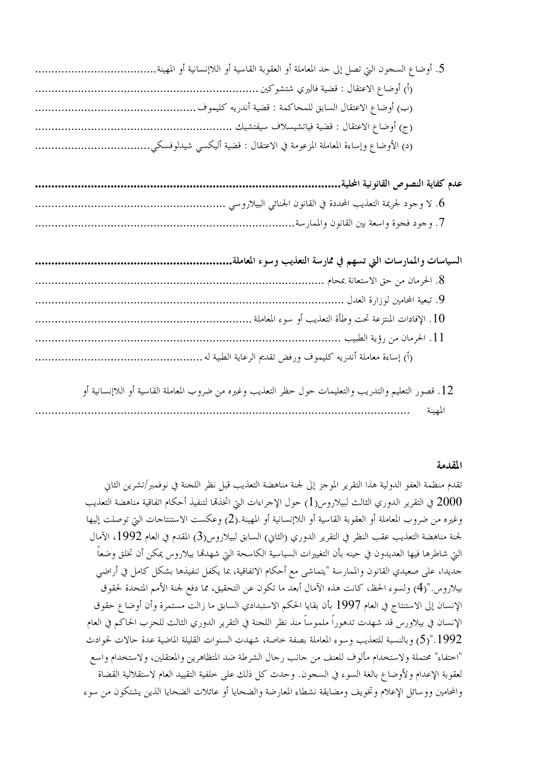5. أوضاع السجون التي تصل إلى حد المعاملة أو العقوبة القاسية أو اللاإنسانية أو المهينة..................................

(أ) أوضاع الاعتقال : قضية فاليري شتشوكين ........................................................................

(ب) أوضاع الاعتقال السابق للمحاكمة : قضية أندريه كليموف ...................................................

(ج) أوضاع الاعتقال : قضية فياتشيسلاف سيفتشيك ..........................................................

(د) الأوضاع وإساءة المعاملة المزعومة في الاعتقال : قضية أليكسي شيدلوفسكي.................................

**عدم كفاية النصوص القانونية المحلية.........................................................................................**

6. لا وجود لجريمة التعذيب المحددة في القانون الجنائي البيلاروسي ........................................................

7. وجود فجوة واسعة بين القانون والممارسة.......................................................................................

**السياسات والممارسات التي تسهم في ممارسة التعذيب وسوء المعاملة..........................................................**

8. الحرمان من حق الاستعانة بمحام .......................................................................................

9. تبعية المحامين لوزارة العدل ...........................................................................................

10. الإفادات المنتزعة تحت وطأة التعذيب أو سوء المعاملة ...................................................................

11. الحرمان من رؤية الطبيب .............................................................................................

(أ) إساءة معاملة أندريه كليموف ورفض تقديم الرعاية الطبية له .................................................

12. قصور التعليم والتدريب والتعليمات حول حظر التعذيب وغيره من ضروب المعاملة القاسية أو اللاإنسانية أو المهينة ..........................................................................................................

**المقدمة**

تقدم منظمة العفو الدولية هذا التقرير الموجز إلى لجنة مناهضة التعذيب قبل نظر اللجنة في نوفمبر/تشرين الثاني 2000 في التقرير الدوري الثالث لبيلاروس(1) حول الإجراءات التي اتخذتها لتنفيذ أحكام اتفاقية مناهضة التعذيب وغيره من ضروب المعاملة أو العقوبة القاسية أو اللاإنسانية أو المهينة.(2) وعكست الاستنتاجات التي توصلت إليها لجنة مناهضة التعذيب عقب النظر في التقرير الدوري (الثاني) السابق لبيلاروس(3) المقدم في العام 1992، الآمال التي شاطرها فيها العديدون في حينه بأن التغييرات السياسية الكاسحة التي شهدتها بيلاروس يمكن أن تخلق وضعاً جديدا، على صعيدي القانون والممارسة "يتماشى مع أحكام الاتفاقية، بما يكفل تنفيذها بشكل كامل في أراضي بيلاروس."(4) ولسوء الحظ، كانت هذه الآمال أبعد ما تكون عن التحقيق، مما دفع لجنة الأمم المتحدة لحقوق الإنسان إلى الاستنتاج في العام 1997 بأن بقايا الحكم الاستبدادي السابق ما زالت مستمرة وأن أوضاع حقوق الإنسان في بيلاورس قد شهدت تدهوراً ملموساً منذ نظر اللجنة في التقرير الدوري الثالث للحزب الحاكم في العام 1992."(5) وبالنسبة للتعذيب وسوء المعاملة بصفة خاصة، شهدت السنوات القليلة الماضية عدة حالات لحوادث "اختفاء" محتملة ولاستخدام مألوف للعنف من جانب رجال الشرطة ضد المتظاهرين والمعتقلين، ولاستخدام واسع لعقوبة الإعدام ولأوضاع بالغة السوء في السجون. وحدث كل ذلك على خلفية التقييد العام لاستقلالية القضاة والمحامين ووسائل الإعلام وتخويف ومضايقة نشطاء المعارضة والضحايا أو عائلات الضحايا الذين يشتكون من سوء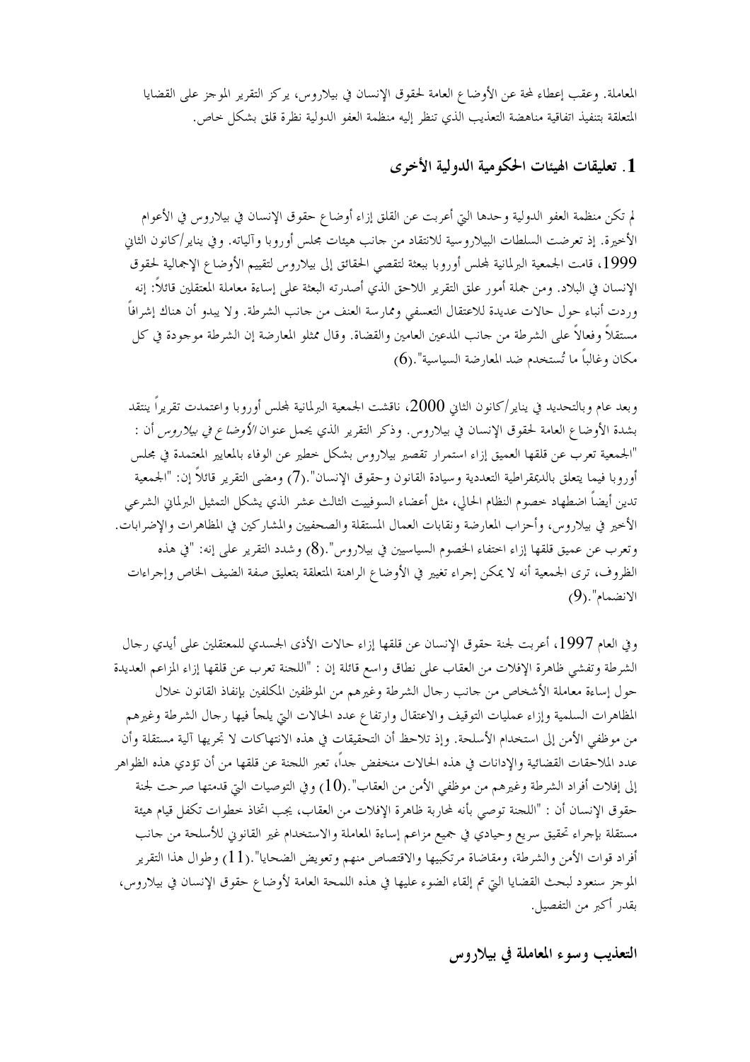المعاملة. وعقب إعطاء لمحة عن الأوضاع العامة لحقوق الإنسان في بيلاروس، يركز التقرير الموجز على القضايا المتعلقة بتنفيذ اتفاقية مناهضة التعذيب الذي تنظر إليه منظمة العفو الدولية نظرة قلق بشكل خاص.

## 1. تعليقات الهيئات الحكومية الدولية الأخرى

لم تكن منظمة العفو الدولية وحدها التي أعربت عن القلق إزاء أوضاع حقوق الإنسان في بيلاروس في الأعوام الأخيرة. إذ تعرضت السلطات البيلاروسية للانتقاد من جانب هيئات مجلس أوروبا وآلياته. وفي يناير/كانون الثاني 1999، قامت الجمعية البرلمانية لمجلس أوروبا ببعثة لتقصي الحقائق إلى بيلاروس لتقييم الأوضاع الإجمالية لحقوق الإنسان في البلاد. ومن جملة أمور علق التقرير اللاحق الذي أصدرته البعثة على إساءة معاملة المعتقلين قائلاً: إنه وردت أنباء حول حالات عديدة للاعتقال التعسفي وممارسة العنف من جانب الشرطة. ولا يبدو أن هناك إشرافاً مستقلاً وفعالاً على الشرطة من جانب المدعين العامين والقضاة. وقال ممثلو المعارضة إن الشرطة موجودة في كل مكان وغالباً ما تُستخدم ضد المعارضة السياسية".(6).

وبعد عام وبالتحديد في يناير/كانون الثاني 2000، ناقشت الجمعية البرلمانية لمجلس أوروبا واعتمدت تقريراً ينتقد بشدة الأوضاع العامة لحقوق الإنسان في بيلاروس. وذكر التقرير الذي يحمل عنوان *الأوضاع في بيلاروس* أن : "الجمعية تعرب عن قلقها العميق إزاء استمرار تقصير بيلاروس بشكل خطير عن الوفاء بالمعايير المعتمدة في مجلس أوروبا فيما يتعلق بالديمقراطية التعددية وسيادة القانون وحقوق الإنسان".(7) ومضى التقرير قائلاً إن: "الجمعية تدين أيضاً اضطهاد خصوم النظام الحالي، مثل أعضاء السوفييت الثالث عشر الذي يشكل التمثيل البرلماني الشرعي الأخير في بيلاروس، وأحزاب المعارضة ونقابات العمال المستقلة والصحفيين والمشاركين في المظاهرات والإضرابات. وتعرب عن عميق قلقها إزاء اختفاء الخصوم السياسيين في بيلاروس".(8) وشدد التقرير على إنه: "في هذه الظروف، ترى الجمعية أنه لا يمكن إجراء تغيير في الأوضاع الراهنة المتعلقة بتعليق صفة الضيف الخاص وإجراءات الانضمام".(9).

وفي العام 1997، أعربت لجنة حقوق الإنسان عن قلقها إزاء حالات الأذى الجسدي للمعتقلين على أيدي رجال الشرطة وتفشي ظاهرة الإفلات من العقاب على نطاق واسع قائلة إن : "اللجنة تعرب عن قلقها إزاء المزاعم العديدة حول إساءة معاملة الأشخاص من جانب رجال الشرطة وغيرهم من الموظفين المكلفين بإنفاذ القانون خلال المظاهرات السلمية وإزاء عمليات التوقيف والاعتقال وارتفاع عدد الحالات التي يلجأ فيها رجال الشرطة وغيرهم من موظفي الأمن إلى استخدام الأسلحة. وإذ تلاحظ أن التحقيقات في هذه الانتهاكات لا تجريها آلية مستقلة وأن عدد الملاحقات القضائية والإدانات في هذه الحالات منخفض جداً، تعبر اللجنة عن قلقها من أن تؤدي هذه الظواهر إلى إفلات أفراد الشرطة وغيرهم من موظفي الأمن من العقاب".(10) وفي التوصيات التي قدمتها صرحت لجنة حقوق الإنسان أن : "اللجنة توصي بأنه لمحاربة ظاهرة الإفلات من العقاب، يجب اتخاذ خطوات تكفل قيام هيئة مستقلة بإجراء تحقيق سريع وحيادي في جميع مزاعم إساءة المعاملة والاستخدام غير القانوني للأسلحة من جانب أفراد قوات الأمن والشرطة، ومقاضاة مرتكبيها والاقتصاص منهم وتعويض الضحايا".(11) وطوال هذا التقرير الموجز سنعود لبحث القضايا التي تم إلقاء الضوء عليها في هذه اللمحة العامة لأوضاع حقوق الإنسان في بيلاروس، بقدر أكبر من التفصيل.

### التعذيب وسوء المعاملة في بيلاروس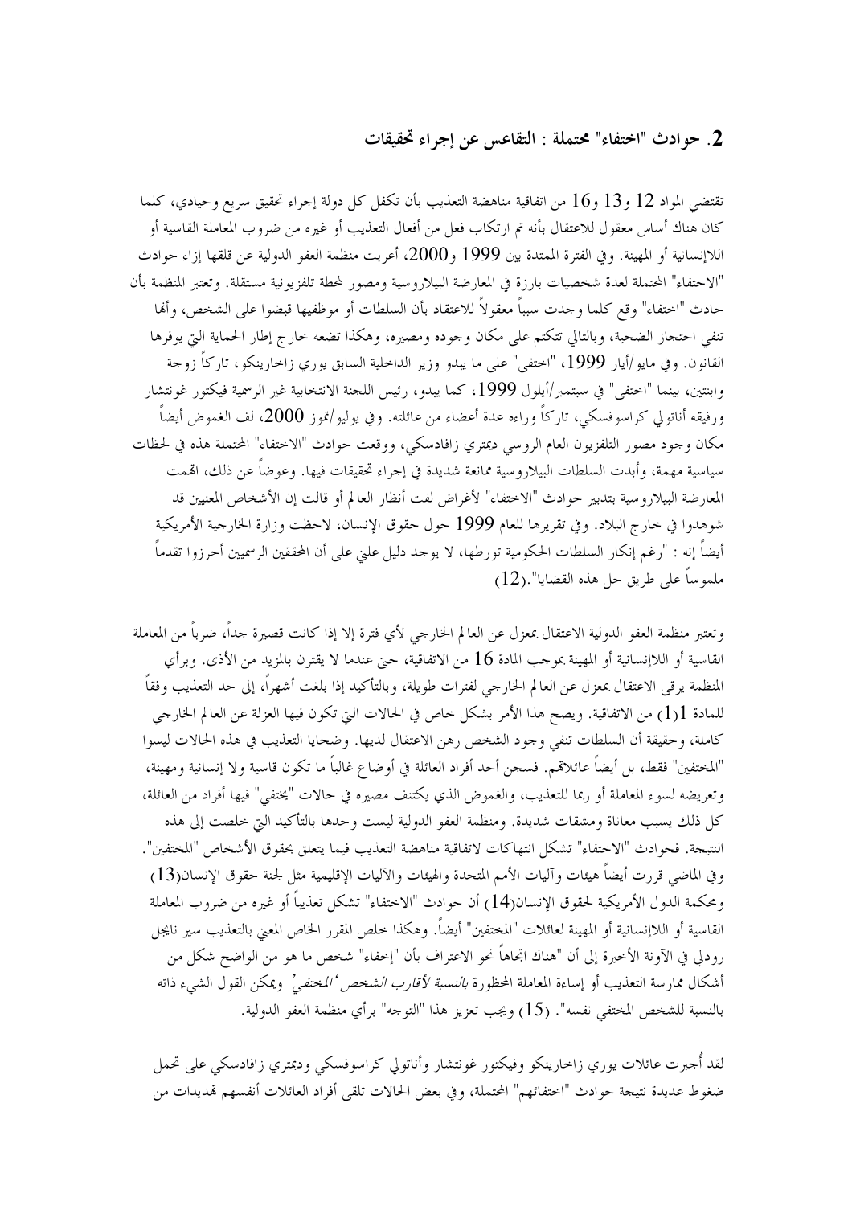## 2. حوادث "اختفاء" محتملة : التقاعس عن إجراء تحقيقات

تقتضي المواد 12 و13 و16 من اتفاقية مناهضة التعذيب بأن تكفل كل دولة إجراء تحقيق سريع وحيادي، كلما كان هناك أساس معقول للاعتقال بأنه تم ارتكاب فعل من أفعال التعذيب أو غيره من ضروب المعاملة القاسية أو اللاإنسانية أو المهينة. وفي الفترة الممتدة بين 1999 و2000، أعربت منظمة العفو الدولية عن قلقها إزاء حوادث "الاختفاء" المحتملة لعدة شخصيات بارزة في المعارضة البيلاروسية ومصور لمحطة تلفزيونية مستقلة. وتعتبر المنظمة بأن حادث "اختفاء" وقع كلما وجدت سبباً معقولاً للاعتقاد بأن السلطات أو موظفيها قبضوا على الشخص، وأنها تنفي احتجاز الضحية، وبالتالي تتكتم على مكان وجوده ومصيره، وهكذا تضعه خارج إطار الحماية التي يوفرها القانون. وفي مايو/أيار 1999، "اختفى" على ما يبدو وزير الداخلية السابق يوري زاخارينكو، تاركاً زوجة وابنتين، بينما "اختفى" في سبتمبر/أيلول 1999، كما يبدو، رئيس اللجنة الانتخابية غير الرسمية فيكتور غونتشار ورفيقه أناتولي كراسوفسكي، تاركاً وراءه عدة أعضاء من عائلته. وفي يوليو/تموز 2000، لف الغموض أيضاً مكان وجود مصور التلفزيون العام الروسي ديمتري زافادسكي، ووقعت حوادث "الاختفاء" المحتملة هذه في لحظات سياسية مهمة، وأبدت السلطات البيلاروسية ممانعة شديدة في إجراء تحقيقات فيها. وعوضاً عن ذلك، اتهمت المعارضة البيلاروسية بتدبير حوادث "الاختفاء" لأغراض لفت أنظار العالم أو قالت إن الأشخاص المعنيين قد شوهدوا في خارج البلاد. وفي تقريرها للعام 1999 حول حقوق الإنسان، لاحظت وزارة الخارجية الأمريكية أيضاً إنه : "رغم إنكار السلطات الحكومية تورطها، لا يوجد دليل علني على أن المحققين الرسميين أحرزوا تقدماً ملموساً على طريق حل هذه القضايا".(12)

وتعتبر منظمة العفو الدولية الاعتقال بمعزل عن العالم الخارجي لأي فترة إلا إذا كانت قصيرة جداً، ضرباً من المعاملة القاسية أو اللاإنسانية أو المهينة بموجب المادة 16 من الاتفاقية، حتى عندما لا يقترن بالمزيد من الأذى. وبرأي المنظمة يرقى الاعتقال بمعزل عن العالم الخارجي لفترات طويلة، وبالتأكيد إذا بلغت أشهراً، إلى حد التعذيب وفقاً للمادة 1(1) من الاتفاقية. ويصح هذا الأمر بشكل خاص في الحالات التي تكون فيها العزلة عن العالم الخارجي كاملة، وحقيقة أن السلطات تنفي وجود الشخص رهن الاعتقال لديها. وضحايا التعذيب في هذه الحالات ليسوا "المختفين" فقط، بل أيضاً عائلاتهم. فسجن أحد أفراد العائلة في أوضاع غالباً ما تكون قاسية ولا إنسانية ومهينة، وتعريضه لسوء المعاملة أو ربما للتعذيب، والغموض الذي يكتنف مصيره في حالات "يختفي" فيها أفراد من العائلة، كل ذلك يسبب معاناة ومشقات شديدة. ومنظمة العفو الدولية ليست وحدها بالتأكيد التي خلصت إلى هذه النتيجة. فحوادث "الاختفاء" تشكل انتهاكات لاتفاقية مناهضة التعذيب فيما يتعلق بحقوق الأشخاص "المختفين". وفي الماضي قررت أيضاً هيئات وآليات الأمم المتحدة والهيئات والآليات الإقليمية مثل لجنة حقوق الإنسان(13) ومحكمة الدول الأمريكية لحقوق الإنسان(14) أن حوادث "الاختفاء" تشكل تعذيباً أو غيره من ضروب المعاملة القاسية أو اللاإنسانية أو المهينة لعائلات "المختفين" أيضاً. وهكذا خلص المقرر الخاص المعني بالتعذيب سير نايجل رودلي في الآونة الأخيرة إلى أن "هناك اتجاهاً نحو الاعتراف بأن "إخفاء" شخص هو من الواضح شكل من أشكال ممارسة التعذيب أو إساءة المعاملة المحظورة *بالنسبة لأقارب الشخص 'المختفي'* ويمكن القول الشيء ذاته بالنسبة للشخص المختفي نفسه". (15) ويجب تعزيز هذا "التوجه" برأي منظمة العفو الدولية.

لقد أُجبرت عائلات يوري زاخارينكو وفيكتور غونتشار وأناتولي كراسوفسكي وديمتري زافادسكي على تحمل ضغوط عديدة نتيجة حوادث "اختفائهم" المحتملة، وفي بعض الحالات تلقى أفراد العائلات أنفسهم تهديدات من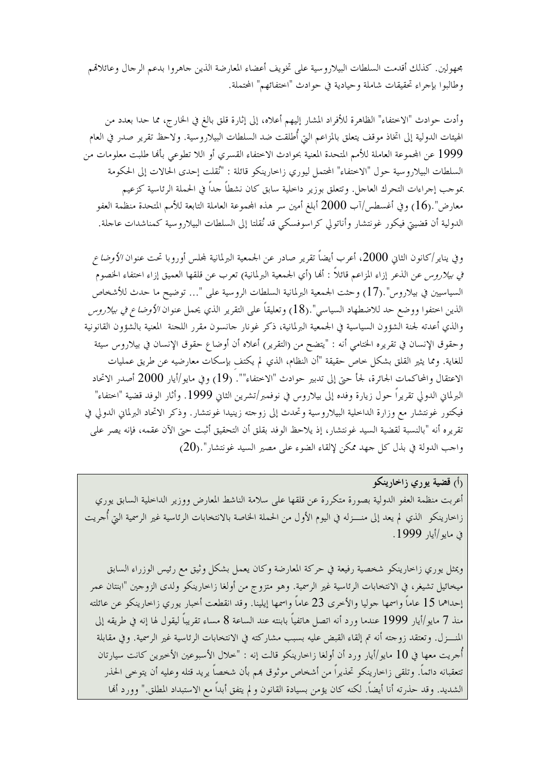مجهولين. كذلك أقدمت السلطات البيلاروسية على تخويف أعضاء المعارضة الذين جاهروا بدعم الرجال وعائلاتهم وطالبوا بإجراء تحقيقات شاملة وحيادية في حوادث "اختفائهم" المحتملة.

وأدت حوادث "الاختفاء" الظاهرة للأفراد المشار إليهم أعلاه، إلى إثارة قلق بالغ في الخارج، مما حدا بعدد من الهيئات الدولية إلى اتخاذ موقف يتعلق بالمزاعم التي أُطلقت ضد السلطات البيلاروسية. ولاحظ تقرير صدر في العام 1999 عن المجموعة العاملة للأمم المتحدة المعنية بحوادث الاختفاء القسري أو اللا تطوعي بأنها طلبت معلومات من السلطات البيلاروسية حول "الاختفاء" المحتمل ليوري زاخارينكو قائلة : "نُقلت إحدى الحالات إلى الحكومة بموجب إجراءات التحرك العاجل. وتتعلق بوزير داخلية سابق كان نشطاً جداً في الحملة الرئاسية كزعيم معارض".(16) وفي أغسطس/آب 2000 أبلغ أمين سر هذه المجموعة العاملة التابعة للأمم المتحدة منظمة العفو الدولية أن قضيتي فيكور غونتشار وأناتولي كراسوفسكي قد نُقلتا إلى السلطات البيلاروسية كمناشدات عاجلة.

وفي يناير/كانون الثاني 2000، أعرب أيضاً تقرير صادر عن الجمعية البرلمانية لمجلس أوروبا تحت عنوان *الأوضاع في بيلاروس* عن الذعر إزاء المزاعم قائلاً : أنها (أي الجمعية البرلمانية) تعرب عن قلقها العميق إزاء اختفاء الخصوم السياسيين في بيلاروس".(17) وحثت الجمعية البرلمانية السلطات الروسية على "... توضيح ما حدث للأشخاص الذين اختفوا ووضع حد للاضطهاد السياسي".(18) وتعليقاً على التقرير الذي يحمل عنوان *الأوضاع في بيلاروس* والذي أعدته لجنة الشؤون السياسية في الجمعية البرلمانية، ذكر غونار جانسون مقرر اللجنة المعنية بالشؤون القانونية وحقوق الإنسان في تقريره الختامي أنه : "يتضح من (التقرير) أعلاه أن أوضاع حقوق الإنسان في بيلاروس سيئة للغاية. ومما يثير القلق بشكل خاص حقيقة "أن النظام، الذي لم يكتفِ بإسكات معارضيه عن طريق عمليات الاعتقال والمحاكمات الجائرة، لجأ حتى إلى تدبير حوادث "الاختفاء"". (19) وفي مايو/أيار 2000 أصدر الاتحاد البرلماني الدولي تقريراً حول زيارة وفده إلى بيلاروس في نوفمبر/تشرين الثاني 1999. وأثار الوفد قضية "اختفاء" فيكتور غونتشار مع وزارة الداخلية البيلاروسية وتحدث إلى زوجته زينيدا غونتشار. وذكر الاتحاد البرلماني الدولي في تقريره أنه "بالنسبة لقضية السيد غونتشار، إذ يلاحظ الوفد بقلق أن التحقيق أثبت حتى الآن عقمه، فإنه يصر على واجب الدولة في بذل كل جهد ممكن لإلقاء الضوء على مصير السيد غونتشار".(20)

**(أ) قضية يوري زاخارينكو**

أعربت منظمة العفو الدولية بصورة متكررة عن قلقها على سلامة الناشط المعارض ووزير الداخلية السابق يوري زاخارينكو الذي لم يعد إلى منـــزله في اليوم الأول من الحملة الخاصة بالانتخابات الرئاسية غير الرسمية التي أُجريت في مايو/أيار 1999.

ويمثل يوري زاخارينكو شخصية رفيعة في حركة المعارضة وكان يعمل بشكل وثيق مع رئيس الوزراء السابق ميخائيل تشيغر، في الانتخابات الرئاسية غير الرسمية. وهو متزوج من أولغا زاخارينكو ولدى الزوجين "ابنتان عمر إحداهما 15 عاماً واسمها جوليا والأخرى 23 عاماً واسمها إيلينا. وقد انقطعت أخبار يوري زاخارينكو عن عائلته منذ 7 مايو/أيار 1999 عندما ورد أنه اتصل هاتفياً بابنته عند الساعة 8 مساء تقريباً ليقول لها إنه في طريقه إلى المنـــزل. وتعتقد زوجته أنه تم إلقاء القبض عليه بسبب مشاركته في الانتخابات الرئاسية غير الرسمية. وفي مقابلة أُجريت معها في 10 مايو/أيار ورد أن أولغا زاخارينكو قالت إنه : "خلال الأسبوعين الأخيرين كانت سيارتان تتعقبانه دائماً. وتلقى زاخارينكو تحذيراً من أشخاص موثوق بهم بأن شخصاً يريد قتله وعليه أن يتوخى الحذر الشديد. وقد حذرته أنا أيضاً. لكنه كان يؤمن بسيادة القانون ولم يتفق أبداً مع الاستبداد المطلق." وورد أنها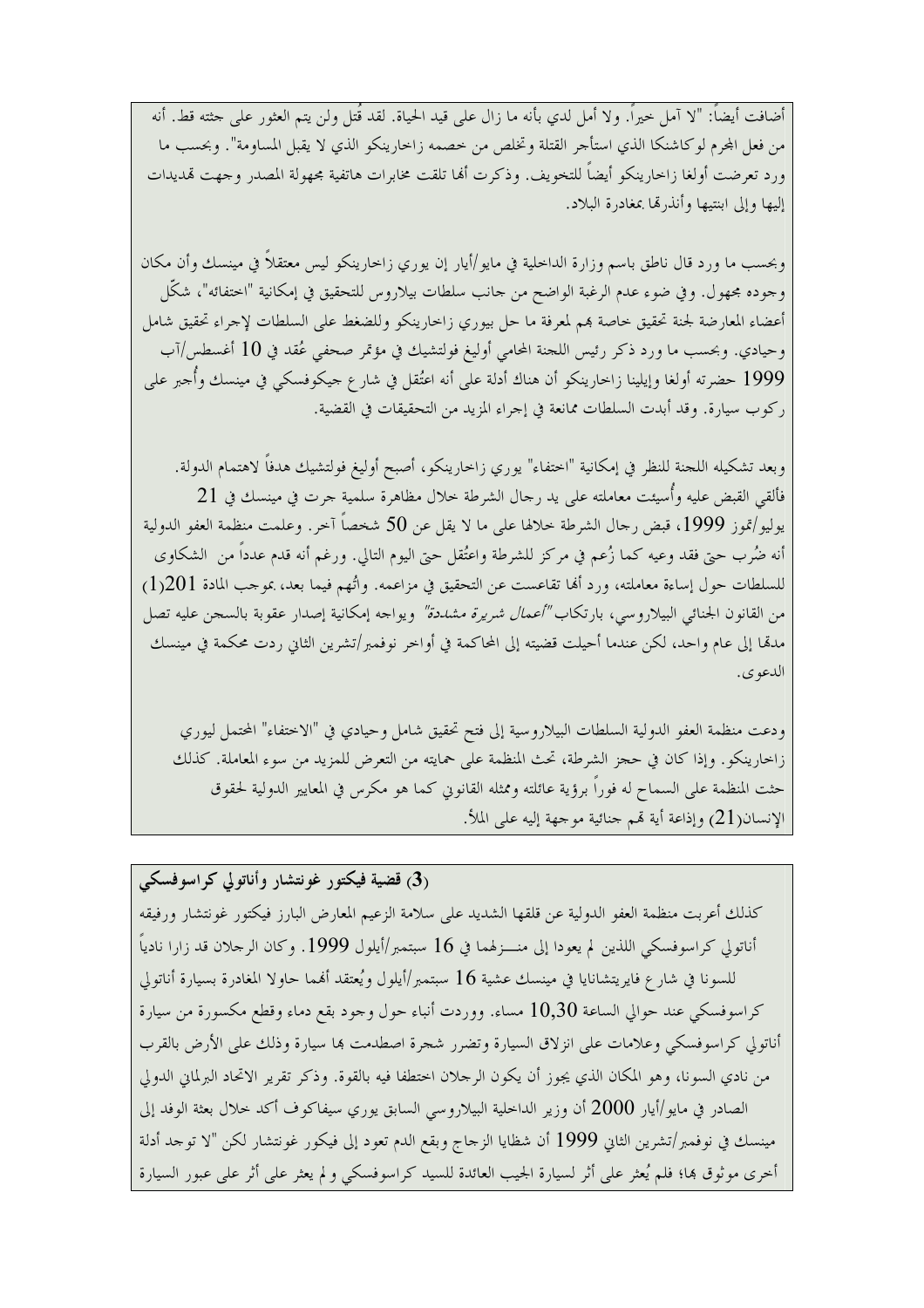أضافت أيضاً: "لا آمل خيراً. ولا أمل لدي بأنه ما زال على قيد الحياة. لقد قُتل ولن يتم العثور على جثته قط. أنه من فعل المجرم لوكاشنكا الذي استأجر القتلة وتخلص من خصمه زاخارينكو الذي لا يقبل المساومة". وبحسب ما ورد تعرضت أولغا زاخارينكو أيضاً للتخويف. وذكرت أنها تلقت مخابرات هاتفية مجهولة المصدر وجهت تهديدات إليها وإلى ابنتيها وأنذرتها بمغادرة البلاد.

وبحسب ما ورد قال ناطق باسم وزارة الداخلية في مايو/أيار إن يوري زاخارينكو ليس معتقلاً في مينسك وأن مكان وجوده مجهول. وفي ضوء عدم الرغبة الواضح من جانب سلطات بيلاروس للتحقيق في إمكانية "اختفائه"، شكّل أعضاء المعارضة لجنة تحقيق خاصة بهم لمعرفة ما حل بيوري زاخارينكو وللضغط على السلطات لإجراء تحقيق شامل وحيادي. وبحسب ما ورد ذكر رئيس اللجنة المحامي أوليغ فولتشيك في مؤتمر صحفي عُقد في 10 أغسطس/آب 1999 حضرته أولغا وإيلينا زاخارينكو أن هناك أدلة على أنه اعتُقل في شارع جيكوفسكي في مينسك وأُجبر على ركوب سيارة. وقد أبدت السلطات ممانعة في إجراء المزيد من التحقيقات في القضية.

وبعد تشكيله اللجنة للنظر في إمكانية "اختفاء" يوري زاخارينكو، أصبح أوليغ فولتشيك هدفاً لاهتمام الدولة. فأُلقي القبض عليه وأُسيئت معاملته على يد رجال الشرطة خلال مظاهرة سلمية جرت في مينسك في 21 يوليو/تموز 1999، قبض رجال الشرطة خلالها على ما لا يقل عن 50 شخصاً آخر. وعلمت منظمة العفو الدولية أنه ضُرب حتى فقد وعيه كما زُعم في مركز للشرطة واعتُقل حتى اليوم التالي. ورغم أنه قدم عدداً من الشكاوى للسلطات حول إساءة معاملته، ورد أنها تقاعست عن التحقيق في مزاعمه. واتُّهم فيما بعد، بموجب المادة 201(1) من القانون الجنائي البيلاروسي، بارتكاب *"أعمال شريرة مشددة"* ويواجه إمكانية إصدار عقوبة بالسجن عليه تصل مدتها إلى عام واحد، لكن عندما أحيلت قضيته إلى المحاكمة في أواخر نوفمبر/تشرين الثاني ردت محكمة في مينسك الدعوى.

ودعت منظمة العفو الدولية السلطات البيلاروسية إلى فتح تحقيق شامل وحيادي في "الاختفاء" المحتمل ليوري زاخارينكو. وإذا كان في حجز الشرطة، تحث المنظمة على حمايته من التعرض للمزيد من سوء المعاملة. كذلك حثت المنظمة على السماح له فوراً برؤية عائلته وممثله القانوني كما هو مكرس في المعايير الدولية لحقوق الإنسان(21) وإذاعة أية تهم جنائية موجهة إليه على الملأ.

### (3) قضية فيكتور غونتشار وأناتولي كراسوفسكي

كذلك أعربت منظمة العفو الدولية عن قلقها الشديد على سلامة الزعيم المعارض البارز فيكتور غونتشار ورفيقه أناتولي كراسوفسكي اللذين لم يعودا إلى منـــزلهما في 16 سبتمبر/أيلول 1999. وكان الرجلان قد زارا نادياً للسونا في شارع فايريتشانايا في مينسك عشية 16 سبتمبر/أيلول ويُعتقد أنهما حاولا المغادرة بسيارة أناتولي كراسوفسكي عند حوالي الساعة 10,30 مساء. ووردت أنباء حول وجود بقع دماء وقطع مكسورة من سيارة أناتولي كراسوفسكي وعلامات على انزلاق السيارة وتضرر شجرة اصطدمت بها سيارة وذلك على الأرض بالقرب من نادي السونا، وهو المكان الذي يجوز أن يكون الرجلان اختطفا فيه بالقوة. وذكر تقرير الاتحاد البرلماني الدولي الصادر في مايو/أيار 2000 أن وزير الداخلية البيلاروسي السابق يوري سيفاكوف أكد خلال بعثة الوفد إلى مينسك في نوفمبر/تشرين الثاني 1999 أن شظايا الزجاج وبقع الدم تعود إلى فيكور غونتشار لكن "لا توجد أدلة أخرى موثوق بها؛ فلم يُعثر على أثر لسيارة الجيب العائدة للسيد كراسوفسكي ولم يعثر على أثر على عبور السيارة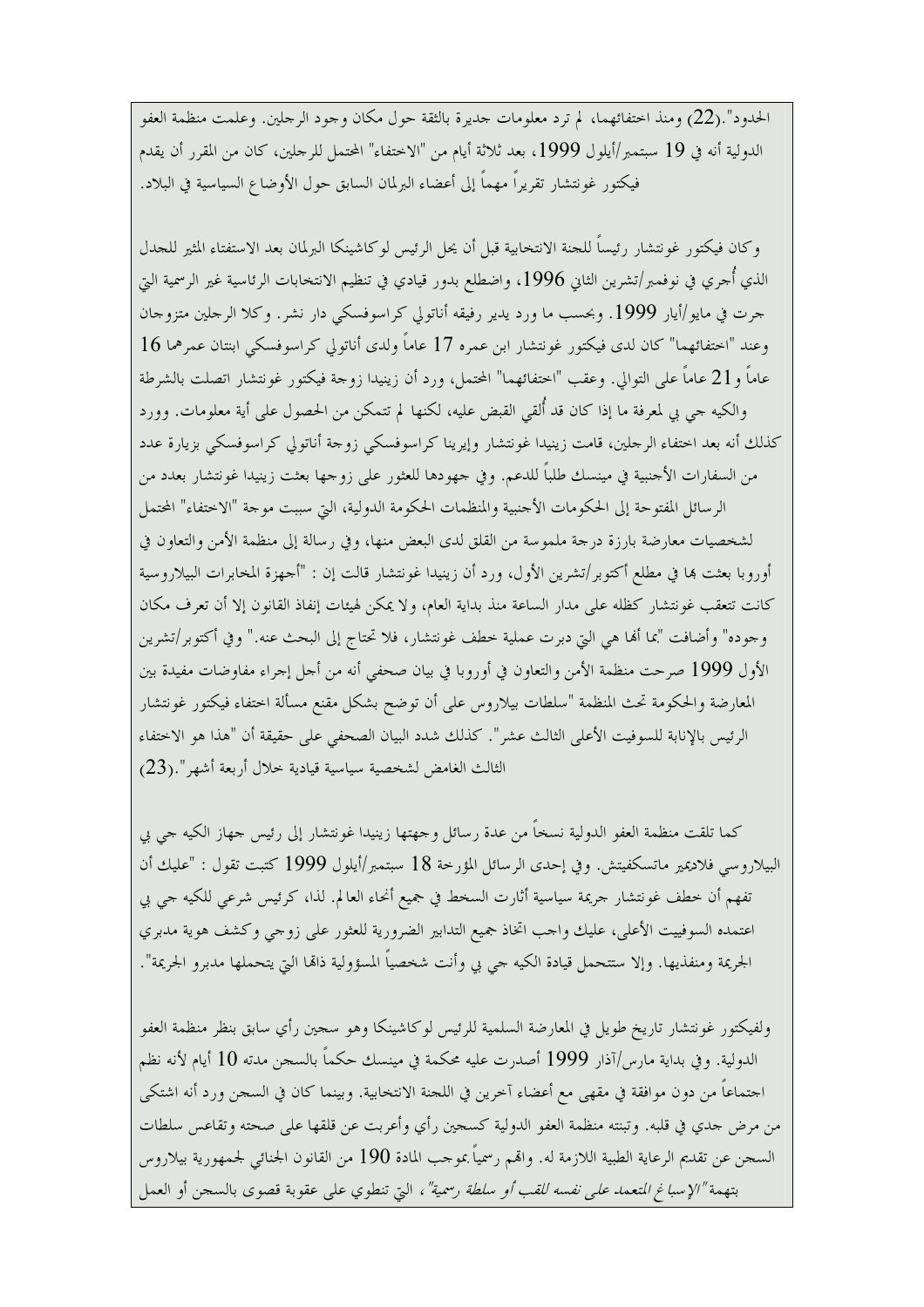الحدود".(22) ومنذ اختفائهما، لم ترد معلومات جديرة بالثقة حول مكان وجود الرجلين. وعلمت منظمة العفو الدولية أنه في 19 سبتمبر/أيلول 1999، بعد ثلاثة أيام من "الاختفاء" المحتمل للرجلين، كان من المقرر أن يقدم فيكتور غونتشار تقريراً مهماً إلى أعضاء البرلمان السابق حول الأوضاع السياسية في البلاد.

وكان فيكتور غونتشار رئيساً للجنة الانتخابية قبل أن يحل الرئيس لوكاشينكا البرلمان بعد الاستفتاء المثير للجدل الذي أُجري في نوفمبر/تشرين الثاني 1996، واضطلع بدور قيادي في تنظيم الانتخابات الرئاسية غير الرسمية التي جرت في مايو/أيار 1999. وبحسب ما ورد يدير رفيقه أناتولي كراسوفسكي دار نشر. وكلا الرجلين متزوجان وعند "اختفائهما" كان لدى فيكتور غونتشار ابن عمره 17 عاماً ولدى أناتولي كراسوفسكي ابنتان عمرهما 16 عاماً و21 عاماً على التوالي. وعقب "اختفائهما" المحتمل، ورد أن زينيدا زوجة فيكتور غونتشار اتصلت بالشرطة والكيه جي بي لمعرفة ما إذا كان قد أُلقي القبض عليه، لكنها لم تتمكن من الحصول على أية معلومات. وورد كذلك أنه بعد اختفاء الرجلين، قامت زينيدا غونتشار وإيرينا كراسوفسكي زوجة أناتولي كراسوفسكي بزيارة عدد من السفارات الأجنبية في مينسك طلباً للدعم. وفي جهودها للعثور على زوجها بعثت زينيدا غونتشار بعدد من الرسائل المفتوحة إلى الحكومات الأجنبية والمنظمات الحكومة الدولية، التي سببت موجة "الاختفاء" المحتمل لشخصيات معارضة بارزة درجة ملموسة من القلق لدى البعض منها، وفي رسالة إلى منظمة الأمن والتعاون في أوروبا بعثت بها في مطلع أكتوبر/تشرين الأول، ورد أن زينيدا غونتشار قالت إن : "أجهزة المخابرات البيلاروسية كانت تتعقب غونتشار كظله على مدار الساعة منذ بداية العام، ولا يمكن لهيئات إنفاذ القانون إلا أن تعرف مكان وجوده" وأضافت "بما أنها هي التي دبرت عملية خطف غونتشار، فلا تحتاج إلى البحث عنه." وفي أكتوبر/تشرين الأول 1999 صرحت منظمة الأمن والتعاون في أوروبا في بيان صحفي أنه من أجل إجراء مفاوضات مفيدة بين المعارضة والحكومة تحث المنظمة "سلطات بيلاروس على أن توضح بشكل مقنع مسألة اختفاء فيكتور غونتشار الرئيس بالإنابة للسوفيت الأعلى الثالث عشر". كذلك شدد البيان الصحفي على حقيقة أن "هذا هو الاختفاء الثالث الغامض لشخصية سياسية قيادية خلال أربعة أشهر".(23)

كما تلقت منظمة العفو الدولية نسخاً من عدة رسائل وجهتها زينيدا غونتشار إلى رئيس جهاز الكيه جي بي البيلاروسي فلاديمير ماتسكفيتش. وفي إحدى الرسائل المؤرخة 18 سبتمبر/أيلول 1999 كتبت تقول : "عليك أن تفهم أن خطف غونتشار جريمة سياسية أثارت السخط في جميع أنحاء العالم. لذا، كرئيس شرعي للكيه جي بي اعتمده السوفييت الأعلى، عليك واجب اتخاذ جميع التدابير الضرورية للعثور على زوجي وكشف هوية مدبري الجريمة ومنفذيها. وإلا ستتحمل قيادة الكيه جي بي وأنت شخصياً المسؤولية ذاتها التي يتحملها مدبرو الجريمة".

ولفيكتور غونتشار تاريخ طويل في المعارضة السلمية للرئيس لوكاشينكا وهو سجين رأي سابق بنظر منظمة العفو الدولية. وفي بداية مارس/آذار 1999 أصدرت عليه محكمة في مينسك حكماً بالسجن مدته 10 أيام لأنه نظم اجتماعاً من دون موافقة في مقهى مع أعضاء آخرين في اللجنة الانتخابية. وبينما كان في السجن ورد أنه اشتكى من مرض جدي في قلبه. وتبنته منظمة العفو الدولية كسجين رأي وأعربت عن قلقها على صحته وتقاعس سلطات السجن عن تقديم الرعاية الطبية اللازمة له. واتهم رسمياً بموجب المادة 190 من القانون الجنائي لجمهورية بيلاروس بتهمة *"الإسباغ المتعمد على نفسه للقب أو سلطة رسمية"*، التي تنطوي على عقوبة قصوى بالسجن أو العمل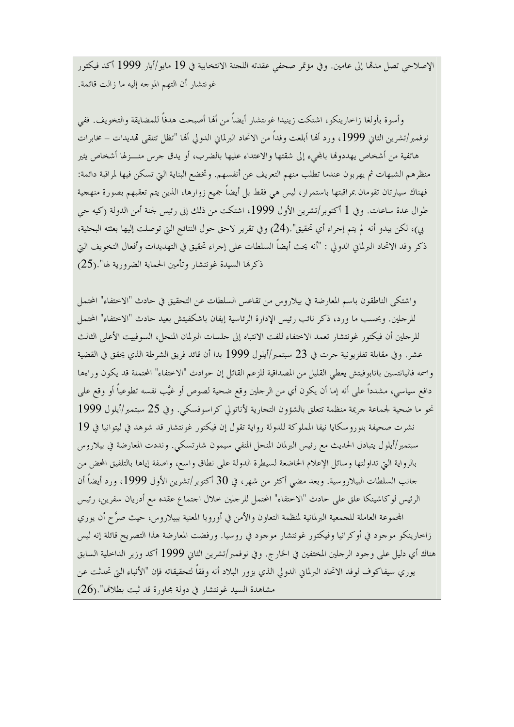الإصلاحي تصل مدهما إلى عامين. وفي مؤتمر صحفي عقدته اللجنة الانتخابية في 19 مايو/أيار 1999 أكد فيكتور غونتشار أن التهم الموجه إليه ما زالت قائمة.

وأسوة بأولغا زاخارينكو، اشتكت زينيدا غونتشار أيضاً من أنها أصبحت هدفاً للمضايقة والتخويف. ففي نوفمبر/تشرين الثاني 1999، ورد أنها أبلغت وفداً من الاتحاد البرلماني الدولي أنها "تظل تتلقى تهديدات – مخابرات هاتفية من أشخاص يهددونها بالمجيء إلى شقتها والاعتداء عليها بالضرب، أو يدق جرس منـــزلها أشخاص يثير منظرهم الشبهات ثم يهربون عندما تطلب منهم التعريف عن أنفسهم. وتخضع البناية التي تسكن فيها لمراقبة دائمة: فهناك سيارتان تقومان بمراقبتها باستمرار، ليس هي فقط بل أيضاً جميع زوارها، الذين يتم تعقبهم بصورة منهجية طوال عدة ساعات. وفي 1 أكتوبر/تشرين الأول 1999، اشتكت من ذلك إلى رئيس لجنة أمن الدولة (كيه جي بي)، لكن يبدو أنه لم يتم إجراء أي تحقيق".(24) وفي تقرير لاحق حول النتائج التي توصلت إليها بعثته البحثية، ذكر وفد الاتحاد البرلماني الدولي : "أنه يحث أيضاً السلطات على إجراء تحقيق في التهديدات وأفعال التخويف التي ذكرتها السيدة غونتشار وتأمين الحماية الضرورية لها".(25)

واشتكى الناطقون باسم المعارضة في بيلاروس من تقاعس السلطات عن التحقيق في حادث "الاختفاء" المحتمل للرجلين. وبحسب ما ورد، ذكر نائب رئيس الإدارة الرئاسية إيفان باشكفيتش بعيد حادث "الاختفاء" المحتمل للرجلين أن فيكتور غونتشار تعمد الاختفاء للفت الانتباه إلى جلسات البرلمان المنحل، السوفييت الأعلى الثالث عشر. وفي مقابلة تلفزيونية جرت في 23 سبتمبر/أيلول 1999 بدا أن قائد فريق الشرطة الذي يحقق في القضية واسمه فاليانتسين باتابوفيتش يعطي القليل من المصداقية للزعم القائل إن حوادث "الاختفاء" المحتملة قد يكون وراءها دافع سياسي، مشدداً على أنه إما أن يكون أي من الرجلين وقع ضحية لصوص أو غيَّب نفسه تطوعياً أو وقع على نحو ما ضحية لجماعة جريمة منظمة تتعلق بالشؤون التجارية لأناتولي كراسوفسكي. وفي 25 سبتمبر/أيلول 1999 نشرت صحيفة بلوروسكايا نيفا المملوكة للدولة رواية تقول إن فيكتور غونتشار قد شوهد في ليتوانيا في 19 سبتمبر/أيلول يتبادل الحديث مع رئيس البرلمان المنحل المنفي سيمون شارتسكي. ونددت المعارضة في بيلاروس بالرواية التي تداولتها وسائل الإعلام الخاضعة لسيطرة الدولة على نطاق واسع، واصفة إياها بالتلفيق المحض من جانب السلطات البيلاروسية. وبعد مضي أكثر من شهر، في 30 أكتوبر/تشرين الأول 1999، ورد أيضاً أن الرئيس لوكاشينكا علق على حادث "الاختفاء" المحتمل للرجلين خلال اجتماع عقده مع أدريان سفرين، رئيس المجموعة العاملة للجمعية البرلمانية لمنظمة التعاون والأمن في أوروبا المعنية ببيلاروس، حيث صرَّح أن يوري زاخارينكو موجود في أوكرانيا وفيكتور غونتشار موجود في روسيا. ورفضت المعارضة هذا التصريح قائلة إنه ليس هناك أي دليل على وجود الرجلين المختفين في الخارج. وفي نوفمبر/تشرين الثاني 1999 أكد وزير الداخلية السابق يوري سيفاكوف لوفد الاتحاد البرلماني الدولي الذي يزور البلاد أنه وفقاً لتحقيقاته فإن "الأنباء التي تحدثت عن مشاهدة السيد غونتشار في دولة مجاورة قد ثبت بطلانها".(26)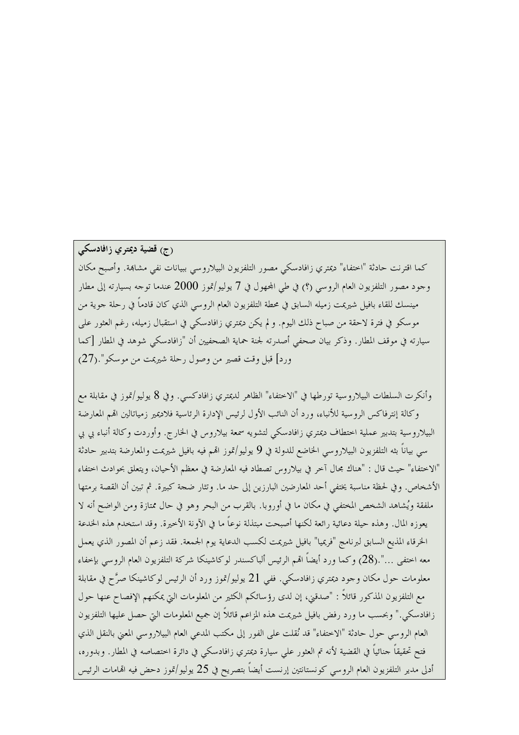**(ج) قضية ديمتري زافادسكي**

كما اقترنت حادثة "اختفاء" ديمتري زافادسكي مصور التلفزيون البيلاروسي ببيانات نفي مشابهة. وأصبح مكان وجود مصور التلفزيون العام الروسي (؟) في طي المجهول في 7 يوليو/تموز 2000 عندما توجه بسيارته إلى مطار مينسك للقاء بافيل شيريمت زميله السابق في محطة التلفزيون العام الروسي الذي كان قادماً في رحلة جوية من موسكو في فترة لاحقة من صباح ذلك اليوم. و لم يكن ديمتري زافادسكي في استقبال زميله، رغم العثور على سيارته في موقف المطار. وذكر بيان صحفي أصدرته لجنة حماية الصحفيين أن "زافادسكي شوهد في المطار [كما ورد] قبل وقت قصير من وصول رحلة شيريمت من موسكو".(27)

وأنكرت السلطات البيلاروسية تورطها في "الاختفاء" الظاهر لديمتري زافادكسي. وفي 8 يوليو/تموز في مقابلة مع وكالة إنترفاكس الروسية للأنباء، ورد أن النائب الأول لرئيس الإدارة الرئاسية فلاديمير زمياتالين اتهم المعارضة البيلاروسية بتدبير عملية اختطاف ديمتري زافادسكي لتشويه سمعة بيلاروس في الخارج. وأوردت وكالة أنباء بي بي سي بياناً بثه التلفزيون البيلاروسي الخاضع للدولة في 9 يوليو/تموز اتهم فيه بافيل شيريمت والمعارضة بتدبير حادثة "الاختفاء" حيث قال : "هناك مجال آخر في بيلاروس تصطاد فيه المعارضة في معظم الأحيان، ويتعلق بحوادث اختفاء الأشخاص. وفي لحظة مناسبة يختفي أحد المعارضين البارزين إلى حد ما. وتثار ضجة كبيرة. ثم تبين أن القصة برمتها ملفقة ويُشاهد الشخص المختفي في مكان ما في أوروبا. بالقرب من البحر وهو في حال ممتازة ومن الواضح أنه لا يعوزه المال. وهذه حيلة دعائية رائعة لكنها أصبحت مبتذلة نوعاً ما في الآونة الأخيرة. وقد استخدم هذه الخدعة الخرقاء المذيع السابق لبرنامج "فريميا" بافيل شيريمت لكسب الدعاية يوم الجمعة. فقد زعم أن المصور الذي يعمل معه اختفى ...".(28) وكما ورد أيضاً اتهم الرئيس ألباكسندر لوكاشينكا شركة التلفزيون العام الروسي بإخفاء معلومات حول مكان وجود ديمتري زافادسكي. ففي 21 يوليو/تموز ورد أن الرئيس لوكاشينكا صرَّح في مقابلة مع التلفزيون المذكور قائلاً : "صدقني، إن لدى رؤسائكم الكثير من المعلومات التي يمكنهم الإفصاح عنها حول زافادسكي." وبحسب ما ورد رفض بافيل شيريمت هذه المزاعم قائلاً إن جميع المعلومات التي حصل عليها التلفزيون العام الروسي حول حادثة "الاختفاء" قد نُقلت على الفور إلى مكتب المدعي العام البيلاروسي المعني بالنقل الذي فتح تحقيقاً جنائياً في القضية لأنه تم العثور على سيارة ديمتري زافادسكي في دائرة اختصاصه في المطار. وبدوره، أدلى مدير التلفزيون العام الروسي كونستانتين إرنست أيضاً بتصريح في 25 يوليو/تموز دحض فيه اتهامات الرئيس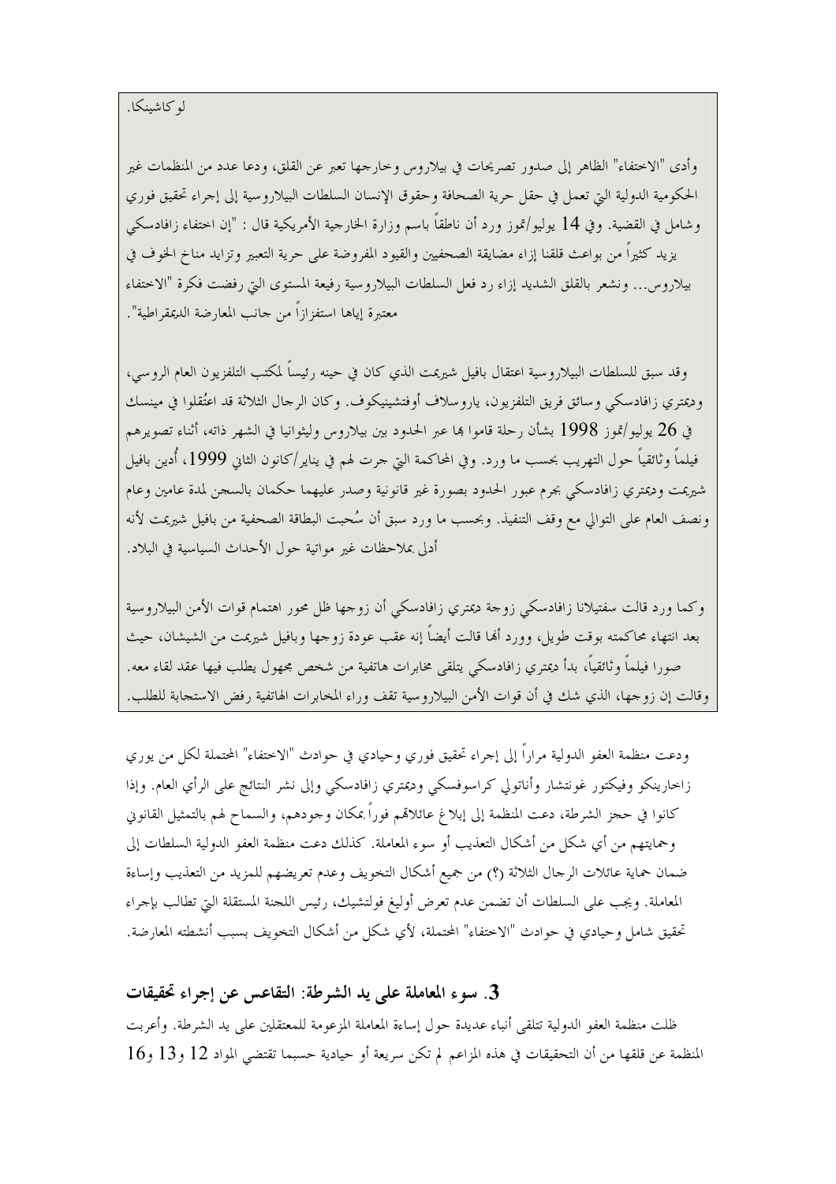لوكاشينكا.

وأدى "الاختفاء" الظاهر إلى صدور تصريحات في بيلاروس وخارجها تعبر عن القلق، ودعا عدد من المنظمات غير الحكومية الدولية التي تعمل في حقل حرية الصحافة وحقوق الإنسان السلطات البيلاروسية إلى إجراء تحقيق فوري وشامل في القضية. وفي 14 يوليو/تموز ورد أن ناطقاً باسم وزارة الخارجية الأمريكية قال : "إن اختفاء زافادسكي يزيد كثيراً من بواعث قلقنا إزاء مضايقة الصحفيين والقيود المفروضة على حرية التعبير وتزايد مناخ الخوف في بيلاروس... ونشعر بالقلق الشديد إزاء رد فعل السلطات البيلاروسية رفيعة المستوى التي رفضت فكرة "الاختفاء" معتبرة إياها استفزازاً من جانب المعارضة الديمقراطية".

وقد سبق للسلطات البيلاروسية اعتقال بافيل شيريمت الذي كان في حينه رئيساً لمكتب التلفزيون العام الروسي، وديمتري زافادسكي وسائق فريق التلفزيون، ياروسلاف أوفتشينيكوف. وكان الرجال الثلاثة قد اعتُقلوا في مينسك في 26 يوليو/تموز 1998 بشأن رحلة قاموا بها عبر الحدود بين بيلاروس وليثوانيا في الشهر ذاته، أثناء تصويرهم فيلماً وثائقياً حول التهريب بحسب ما ورد. وفي المحاكمة التي جرت لهم في يناير/كانون الثاني 1999، أُدين بافيل شيريمت وديمتري زافادسكي بجرم عبور الحدود بصورة غير قانونية وصدر عليهما حكمان بالسجن لمدة عامين وعام ونصف العام على التوالي مع وقف التنفيذ. وبحسب ما ورد سبق أن سُحبت البطاقة الصحفية من بافيل شيريمت لأنه أدلى بملاحظات غير مواتية حول الأحداث السياسية في البلاد.

وكما ورد قالت سفتيلانا زافادسكي زوجة ديمتري زافادسكي أن زوجها ظل محور اهتمام قوات الأمن البيلاروسية بعد انتهاء محاكمته بوقت طويل، وورد أنها قالت أيضاً إنه عقب عودة زوجها وبافيل شيريمت من الشيشان، حيث صورا فيلماً وثائقياً، بدأ ديمتري زافادسكي يتلقى مخابرات هاتفية من شخص مجهول يطلب فيها عقد لقاء معه. وقالت إن زوجها، الذي شك في أن قوات الأمن البيلاروسية تقف وراء المخابرات الهاتفية رفض الاستجابة للطلب.

ودعت منظمة العفو الدولية مراراً إلى إجراء تحقيق فوري وحيادي في حوادث "الاختفاء" المحتملة لكل من يوري زاخارينكو وفيكتور غونتشار وأناتولي كراسوفسكي وديمتري زافادسكي وإلى نشر النتائج على الرأي العام. وإذا كانوا في حجز الشرطة، دعت المنظمة إلى إبلاغ عائلاتهم فوراً بمكان وجودهم، والسماح لهم بالتمثيل القانوني وحمايتهم من أي شكل من أشكال التعذيب أو سوء المعاملة. كذلك دعت منظمة العفو الدولية السلطات إلى ضمان حماية عائلات الرجال الثلاثة (؟) من جميع أشكال التخويف وعدم تعريضهم للمزيد من التعذيب وإساءة المعاملة. ويجب على السلطات أن تضمن عدم تعرض أوليغ فولتشيك، رئيس اللجنة المستقلة التي تطالب بإجراء تحقيق شامل وحيادي في حوادث "الاختفاء" المحتملة، لأي شكل من أشكال التخويف بسبب أنشطته المعارضة.

### 3. سوء المعاملة على يد الشرطة: التقاعس عن إجراء تحقيقات

ظلت منظمة العفو الدولية تتلقى أنباء عديدة حول إساءة المعاملة المزعومة للمعتقلين على يد الشرطة. وأعربت المنظمة عن قلقها من أن التحقيقات في هذه المزاعم لم تكن سريعة أو حيادية حسبما تقتضي المواد 12 و13 و16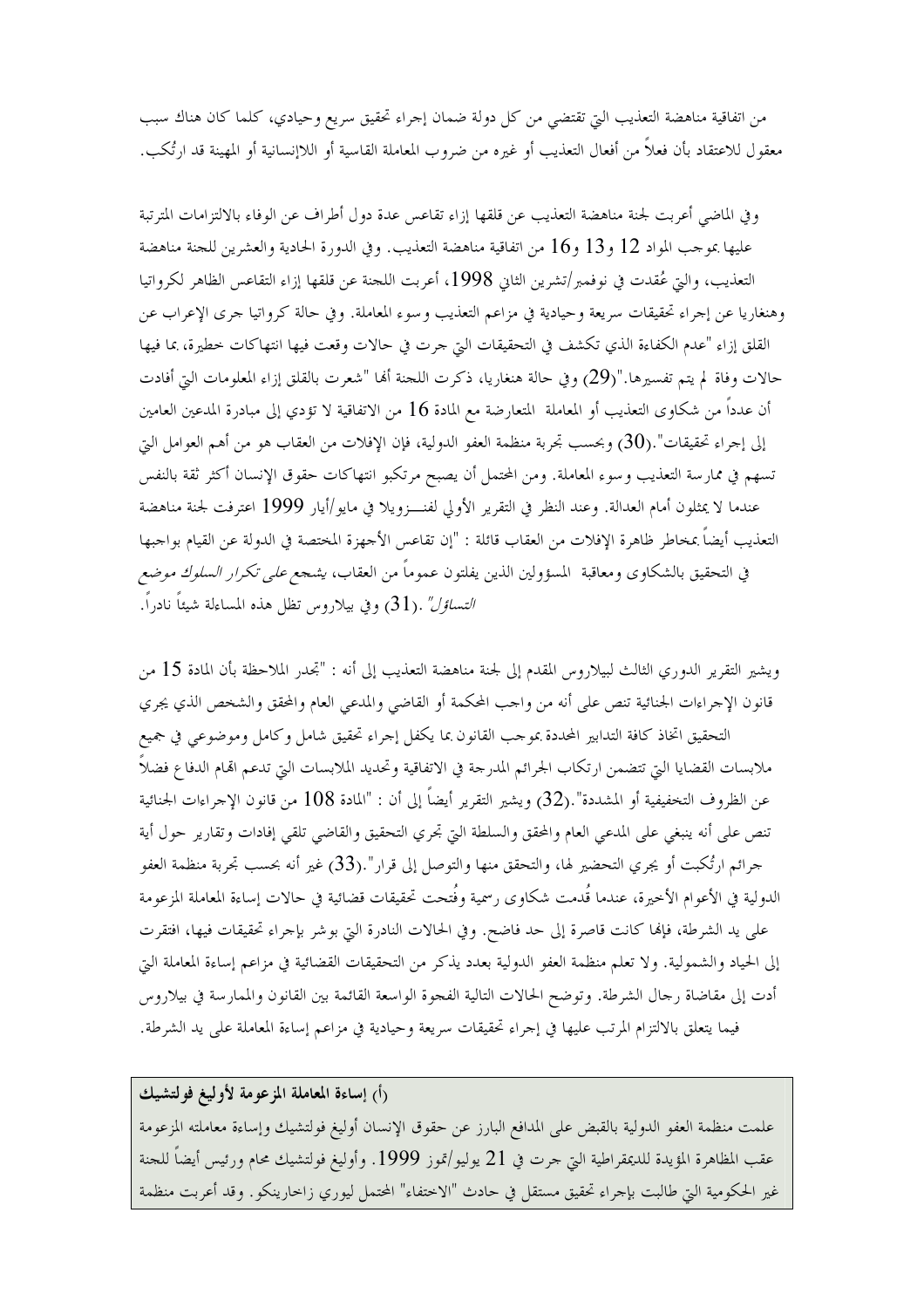من اتفاقية مناهضة التعذيب التي تقتضي من كل دولة ضمان إجراء تحقيق سريع وحيادي، كلما كان هناك سبب معقول للاعتقاد بأن فعلاً من أفعال التعذيب أو غيره من ضروب المعاملة القاسية أو اللاإنسانية أو المهينة قد ارتُكب.

وفي الماضي أعربت لجنة مناهضة التعذيب عن قلقها إزاء تقاعس عدة دول أطراف عن الوفاء بالالتزامات المترتبة عليها بموجب المواد 12 و13 و16 من اتفاقية مناهضة التعذيب. وفي الدورة الحادية والعشرين للجنة مناهضة التعذيب، والتي عُقدت في نوفمبر/تشرين الثاني 1998، أعربت اللجنة عن قلقها إزاء التقاعس الظاهر لكرواتيا وهنغاريا عن إجراء تحقيقات سريعة وحيادية في مزاعم التعذيب وسوء المعاملة. وفي حالة كرواتيا جرى الإعراب عن القلق إزاء "عدم الكفاءة الذي تكشف في التحقيقات التي جرت في حالات وقعت فيها انتهاكات خطيرة، بما فيها حالات وفاة لم يتم تفسيرها."(29) وفي حالة هنغاريا، ذكرت اللجنة أنها "شعرت بالقلق إزاء المعلومات التي أفادت أن عدداً من شكاوى التعذيب أو المعاملة المتعارضة مع المادة 16 من الاتفاقية لا تؤدي إلى مبادرة المدعين العامين إلى إجراء تحقيقات".(30) وبحسب تجربة منظمة العفو الدولية، فإن الإفلات من العقاب هو من أهم العوامل التي تسهم في ممارسة التعذيب وسوء المعاملة. ومن المحتمل أن يصبح مرتكبو انتهاكات حقوق الإنسان أكثر ثقة بالنفس عندما لا يمثلون أمام العدالة. وعند النظر في التقرير الأولي لفنـــزويلا في مايو/أيار 1999 اعترفت لجنة مناهضة التعذيب أيضاً بمخاطر ظاهرة الإفلات من العقاب قائلة : "إن تقاعس الأجهزة المختصة في الدولة عن القيام بواجبها في التحقيق بالشكاوى ومعاقبة المسؤولين الذين يفلتون عموماً من العقاب، *يشجع على تكرار السلوك موضع التساؤل*".(31) وفي بيلاروس تظل هذه المساءلة شيئاً نادراً.

ويشير التقرير الدوري الثالث لبيلاروس المقدم إلى لجنة مناهضة التعذيب إلى أنه : "تجدر الملاحظة بأن المادة 15 من قانون الإجراءات الجنائية تنص على أنه من واجب المحكمة أو القاضي والمدعي العام والمحقق والشخص الذي يجري التحقيق اتخاذ كافة التدابير المحددة بموجب القانون بما يكفل إجراء تحقيق شامل وكامل وموضوعي في جميع ملابسات القضايا التي تتضمن ارتكاب الجرائم المدرجة في الاتفاقية وتحديد الملابسات التي تدعم اتهام الدفاع فضلاً عن الظروف التخفيفية أو المشددة".(32) ويشير التقرير أيضاً إلى أن : "المادة 108 من قانون الإجراءات الجنائية تنص على أنه ينبغي على المدعي العام والمحقق والسلطة التي تجري التحقيق والقاضي تلقي إفادات وتقارير حول أية جرائم ارتُكبت أو يجري التحضير لها، والتحقق منها والتوصل إلى قرار".(33) غير أنه بحسب تجربة منظمة العفو الدولية في الأعوام الأخيرة، عندما قُدمت شكاوى رسمية وفُتحت تحقيقات قضائية في حالات إساءة المعاملة المزعومة على يد الشرطة، فإنها كانت قاصرة إلى حد فاضح. وفي الحالات النادرة التي بوشر بإجراء تحقيقات فيها، افتقرت إلى الحياد والشمولية. ولا تعلم منظمة العفو الدولية بعدد يذكر من التحقيقات القضائية في مزاعم إساءة المعاملة التي أدت إلى مقاضاة رجال الشرطة. وتوضح الحالات التالية الفجوة الواسعة القائمة بين القانون والممارسة في بيلاروس فيما يتعلق بالالتزام المترتب عليها في إجراء تحقيقات سريعة وحيادية في مزاعم إساءة المعاملة على يد الشرطة.

**(أ) إساءة المعاملة المزعومة لأوليغ فولتشيك**

علمت منظمة العفو الدولية بالقبض على المدافع البارز عن حقوق الإنسان أوليغ فولتشيك وإساءة معاملته المزعومة عقب المظاهرة المؤيدة للديمقراطية التي جرت في 21 يوليو/تموز 1999. وأوليغ فولتشيك محام ورئيس أيضاً للجنة غير الحكومية التي طالبت بإجراء تحقيق مستقل في حادث "الاختفاء" المحتمل ليوري زاخارينكو. وقد أعربت منظمة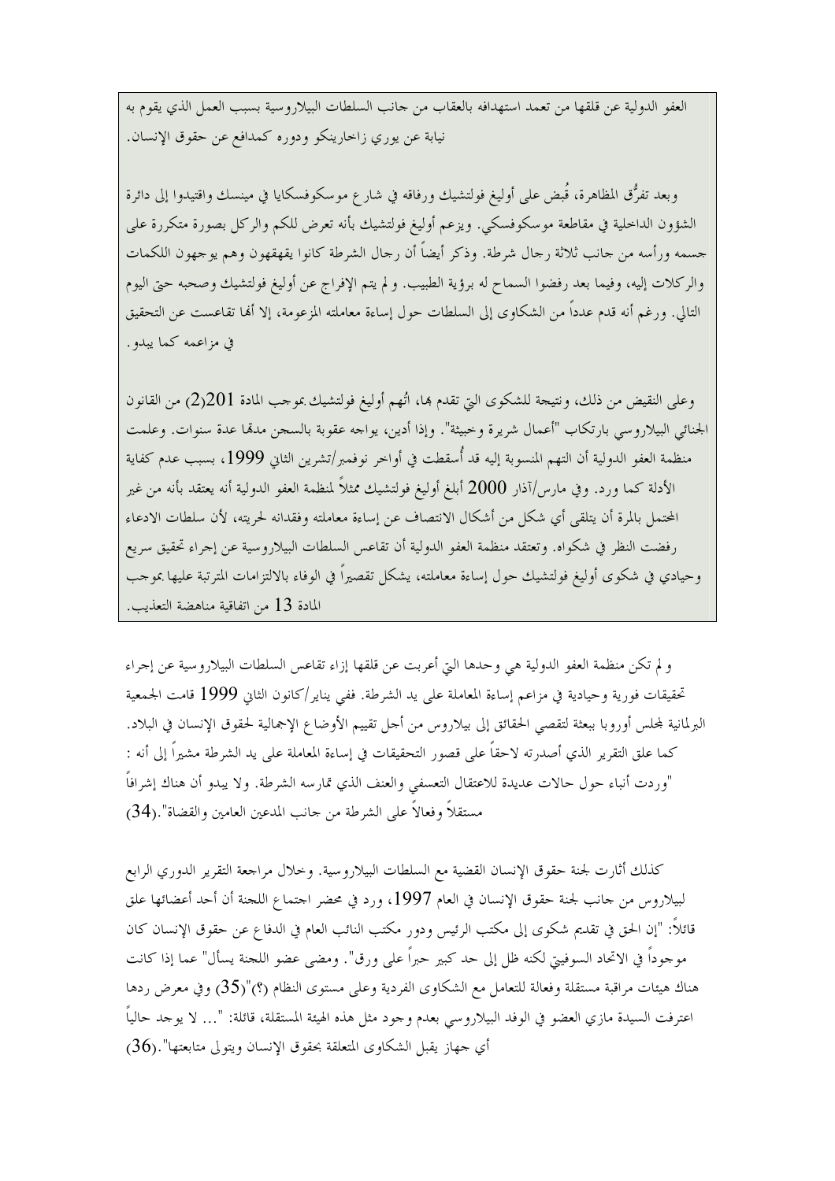العفو الدولية عن قلقها من تعمد استهدافه بالعقاب من جانب السلطات البيلاروسية بسبب العمل الذي يقوم به نيابة عن يوري زاخارينكو ودوره كمدافع عن حقوق الإنسان.

وبعد تفرُّق المظاهرة، قُبض على أوليغ فولتشيك ورفاقه في شارع موسكوفسكايا في مينسك واقتيدوا إلى دائرة الشؤون الداخلية في مقاطعة موسكوفسكي. ويزعم أوليغ فولتشيك بأنه تعرض للكم والركل بصورة متكررة على جسمه ورأسه من جانب ثلاثة رجال شرطة. وذكر أيضاً أن رجال الشرطة كانوا يقهقهون وهم يوجهون اللكمات والركلات إليه، وفيما بعد رفضوا السماح له برؤية الطبيب. ولم يتم الإفراج عن أوليغ فولتشيك وصحبه حتى اليوم التالي. ورغم أنه قدم عدداً من الشكاوى إلى السلطات حول إساءة معاملته المزعومة، إلا أنها تقاعست عن التحقيق في مزاعمه كما يبدو.

وعلى النقيض من ذلك، ونتيجة للشكوى التي تقدم بها، اتُهم أوليغ فولتشيك بموجب المادة 201(2) من القانون الجنائي البيلاروسي بارتكاب "أعمال شريرة وخبيثة". وإذا أُدين، يواجه عقوبة بالسجن مدتها عدة سنوات. وعلمت منظمة العفو الدولية أن التهم المنسوبة إليه قد أُسقطت في أواخر نوفمبر/تشرين الثاني 1999، بسبب عدم كفاية الأدلة كما ورد. وفي مارس/آذار 2000 أبلغ أوليغ فولتشيك ممثلاً لمنظمة العفو الدولية أنه يعتقد بأنه من غير المحتمل بالمرة أن يتلقى أي شكل من أشكال الانتصاف عن إساءة معاملته وفقدانه حريته، لأن سلطات الادعاء رفضت النظر في شكواه. وتعتقد منظمة العفو الدولية أن تقاعس السلطات البيلاروسية عن إجراء تحقيق سريع وحيادي في شكوى أوليغ فولتشيك حول إساءة معاملته، يشكل تقصيراً في الوفاء بالالتزامات المترتبة عليها بموجب المادة 13 من اتفاقية مناهضة التعذيب.

ولم تكن منظمة العفو الدولية هي وحدها التي أعربت عن قلقها إزاء تقاعس السلطات البيلاروسية عن إجراء تحقيقات فورية وحيادية في مزاعم إساءة المعاملة على يد الشرطة. ففي يناير/كانون الثاني 1999 قامت الجمعية البرلمانية لمجلس أوروبا ببعثة لتقصي الحقائق إلى بيلاروس من أجل تقييم الأوضاع الإجمالية لحقوق الإنسان في البلاد. كما علق التقرير الذي أصدرته لاحقاً على قصور التحقيقات في إساءة المعاملة على يد الشرطة مشيراً إلى أنه : "وردت أنباء حول حالات عديدة للاعتقال التعسفي والعنف الذي تمارسه الشرطة. ولا يبدو أن هناك إشرافاً مستقلاً وفعالاً على الشرطة من جانب المدعين العامين والقضاة".(34)

كذلك أثارت لجنة حقوق الإنسان القضية مع السلطات البيلاروسية. وخلال مراجعة التقرير الدوري الرابع لبيلاروس من جانب لجنة حقوق الإنسان في العام 1997، ورد في محضر اجتماع اللجنة أن أحد أعضائها علق قائلاً: "إن الحق في تقديم شكوى إلى مكتب الرئيس ودور مكتب النائب العام في الدفاع عن حقوق الإنسان كان موجوداً في الاتحاد السوفييتي لكنه ظل إلى حد كبير حبراً على ورق". ومضى عضو اللجنة يسأل" عما إذا كانت هناك هيئات مراقبة مستقلة وفعالة للتعامل مع الشكاوى الفردية وعلى مستوى النظام (؟)"(35) وفي معرض ردها اعترفت السيدة مازي العضو في الوفد البيلاروسي بعدم وجود مثل هذه الهيئة المستقلة، قائلة: "... لا يوجد حالياً أي جهاز يقبل الشكاوى المتعلقة بحقوق الإنسان ويتولى متابعتها".(36)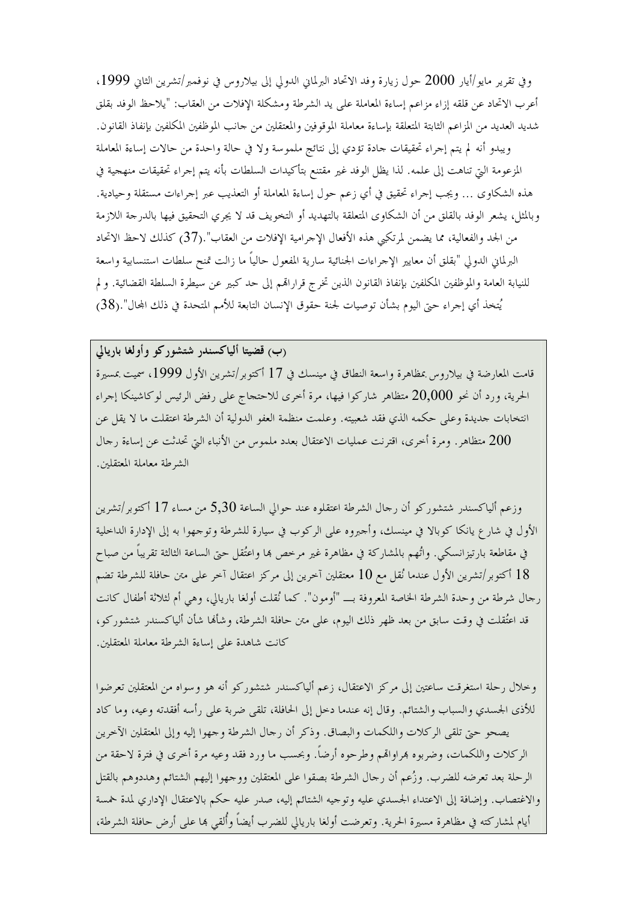وفي تقرير مايو/أيار 2000 حول زيارة وفد الاتحاد البرلماني الدولي إلى بيلاروس في نوفمبر/تشرين الثاني 1999، أعرب الاتحاد عن قلقه إزاء مزاعم إساءة المعاملة على يد الشرطة ومشكلة الإفلات من العقاب: "يلاحظ الوفد بقلق شديد العديد من المزاعم الثابتة المتعلقة بإساءة معاملة الموقوفين والمعتقلين من جانب الموظفين المكلفين بإنفاذ القانون. ويبدو أنه لم يتم إجراء تحقيقات جادة تؤدي إلى نتائج ملموسة ولا في حالة واحدة من حالات إساءة المعاملة المزعومة التي تناهت إلى علمه. لذا يظل الوفد غير مقتنع بتأكيدات السلطات بأنه يتم إجراء تحقيقات منهجية في هذه الشكاوى ... ويجب إجراء تحقيق في أي زعم حول إساءة المعاملة أو التعذيب عبر إجراءات مستقلة وحيادية. وبالمثل، يشعر الوفد بالقلق من أن الشكاوى المتعلقة بالتهديد أو التخويف قد لا يجري التحقيق فيها بالدرجة اللازمة من الجد والفعالية، مما يضمن لمرتكبي هذه الأفعال الإجرامية الإفلات من العقاب".(37) كذلك لاحظ الاتحاد البرلماني الدولي "بقلق أن معايير الإجراءات الجنائية سارية المفعول حالياً ما زالت تمنح سلطات استنسابية واسعة للنيابة العامة والموظفين المكلفين بإنفاذ القانون الذين تخرج قراراتهم إلى حد كبير عن سيطرة السلطة القضائية. و لم يُتخذ أي إجراء حتى اليوم بشأن توصيات لجنة حقوق الإنسان التابعة للأمم المتحدة في ذلك المجال".(38)

**(ب) قضيتا ألياكسندر شتشوركو وأولغا باريالي**

قامت المعارضة في بيلاروس بمظاهرة واسعة النطاق في مينسك في 17 أكتوبر/تشرين الأول 1999، سميت بمسيرة الحرية، ورد أن نحو 20,000 متظاهر شاركوا فيها، مرة أخرى للاحتجاج على رفض الرئيس لوكاشينكا إجراء انتخابات جديدة وعلى حكمه الذي فقد شعبيته. وعلمت منظمة العفو الدولية أن الشرطة اعتقلت ما لا يقل عن 200 متظاهر. ومرة أخرى، اقترنت عمليات الاعتقال بعدد ملموس من الأنباء التي تحدثت عن إساءة رجال الشرطة معاملة المعتقلين.

وزعم ألياكسندر شتشوركو أن رجال الشرطة اعتقلوه عند حوالي الساعة 5,30 من مساء 17 أكتوبر/تشرين الأول في شارع يانكا كوبالا في مينسك، وأجبروه على الركوب في سيارة للشرطة وتوجهوا به إلى الإدارة الداخلية في مقاطعة بارتيزانسكي. واتُّهم بالمشاركة في مظاهرة غير مرخص بها واعتُقل حتى الساعة الثالثة تقريباً من صباح 18 أكتوبر/تشرين الأول عندما نُقل مع 10 معتقلين آخرين إلى مركز اعتقال آخر على متن حافلة للشرطة تضم رجال شرطة من وحدة الشرطة الخاصة المعروفة بـــ "أومون". كما نُقلت أولغا باريالي، وهي أم لثلاثة أطفال كانت قد اعتُقلت في وقت سابق من بعد ظهر ذلك اليوم، على متن حافلة الشرطة، وشأنها شأن ألياكسندر شتشوركو، كانت شاهدة على إساءة الشرطة معاملة المعتقلين.

وخلال رحلة استغرقت ساعتين إلى مركز الاعتقال، زعم ألياكسندر شتشوركو أنه هو وسواه من المعتقلين تعرضوا للأذى الجسدي والسباب والشتائم. وقال إنه عندما دخل إلى الحافلة، تلقى ضربة على رأسه أفقدته وعيه، وما كاد يصحو حتى تلقى الركلات واللكمات والبصاق. وذكر أن رجال الشرطة وجهوا إليه وإلى المعتقلين الآخرين الركلات واللكمات، وضربوه بهراواتهم وطرحوه أرضاً. وبحسب ما ورد فقد وعيه مرة أخرى في فترة لاحقة من الرحلة بعد تعرضه للضرب. وزُعم أن رجال الشرطة بصقوا على المعتقلين ووجهوا إليهم الشتائم وهددوهم بالقتل والاغتصاب. وإضافة إلى الاعتداء الجسدي عليه وتوجيه الشتائم إليه، صدر عليه حكم بالاعتقال الإداري لمدة خمسة أيام لمشاركته في مظاهرة مسيرة الحرية. وتعرضت أولغا باريالي للضرب أيضاً وأُلقي بها على أرض حافلة الشرطة،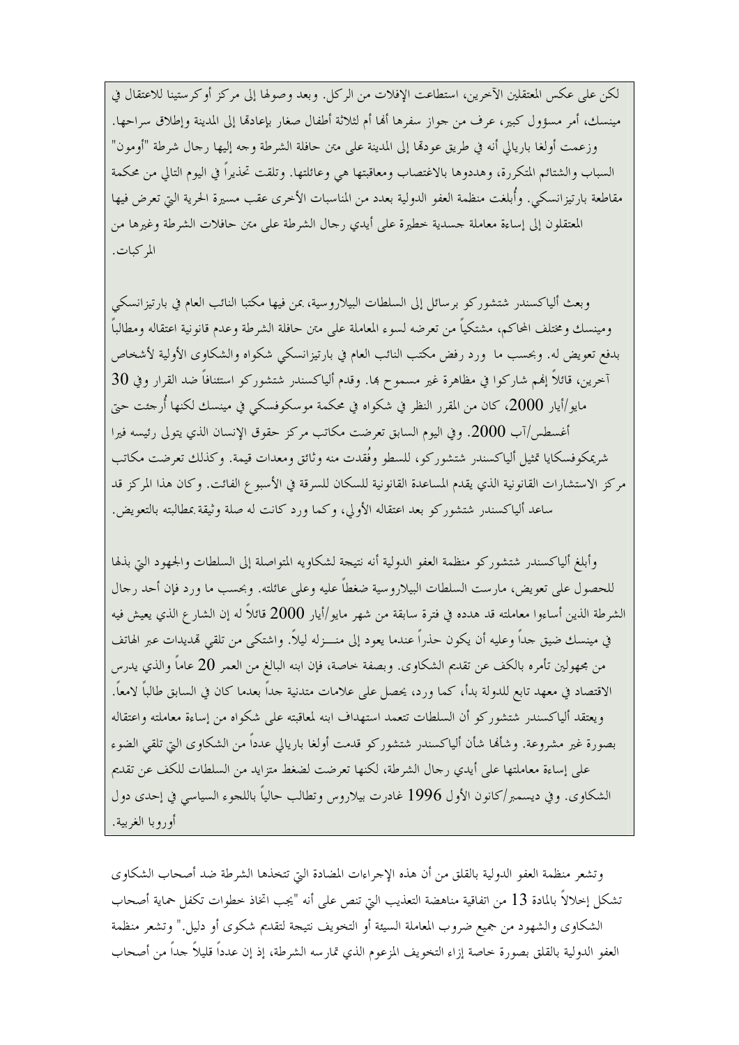لكن على عكس المعتقلين الآخرين، استطاعت الإفلات من الركل. وبعد وصولها إلى مركز أوكرستينا للاعتقال في مينسك، أمر مسؤول كبير، عرف من جواز سفرها أنها أم لثلاثة أطفال صغار بإعادتها إلى المدينة وإطلاق سراحها. وزعمت أولغا باريالي أنه في طريق عودتها إلى المدينة على متن حافلة الشرطة وجه إليها رجال شرطة "أومون" السباب والشتائم المتكررة، وهددوها بالاغتصاب ومعاقبتها هي وعائلتها. وتلقت تحذيراً في اليوم التالي من محكمة مقاطعة بارتيزانسكي. وأُبلغت منظمة العفو الدولية بعدد من المناسبات الأخرى عقب مسيرة الحرية التي تعرض فيها المعتقلون إلى إساءة معاملة جسدية خطيرة على أيدي رجال الشرطة على متن حافلات الشرطة وغيرها من المركبات.

وبعث ألياكسندر شتشوركو برسائل إلى السلطات البيلاروسية، بمن فيها مكتبا النائب العام في بارتيزانسكي ومينسك ومختلف المحاكم، مشتكياً من تعرضه لسوء المعاملة على متن حافلة الشرطة وعدم قانونية اعتقاله ومطالباً بدفع تعويض له. وبحسب ما ورد رفض مكتب النائب العام في بارتيزانسكي شكواه والشكاوى الأولية لأشخاص آخرين، قائلاً إنهم شاركوا في مظاهرة غير مسموح بها. وقدم ألياكسندر شتشوركو استئنافاً ضد القرار وفي 30 مايو/أيار 2000، كان من المقرر النظر في شكواه في محكمة موسكوفسكي في مينسك لكنها أُرجئت حتى أغسطس/آب 2000. وفي اليوم السابق تعرضت مكاتب مركز حقوق الإنسان الذي يتولى رئيسه فيرا شريمكوفسكايا تمثيل ألياكسندر شتشوركو، للسطو وفُقدت منه وثائق ومعدات قيمة. وكذلك تعرضت مكاتب مركز الاستشارات القانونية الذي يقدم المساعدة القانونية للسكان للسرقة في الأسبوع الفائت. وكان هذا المركز قد ساعد ألياكسندر شتشوركو بعد اعتقاله الأولي، وكما ورد كانت له صلة وثيقة بمطالبته بالتعويض.

وأبلغ ألياكسندر شتشوركو منظمة العفو الدولية أنه نتيجة لشكاويه المتواصلة إلى السلطات والجهود التي بذلها للحصول على تعويض، مارست السلطات البيلاروسية ضغطاً عليه وعلى عائلته. وبحسب ما ورد فإن أحد رجال الشرطة الذين أساءوا معاملته قد هدده في فترة سابقة من شهر مايو/أيار 2000 قائلاً له إن الشارع الذي يعيش فيه في مينسك ضيق جداً وعليه أن يكون حذراً عندما يعود إلى منـــزله ليلاً. واشتكى من تلقي تهديدات عبر الهاتف من مجهولين تأمره بالكف عن تقديم الشكاوى. وبصفة خاصة، فإن ابنه البالغ من العمر 20 عاماً والذي يدرس الاقتصاد في معهد تابع للدولة بدأ، كما ورد، يحصل على علامات متدنية جداً بعدما كان في السابق طالباً لامعاً. ويعتقد ألياكسندر شتشوركو أن السلطات تتعمد استهداف ابنه لمعاقبته على شكواه من إساءة معاملته واعتقاله بصورة غير مشروعة. وشأنها شأن ألياكسندر شتشوركو قدمت أولغا باريالي عدداً من الشكاوى التي تلقي الضوء على إساءة معاملتها على أيدي رجال الشرطة، لكنها تعرضت لضغط متزايد من السلطات للكف عن تقديم الشكاوى. وفي ديسمبر/كانون الأول 1996 غادرت بيلاروس وتطالب حالياً باللجوء السياسي في إحدى دول أوروبا الغربية.

وتشعر منظمة العفو الدولية بالقلق من أن هذه الإجراءات المضادة التي تتخذها الشرطة ضد أصحاب الشكاوى تشكل إخلالاً بالمادة 13 من اتفاقية مناهضة التعذيب التي تنص على أنه "يجب اتخاذ خطوات تكفل حماية أصحاب الشكاوى والشهود من جميع ضروب المعاملة السيئة أو التخويف نتيجة لتقديم شكوى أو دليل." وتشعر منظمة العفو الدولية بالقلق بصورة خاصة إزاء التخويف المزعوم الذي تمارسه الشرطة، إذ إن عدداً قليلاً جداً من أصحاب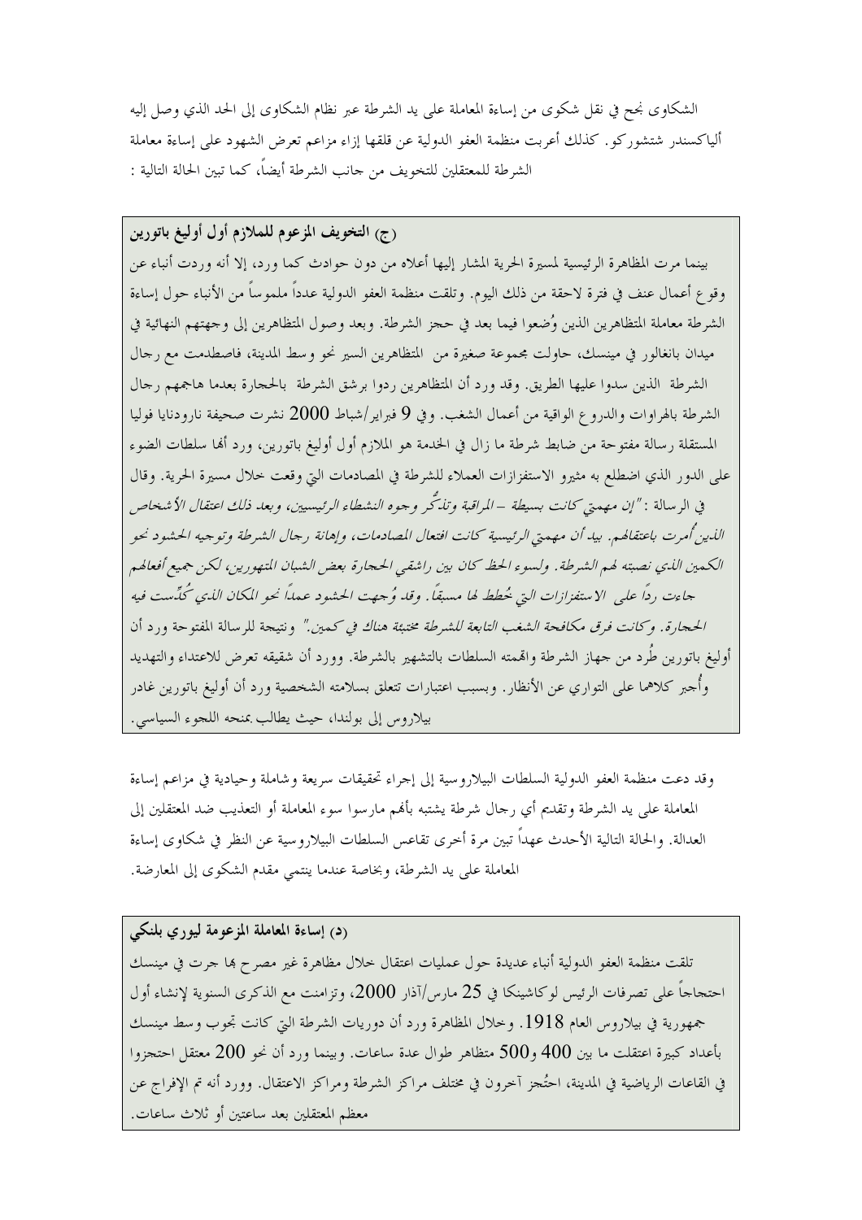الشكاوى نجح في نقل شكوى من إساءة المعاملة على يد الشرطة عبر نظام الشكاوى إلى الحد الذي وصل إليه ألياكسندر شتشوركو. كذلك أعربت منظمة العفو الدولية عن قلقها إزاء مزاعم تعرض الشهود على إساءة معاملة الشرطة للمعتقلين للتخويف من جانب الشرطة أيضاً، كما تبين الحالة التالية :

**(ج) التخويف المزعوم للملازم أول أوليغ باتورين**

بينما مرت المظاهرة الرئيسية لمسيرة الحرية المشار إليها أعلاه من دون حوادث كما ورد، إلا أنه وردت أنباء عن وقوع أعمال عنف في فترة لاحقة من ذلك اليوم. وتلقت منظمة العفو الدولية عدداً ملموساً من الأنباء حول إساءة الشرطة معاملة المتظاهرين الذين وُضعوا فيما بعد في حجز الشرطة. وبعد وصول المتظاهرين إلى وجهتهم النهائية في ميدان بانغالور في مينسك، حاولت مجموعة صغيرة من المتظاهرين السير نحو وسط المدينة، فاصطدمت مع رجال الشرطة الذين سدوا عليها الطريق. وقد ورد أن المتظاهرين ردوا برشق الشرطة بالحجارة بعدما هاجمهم رجال الشرطة بالهراوات والدروع الواقية من أعمال الشغب. وفي 9 فبراير/شباط 2000 نشرت صحيفة نارودنايا فوليا المستقلة رسالة مفتوحة من ضابط شرطة ما زال في الخدمة هو الملازم أول أوليغ باتورين، ورد أنها سلطت الضوء على الدور الذي اضطلع به مثيرو الاستفزازات العملاء للشرطة في المصادمات التي وقعت خلال مسيرة الحرية. وقال في الرسالة : *"إن مهمتي كانت بسيطة – المراقبة وتذكُّر وجوه النشطاء الرئيسيين، وبعد ذلك اعتقال الأشخاص الذين أُمرت باعتقالهم. بيد أن مهمتي الرئيسية كانت افتعال المصادمات، وإهانة رجال الشرطة وتوجيه الحشود نحو الكمين الذي نصبته لهم الشرطة. ولسوء الحظ كان بين راشقي الحجارة بعض الشبان المتهورين، لكن جميع أفعالهم جاءت رداً على الاستفزازات التي خُطط لها مسبقاً. وقد وُجهت الحشود عمداً نحو المكان الذي كُدِّست فيه الحجارة. وكانت فرق مكافحة الشغب التابعة للشرطة مختبئة هناك في كمين."* ونتيجة للرسالة المفتوحة ورد أن أوليغ باتورين طُرد من جهاز الشرطة واتهمته السلطات بالتشهير بالشرطة. وورد أن شقيقه تعرض للاعتداء والتهديد وأُجبر كلاهما على التواري عن الأنظار. وبسبب اعتبارات تتعلق بسلامته الشخصية ورد أن أوليغ باتورين غادر بيلاروس إلى بولندا، حيث يطالب بمنحه اللجوء السياسي.

وقد دعت منظمة العفو الدولية السلطات البيلاروسية إلى إجراء تحقيقات سريعة وشاملة وحيادية في مزاعم إساءة المعاملة على يد الشرطة وتقديم أي رجال شرطة يشتبه بأنهم مارسوا سوء المعاملة أو التعذيب ضد المعتقلين إلى العدالة. والحالة التالية الأحدث عهداً تبين مرة أخرى تقاعس السلطات البيلاروسية عن النظر في شكاوى إساءة المعاملة على يد الشرطة، وبخاصة عندما ينتمي مقدم الشكوى إلى المعارضة.

**(د) إساءة المعاملة المزعومة ليوري بلنكي**

تلقت منظمة العفو الدولية أنباء عديدة حول عمليات اعتقال خلال مظاهرة غير مصرح بها جرت في مينسك احتجاجاً على تصرفات الرئيس لوكاشينكا في 25 مارس/آذار 2000، وتزامنت مع الذكرى السنوية لإنشاء أول جمهورية في بيلاروس العام 1918. وخلال المظاهرة ورد أن دوريات الشرطة التي كانت تجوب وسط مينسك بأعداد كبيرة اعتقلت ما بين 400 و500 متظاهر طوال عدة ساعات. وبينما ورد أن نحو 200 معتقل احتجزوا في القاعات الرياضية في المدينة، احتُجز آخرون في مختلف مراكز الشرطة ومراكز الاعتقال. وورد أنه تم الإفراج عن معظم المعتقلين بعد ساعتين أو ثلاث ساعات.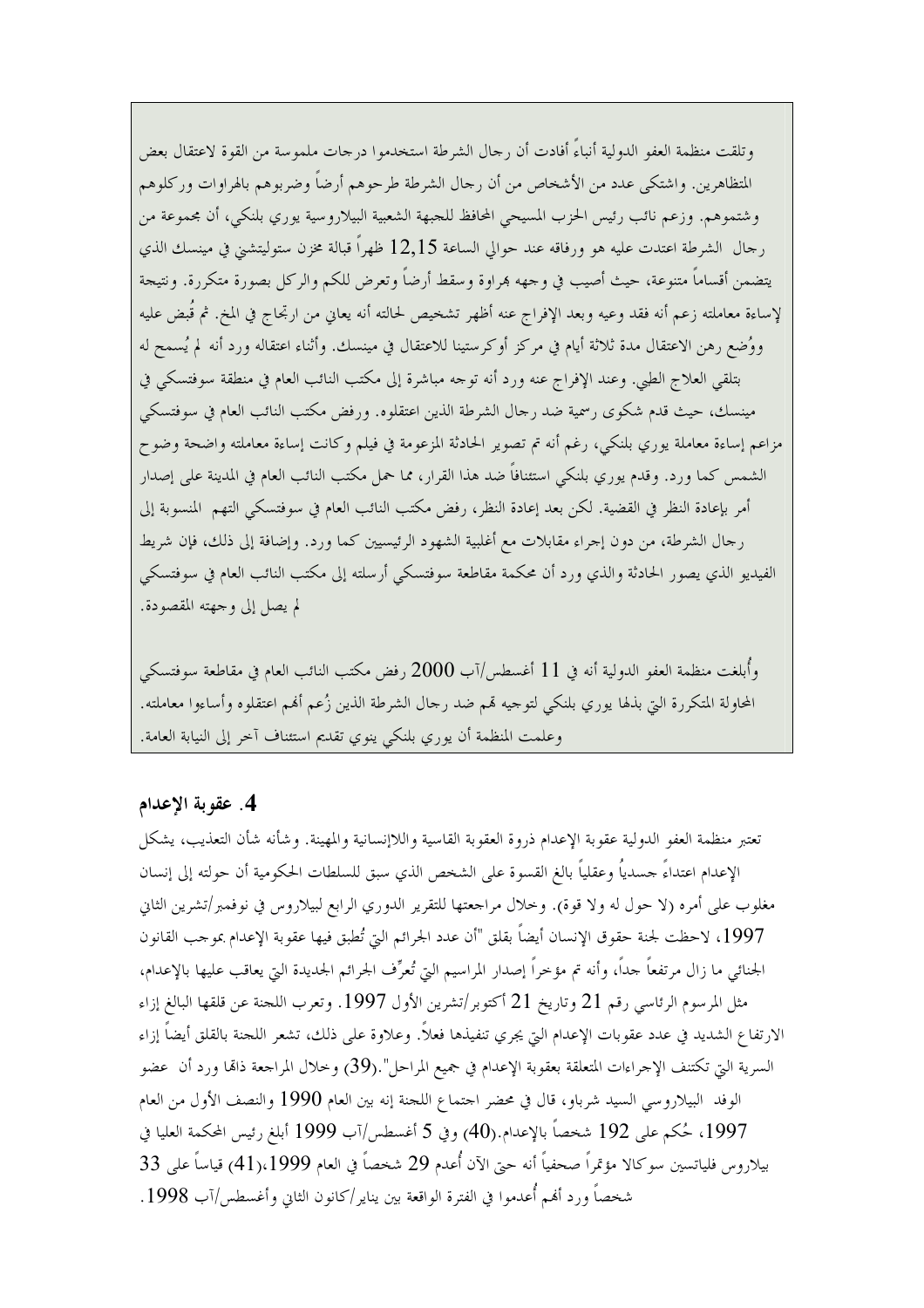وتلقت منظمة العفو الدولية أنباءً أفادت أن رجال الشرطة استخدموا درجات ملموسة من القوة لاعتقال بعض المتظاهرين. واشتكى عدد من الأشخاص من أن رجال الشرطة طرحوهم أرضاً وضربوهم بالهراوات وركلوهم وشتموهم. وزعم نائب رئيس الحزب المسيحي المحافظ للجبهة الشعبية البيلاروسية يوري بلنكي، أن مجموعة من رجال الشرطة اعتدت عليه هو ورفاقه عند حوالي الساعة 12,15 ظهراً قبالة مخزن ستوليتشني في مينسك الذي يتضمن أقساماً متنوعة، حيث أصيب في وجهه بهراوة وسقط أرضاً وتعرض للكم والركل بصورة متكررة. ونتيجة لإساءة معاملته زعم أنه فقد وعيه وبعد الإفراج عنه أظهر تشخيص لحالته أنه يعاني من ارتجاج في المخ. ثم قُبض عليه ووُضع رهن الاعتقال مدة ثلاثة أيام في مركز أوكرستينا للاعتقال في مينسك. وأثناء اعتقاله ورد أنه لم يُسمح له بتلقي العلاج الطبي. وعند الإفراج عنه ورد أنه توجه مباشرة إلى مكتب النائب العام في منطقة سوفتسكي في مينسك، حيث قدم شكوى رسمية ضد رجال الشرطة الذين اعتقلوه. ورفض مكتب النائب العام في سوفتسكي مزاعم إساءة معاملة يوري بلنكي، رغم أنه تم تصوير الحادثة المزعومة في فيلم وكانت إساءة معاملته واضحة وضوح الشمس كما ورد. وقدم يوري بلنكي استئنافاً ضد هذا القرار، مما حمل مكتب النائب العام في المدينة على إصدار أمر بإعادة النظر في القضية. لكن بعد إعادة النظر، رفض مكتب النائب العام في سوفتسكي التهم المنسوبة إلى رجال الشرطة، من دون إجراء مقابلات مع أغلبية الشهود الرئيسيين كما ورد. وإضافة إلى ذلك، فإن شريط الفيديو الذي يصور الحادثة والذي ورد أن محكمة مقاطعة سوفتسكي أرسلته إلى مكتب النائب العام في سوفتسكي لم يصل إلى وجهته المقصودة.

وأُبلغت منظمة العفو الدولية أنه في 11 أغسطس/آب 2000 رفض مكتب النائب العام في مقاطعة سوفتسكي المحاولة المتكررة التي بذلها يوري بلنكي لتوجيه تهم ضد رجال الشرطة الذين زُعم أنهم اعتقلوه وأساءوا معاملته. وعلمت المنظمة أن يوري بلنكي ينوي تقديم استئناف آخر إلى النيابة العامة.

### 4. عقوبة الإعدام

تعتبر منظمة العفو الدولية عقوبة الإعدام ذروة العقوبة القاسية واللاإنسانية والمهينة. وشأنه شأن التعذيب، يشكل الإعدام اعتداءً جسدياً وعقلياً بالغ القسوة على الشخص الذي سبق للسلطات الحكومية أن حولته إلى إنسان مغلوب على أمره (لا حول له ولا قوة). وخلال مراجعتها للتقرير الدوري الرابع لبيلاروس في نوفمبر/تشرين الثاني 1997، لاحظت لجنة حقوق الإنسان أيضاً بقلق "أن عدد الجرائم التي تُطبق فيها عقوبة الإعدام بموجب القانون الجنائي ما زال مرتفعاً جداً، وأنه تم مؤخراً إصدار المراسيم التي تُعرِّف الجرائم الجديدة التي يعاقب عليها بالإعدام، مثل المرسوم الرئاسي رقم 21 وتاريخ 21 أكتوبر/تشرين الأول 1997. وتعرب اللجنة عن قلقها البالغ إزاء الارتفاع الشديد في عدد عقوبات الإعدام التي يجري تنفيذها فعلاً. وعلاوة على ذلك، تشعر اللجنة بالقلق أيضاً إزاء السرية التي تكتنف الإجراءات المتعلقة بعقوبة الإعدام في جميع المراحل".(39) وخلال المراجعة ذاتها ورد أن عضو الوفد البيلاروسي السيد شرباو، قال في محضر اجتماع اللجنة إنه بين العام 1990 والنصف الأول من العام 1997، حُكم على 192 شخصاً بالإعدام.(40) وفي 5 أغسطس/آب 1999 أبلغ رئيس المحكمة العليا في بيلاروس فلياتسين سوكالا مؤتمراً صحفياً أنه حتى الآن أُعدم 29 شخصاً في العام 1999،(41) قياساً على 33 شخصاً ورد أنهم أُعدموا في الفترة الواقعة بين يناير/كانون الثاني وأغسطس/آب 1998.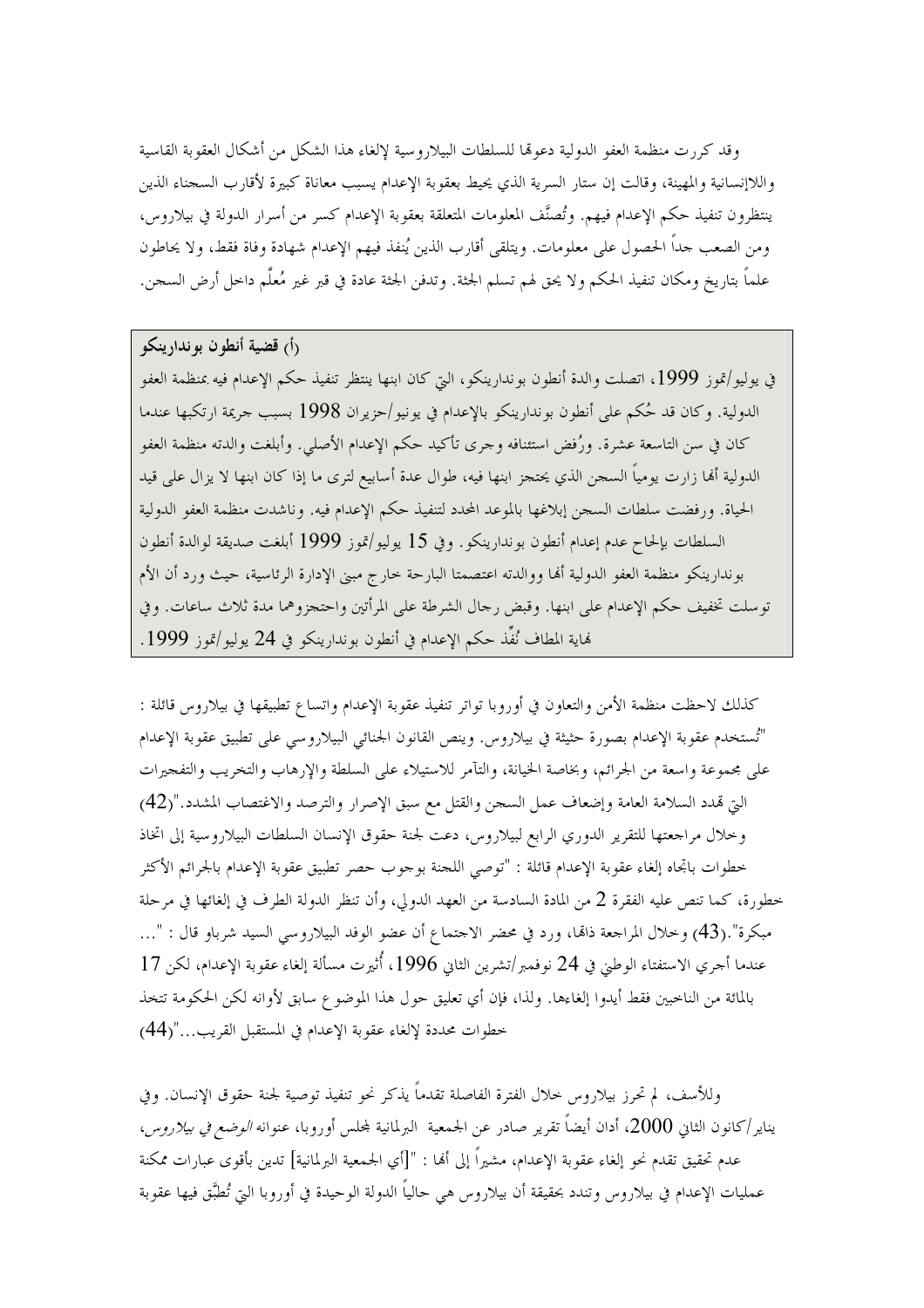وقد كررت منظمة العفو الدولية دعوتها للسلطات البيلاروسية لإلغاء هذا الشكل من أشكال العقوبة القاسية واللاإنسانية والمهينة، وقالت إن ستار السرية الذي يحيط بعقوبة الإعدام يسبب معاناة كبيرة لأقارب السجناء الذين ينتظرون تنفيذ حكم الإعدام فيهم. وتُصنَّف المعلومات المتعلقة بعقوبة الإعدام كسر من أسرار الدولة في بيلاروس، ومن الصعب جداً الحصول على معلومات. ويتلقى أقارب الذين يُنفذ فيهم الإعدام شهادة وفاة فقط، ولا يحاطون علماً بتاريخ ومكان تنفيذ الحكم ولا يحق لهم تسلم الجثة. وتدفن الجثة عادة في قبر غير مُعلَّم داخل أرض السجن.

**(أ) قضية أنطون بوندارينكو**

في يوليو/تموز 1999، اتصلت والدة أنطون بوندارينكو، التي كان ابنها ينتظر تنفيذ حكم الإعدام فيه بمنظمة العفو الدولية. وكان قد حُكم على أنطون بوندارينكو بالإعدام في يونيو/حزيران 1998 بسبب جريمة ارتكبها عندما كان في سن التاسعة عشرة. ورُفض استئنافه وجرى تأكيد حكم الإعدام الأصلي. وأبلغت والدته منظمة العفو الدولية أنها زارت يومياً السجن الذي يحتجز ابنها فيه، طوال عدة أسابيع لترى ما إذا كان ابنها لا يزال على قيد الحياة. ورفضت سلطات السجن إبلاغها بالموعد المحدد لتنفيذ حكم الإعدام فيه. وناشدت منظمة العفو الدولية السلطات بإلحاح عدم إعدام أنطون بوندارينكو. وفي 15 يوليو/تموز 1999 أبلغت صديقة لوالدة أنطون بوندارينكو منظمة العفو الدولية أنها ووالدته اعتصمتا البارحة خارج مبنى الإدارة الرئاسية، حيث ورد أن الأم توسلت تخفيف حكم الإعدام على ابنها. وقبض رجال الشرطة على المرأتين واحتجزوهما مدة ثلاث ساعات. وفي نهاية المطاف نُفِّذ حكم الإعدام في أنطون بوندارينكو في 24 يوليو/تموز 1999.

كذلك لاحظت منظمة الأمن والتعاون في أوروبا تواتر تنفيذ عقوبة الإعدام واتساع تطبيقها في بيلاروس قائلة : "تُستخدم عقوبة الإعدام بصورة حثيثة في بيلاروس. وينص القانون الجنائي البيلاروسي على تطبيق عقوبة الإعدام على مجموعة واسعة من الجرائم، وبخاصة الخيانة، والتآمر للاستيلاء على السلطة والإرهاب والتخريب والتفجيرات التي تهدد السلامة العامة وإضعاف عمل السجن والقتل مع سبق الإصرار والترصد والاغتصاب المشدد."(42) وخلال مراجعتها للتقرير الدوري الرابع لبيلاروس، دعت لجنة حقوق الإنسان السلطات البيلاروسية إلى اتخاذ خطوات باتجاه إلغاء عقوبة الإعدام قائلة : "توصي اللجنة بوجوب حصر تطبيق عقوبة الإعدام بالجرائم الأكثر خطورة، كما تنص عليه الفقرة 2 من المادة السادسة من العهد الدولي، وأن تنظر الدولة الطرف في إلغائها في مرحلة مبكرة".(43) وخلال المراجعة ذاتها، ورد في محضر الاجتماع أن عضو الوفد البيلاروسي السيد شرباو قال : "... عندما أجري الاستفتاء الوطني في 24 نوفمبر/تشرين الثاني 1996، أُثيرت مسألة إلغاء عقوبة الإعدام، لكن 17 بالمائة من الناخبين فقط أيدوا إلغاءها. ولذا، فإن أي تعليق حول هذا الموضوع سابق لأوانه لكن الحكومة تتخذ خطوات محددة لإلغاء عقوبة الإعدام في المستقبل القريب..."(44)

وللأسف، لم تحرز بيلاروس خلال الفترة الفاصلة تقدماً يذكر نحو تنفيذ توصية لجنة حقوق الإنسان. وفي يناير/كانون الثاني 2000، أدان أيضاً تقرير صادر عن الجمعية البرلمانية لمجلس أوروبا، عنوانه *الوضع في بيلاروس*، عدم تحقيق تقدم نحو إلغاء عقوبة الإعدام، مشيراً إلى أنها : "[أي الجمعية البرلمانية] تدين بأقوى عبارات ممكنة عمليات الإعدام في بيلاروس وتندد بحقيقة أن بيلاروس هي حالياً الدولة الوحيدة في أوروبا التي تُطبَّق فيها عقوبة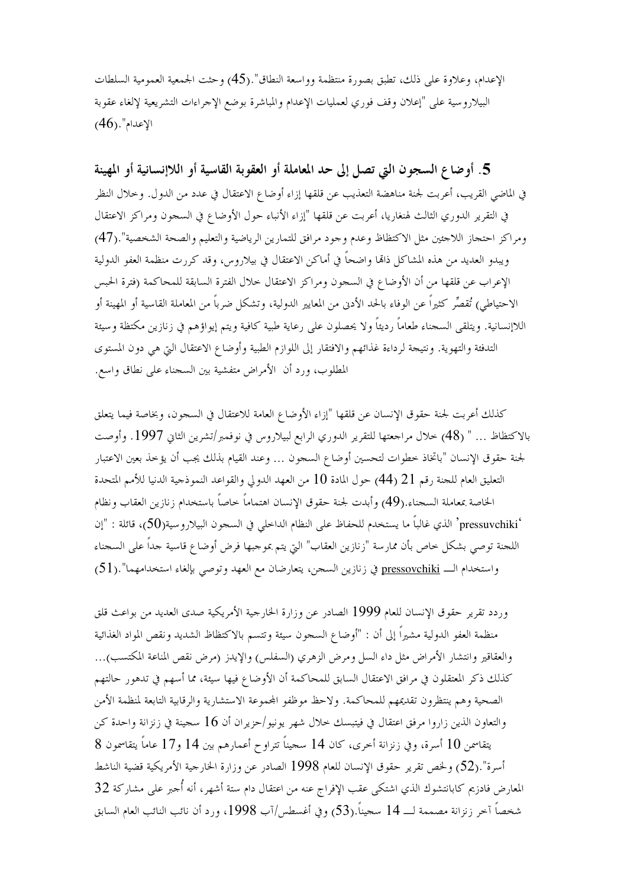الإعدام، وعلاوة على ذلك، تطبق بصورة منتظمة وواسعة النطاق".(45) وحثت الجمعية العمومية السلطات البيلاروسية على "إعلان وقف فوري لعمليات الإعدام والمباشرة بوضع الإجراءات التشريعية لإلغاء عقوبة الإعدام".(46)

## 5. أوضاع السجون التي تصل إلى حد المعاملة أو العقوبة القاسية أو اللاإنسانية أو المهينة

في الماضي القريب، أعربت لجنة مناهضة التعذيب عن قلقها إزاء أوضاع الاعتقال في عدد من الدول. وخلال النظر في التقرير الدوري الثالث لهنغاريا، أعربت عن قلقها "إزاء الأنباء حول الأوضاع في السجون ومراكز الاعتقال ومراكز احتجاز اللاجئين مثل الاكتظاظ وعدم وجود مرافق للتمارين الرياضية والتعليم والصحة الشخصية".(47) ويبدو العديد من هذه المشاكل ذاتها واضحاً في أماكن الاعتقال في بيلاروس، وقد كررت منظمة العفو الدولية الإعراب عن قلقها من أن الأوضاع في السجون ومراكز الاعتقال خلال الفترة السابقة للمحاكمة (فترة الحبس الاحتياطي) تُقصِّر كثيراً عن الوفاء بالحد الأدنى من المعايير الدولية، وتشكل ضرباً من المعاملة القاسية أو المهينة أو اللاإنسانية. ويتلقى السجناء طعاماً رديئاً ولا يحصلون على رعاية طبية كافية ويتم إيواؤهم في زنازين مكتظة وسيئة التدفئة والتهوية. ونتيجة لرداءة غذائهم والافتقار إلى اللوازم الطبية وأوضاع الاعتقال التي هي دون المستوى المطلوب، ورد أن الأمراض متفشية بين السجناء على نطاق واسع.

كذلك أعربت لجنة حقوق الإنسان عن قلقها "إزاء الأوضاع العامة للاعتقال في السجون، وبخاصة فيما يتعلق بالاكتظاظ ... " (48) خلال مراجعتها للتقرير الدوري الرابع لبيلاروس في نوفمبر/تشرين الثاني 1997. وأوصت لجنة حقوق الإنسان "باتخاذ خطوات لتحسين أوضاع السجون ... وعند القيام بذلك يجب أن يؤخذ بعين الاعتبار التعليق العام للجنة رقم 21 (44) حول المادة 10 من العهد الدولي والقواعد النموذجية الدنيا للأمم المتحدة الخاصة بمعاملة السجناء.(49) وأبدت لجنة حقوق الإنسان اهتماماً خاصاً باستخدام زنازين العقاب ونظام 'pressuvchiki' الذي غالباً ما يستخدم للحفاظ على النظام الداخلي في السجون البيلاروسية(50)، قائلة : "إن اللجنة توصي بشكل خاص بأن ممارسة "زنازين العقاب" التي يتم بموجبها فرض أوضاع قاسية جداً على السجناء واستخدام الـــ pressovchiki في زنازين السجن، يتعارضان مع العهد وتوصي بإلغاء استخدامهما".(51)

وردد تقرير حقوق الإنسان للعام 1999 الصادر عن وزارة الخارجية الأمريكية صدى العديد من بواعث قلق منظمة العفو الدولية مشيراً إلى أن : "أوضاع السجون سيئة وتتسم بالاكتظاظ الشديد ونقص المواد الغذائية والعقاقير وانتشار الأمراض مثل داء السل ومرض الزهري (السفلس) والإيدز (مرض نقص المناعة المكتسب)... كذلك ذكر المعتقلون في مرافق الاعتقال السابق للمحاكمة أن الأوضاع فيها سيئة، مما أسهم في تدهور حالتهم الصحية وهم ينتظرون تقديمهم للمحاكمة. ولاحظ موظفو المجموعة الاستشارية والرقابية التابعة لمنظمة الأمن والتعاون الذين زاروا مرفق اعتقال في فيتبسك خلال شهر يونيو/حزيران أن 16 سجينة في زنزانة واحدة كن يتقاسمن 10 أسرة، وفي زنزانة أخرى، كان 14 سجيناً تتراوح أعمارهم بين 14 و17 عاماً يتقاسمون 8 أسرة".(52) ولخص تقرير حقوق الإنسان للعام 1998 الصادر عن وزارة الخارجية الأمريكية قضية الناشط المعارض فادزيم كابانتشوك الذي اشتكى عقب الإفراج عنه من اعتقال دام ستة أشهر، أنه أُجبر على مشاركة 32 شخصاً آخر زنزانة مصممة لـــ 14 سجيناً.(53) وفي أغسطس/آب 1998، ورد أن نائب النائب العام السابق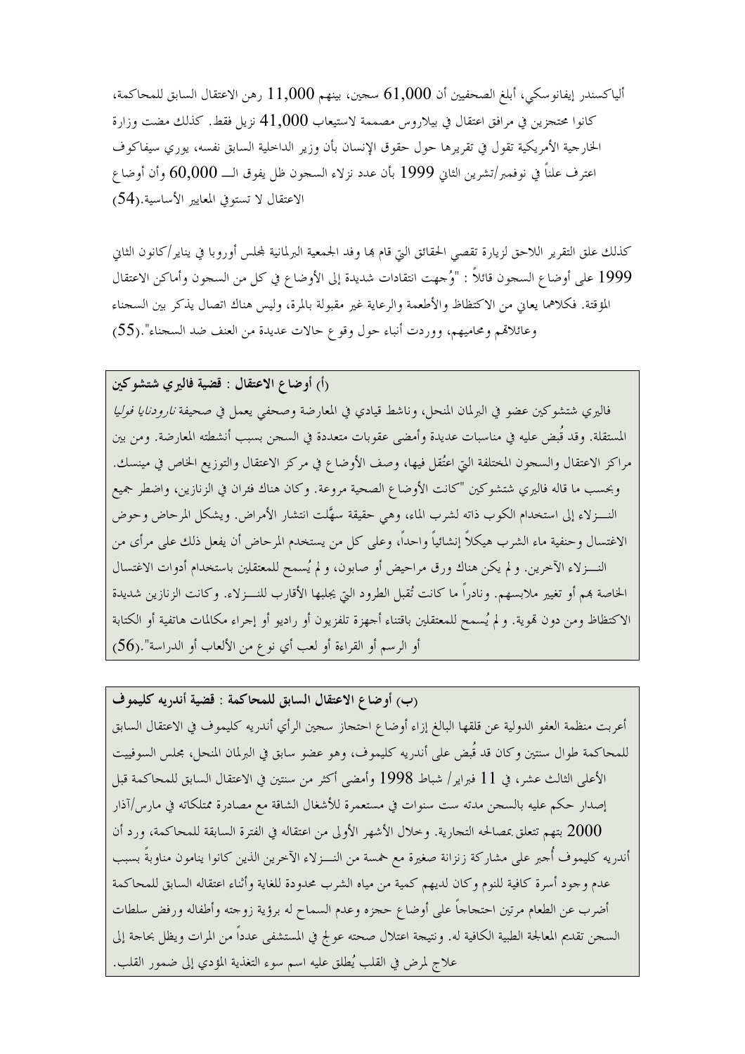ألياكسندر إيفانوسكي، أبلغ الصحفيين أن 61,000 سجين، بينهم 11,000 رهن الاعتقال السابق للمحاكمة، كانوا محتجزين في مرافق اعتقال في بيلاروس مصممة لاستيعاب 41,000 نزيل فقط. كذلك مضت وزارة الخارجية الأمريكية تقول في تقريرها حول حقوق الإنسان بأن وزير الداخلية السابق نفسه، يوري سيفاكوف اعترف علناً في نوفمبر/تشرين الثاني 1999 بأن عدد نزلاء السجون ظل يفوق الـــ 60,000 وأن أوضاع الاعتقال لا تستوفي المعايير الأساسية.(54)

كذلك علق التقرير اللاحق لزيارة تقصي الحقائق التي قام بها وفد الجمعية البرلمانية لمجلس أوروبا في يناير/كانون الثاني 1999 على أوضاع السجون قائلاً : "وُجهت انتقادات شديدة إلى الأوضاع في كل من السجون وأماكن الاعتقال المؤقتة. فكلاهما يعاني من الاكتظاظ والأطعمة والرعاية غير مقبولة بالمرة، وليس هناك اتصال يذكر بين السجناء وعائلاتهم ومحاميهم، ووردت أنباء حول وقوع حالات عديدة من العنف ضد السجناء".(55)

**(أ) أوضاع الاعتقال : قضية فاليري شتشوكين**

فاليري شتشوكين عضو في البرلمان المنحل، وناشط قيادي في المعارضة وصحفي يعمل في صحيفة *نارودنايا فوليا* المستقلة. وقد قُبض عليه في مناسبات عديدة وأمضى عقوبات متعددة في السجن بسبب أنشطته المعارضة. ومن بين مراكز الاعتقال والسجون المختلفة التي اعتُقل فيها، وصف الأوضاع في مركز الاعتقال والتوزيع الخاص في مينسك. وبحسب ما قاله فاليري شتشوكين "كانت الأوضاع الصحية مروعة. وكان هناك فئران في الزنازين، واضطر جميع النــــزلاء إلى استخدام الكوب ذاته لشرب الماء، وهي حقيقة سهَّلت انتشار الأمراض. ويشكل المرحاض وحوض الاغتسال وحنفية ماء الشرب هيكلاً إنشائياً واحداً، وعلى كل من يستخدم المرحاض أن يفعل ذلك على مرأى من النــــزلاء الآخرين. ولم يكن هناك ورق مراحيض أو صابون، ولم يُسمح للمعتقلين باستخدام أدوات الاغتسال الخاصة بهم أو تغيير ملابسهم. ونادراً ما كانت تُقبل الطرود التي يجلبها الأقارب للنــــزلاء. وكانت الزنازين شديدة الاكتظاظ ومن دون تهوية. ولم يُسمح للمعتقلين باقتناء أجهزة تلفزيون أو راديو أو إجراء مكالمات هاتفية أو الكتابة أو الرسم أو القراءة أو لعب أي نوع من الألعاب أو الدراسة".(56)

**(ب) أوضاع الاعتقال السابق للمحاكمة : قضية أندريه كليموف**

أعربت منظمة العفو الدولية عن قلقها البالغ إزاء أوضاع احتجاز سجين الرأي أندريه كليموف في الاعتقال السابق للمحاكمة طوال سنتين وكان قد قُبض على أندريه كليموف، وهو عضو سابق في البرلمان المنحل، مجلس السوفييت الأعلى الثالث عشر، في 11 فبراير/ شباط 1998 وأمضى أكثر من سنتين في الاعتقال السابق للمحاكمة قبل إصدار حكم عليه بالسجن مدته ست سنوات في مستعمرة للأشغال الشاقة مع مصادرة ممتلكاته في مارس/آذار 2000 بتهم تتعلق بمصالحه التجارية. وخلال الأشهر الأولى من اعتقاله في الفترة السابقة للمحاكمة، ورد أن أندريه كليموف أُجبر على مشاركة زنزانة صغيرة مع خمسة من النــــزلاء الآخرين الذين كانوا ينامون مناوبةً بسبب عدم وجود أسرة كافية للنوم وكان لديهم كمية من مياه الشرب محدودة للغاية وأثناء اعتقاله السابق للمحاكمة أضرب عن الطعام مرتين احتجاجاً على أوضاع حجزه وعدم السماح له برؤية زوجته وأطفاله ورفض سلطات السجن تقديم المعالجة الطبية الكافية له. ونتيجة اعتلال صحته عولج في المستشفى عدداً من المرات ويظل بحاجة إلى علاج لمرض في القلب يُطلق عليه اسم سوء التغذية المؤدي إلى ضمور القلب.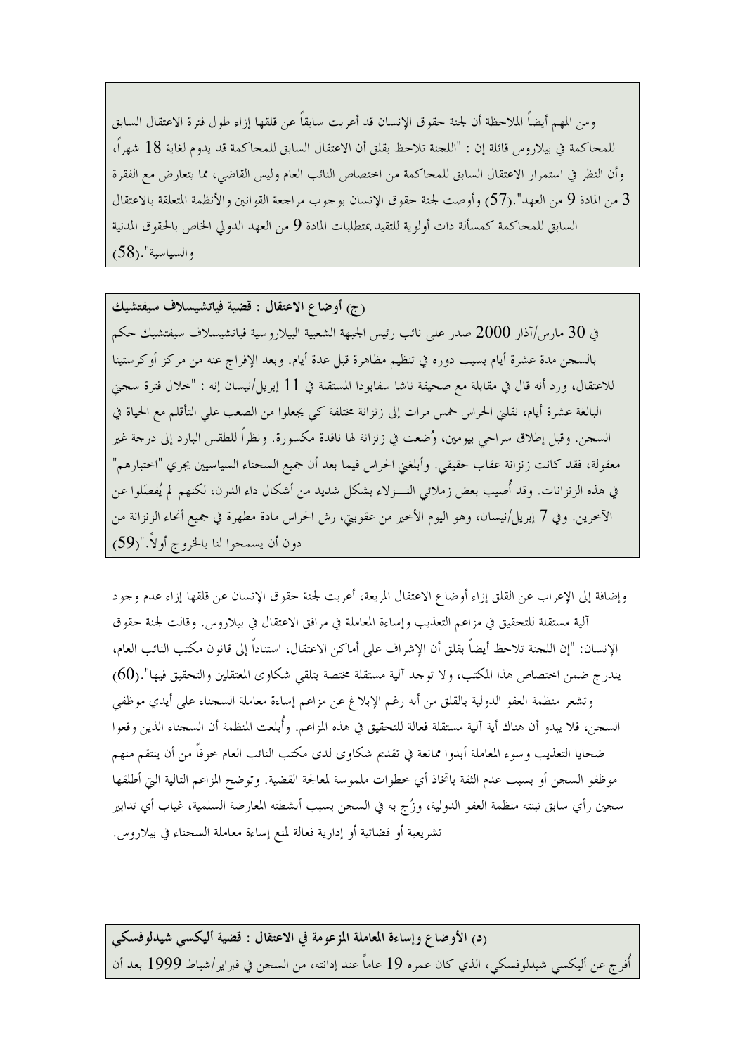ومن المهم أيضاً الملاحظة أن لجنة حقوق الإنسان قد أعربت سابقاً عن قلقها إزاء طول فترة الاعتقال السابق للمحاكمة في بيلاروس قائلة إن : "اللجنة تلاحظ بقلق أن الاعتقال السابق للمحاكمة قد يدوم لغاية 18 شهراً، وأن النظر في استمرار الاعتقال السابق للمحاكمة من اختصاص النائب العام وليس القاضي، مما يتعارض مع الفقرة 3 من المادة 9 من العهد".(57) وأوصت لجنة حقوق الإنسان بوجوب مراجعة القوانين والأنظمة المتعلقة بالاعتقال السابق للمحاكمة كمسألة ذات أولوية للتقيد بمتطلبات المادة 9 من العهد الدولي الخاص بالحقوق المدنية والسياسية".(58)

**(ج) أوضاع الاعتقال : قضية فياتشيسلاف سيفتشيك**

في 30 مارس/آذار 2000 صدر على نائب رئيس الجبهة الشعبية البيلاروسية فياتشيسلاف سيفتشيك حكم بالسجن مدة عشرة أيام بسبب دوره في تنظيم مظاهرة قبل عدة أيام. وبعد الإفراج عنه من مركز أوكرستينا للاعتقال، ورد أنه قال في مقابلة مع صحيفة ناشا سفابودا المستقلة في 11 إبريل/نيسان إنه : "خلال فترة سجني البالغة عشرة أيام، نقلني الحراس خمس مرات إلى زنزانة مختلفة كي يجعلوا من الصعب علي التأقلم مع الحياة في السجن. وقبل إطلاق سراحي بيومين، وُضعت في زنزانة لها نافذة مكسورة. ونظراً للطقس البارد إلى درجة غير معقولة، فقد كانت زنزانة عقاب حقيقي. وأبلغني الحراس فيما بعد أن جميع السجناء السياسيين يجري "اختبارهم" في هذه الزنزانات. وقد أُصيب بعض زملائي النـــزلاء بشكل شديد من أشكال داء الدرن، لكنهم لم يُفصَلوا عن الآخرين. وفي 7 إبريل/نيسان، وهو اليوم الأخير من عقوبتي، رش الحراس مادة مطهرة في جميع أنحاء الزنزانة من دون أن يسمحوا لنا بالخروج أولاً."(59)

وإضافة إلى الإعراب عن القلق إزاء أوضاع الاعتقال المريعة، أعربت لجنة حقوق الإنسان عن قلقها إزاء عدم وجود آلية مستقلة للتحقيق في مزاعم التعذيب وإساءة المعاملة في مرافق الاعتقال في بيلاروس. وقالت لجنة حقوق الإنسان: "إن اللجنة تلاحظ أيضاً بقلق أن الإشراف على أماكن الاعتقال، استناداً إلى قانون مكتب النائب العام، يندرج ضمن اختصاص هذا المكتب، ولا توجد آلية مستقلة مختصة بتلقي شكاوى المعتقلين والتحقيق فيها".(60)

وتشعر منظمة العفو الدولية بالقلق من أنه رغم الإبلاغ عن مزاعم إساءة معاملة السجناء على أيدي موظفي السجن، فلا يبدو أن هناك أية آلية مستقلة فعالة للتحقيق في هذه المزاعم. وأُبلغت المنظمة أن السجناء الذين وقعوا ضحايا التعذيب وسوء المعاملة أبدوا ممانعة في تقديم شكاوى لدى مكتب النائب العام خوفاً من أن ينتقم منهم موظفو السجن أو بسبب عدم الثقة باتخاذ أي خطوات ملموسة لمعالجة القضية. وتوضح المزاعم التالية التي أطلقها سجين رأي سابق تبنته منظمة العفو الدولية، وزُج به في السجن بسبب أنشطته المعارضة السلمية، غياب أي تدابير تشريعية أو قضائية أو إدارية فعالة لمنع إساءة معاملة السجناء في بيلاروس.

**(د) الأوضاع وإساءة المعاملة المزعومة في الاعتقال : قضية أليكسي شيدلوفسكي**

أُفرج عن أليكسي شيدلوفسكي، الذي كان عمره 19 عاماً عند إدانته، من السجن في فبراير/شباط 1999 بعد أن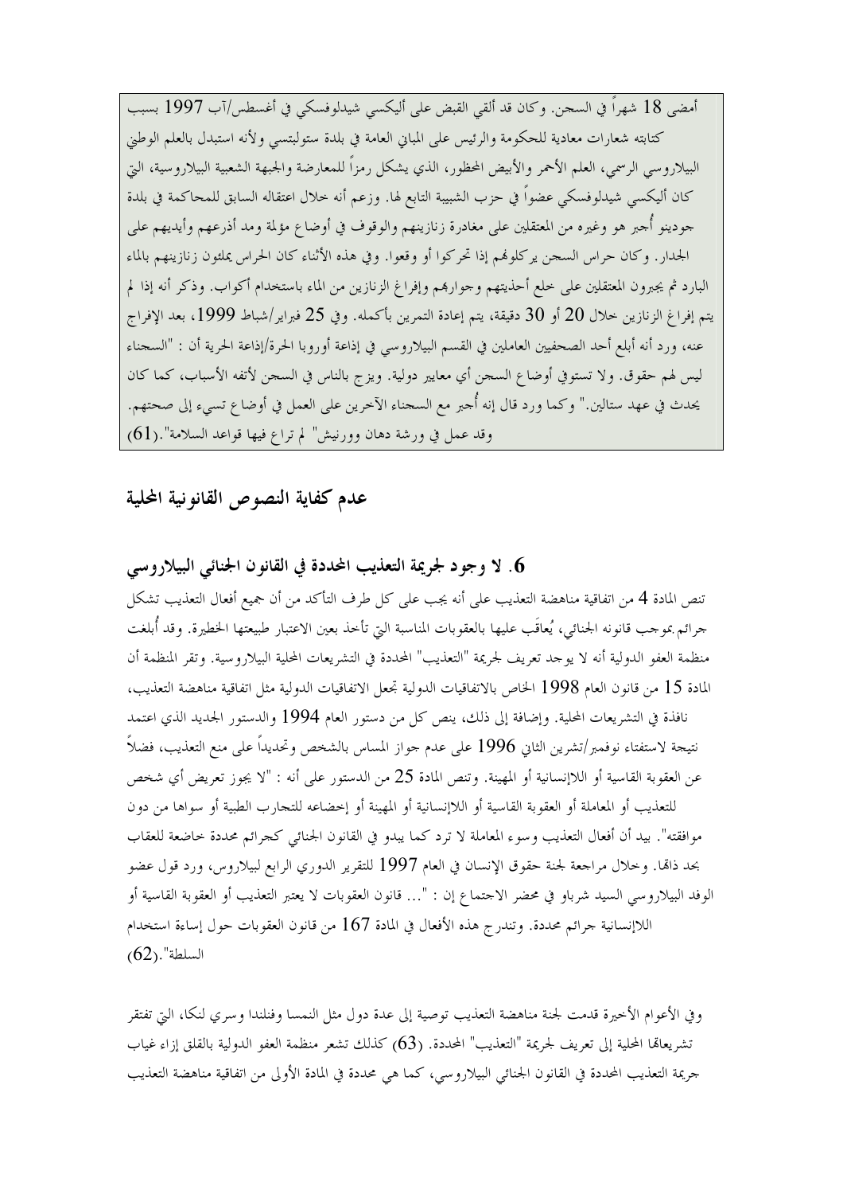أمضى 18 شهراً في السجن. وكان قد ألقي القبض على أليكسي شيدلوفسكي في أغسطس/آب 1997 بسبب كتابته شعارات معادية للحكومة والرئيس على المباني العامة في بلدة ستولبتسي ولأنه استبدل بالعلم الوطني البيلاروسي الرسمي، العلم الأحمر والأبيض المحظور، الذي يشكل رمزاً للمعارضة والجبهة الشعبية البيلاروسية، التي كان أليكسي شيدلوفسكي عضواً في حزب الشبيبة التابع لها. وزعم أنه خلال اعتقاله السابق للمحاكمة في بلدة جودينو أُجبر هو وغيره من المعتقلين على مغادرة زنازينهم والوقوف في أوضاع مؤلمة ومد أذرعهم وأيديهم على الجدار. وكان حراس السجن يركلونهم إذا تحركوا أو وقعوا. وفي هذه الأثناء كان الحراس يملئون زنازينهم بالماء البارد ثم يجبرون المعتقلين على خلع أحذيتهم وجواربهم وإفراغ الزنازين من الماء باستخدام أكواب. وذكر أنه إذا لم يتم إفراغ الزنازين خلال 20 أو 30 دقيقة، يتم إعادة التمرين بأكمله. وفي 25 فبراير/شباط 1999، بعد الإفراج عنه، ورد أنه أبلغ أحد الصحفيين العاملين في القسم البيلاروسي في إذاعة أوروبا الحرة/إذاعة الحرية أن : "السجناء ليس لهم حقوق. ولا تستوفي أوضاع السجن أي معايير دولية. ويزج بالناس في السجن لأتفه الأسباب، كما كان يحدث في عهد ستالين." وكما ورد قال إنه أُجبر مع السجناء الآخرين على العمل في أوضاع تسيء إلى صحتهم. وقد عمل في ورشة دهان وورنيش" لم تراع فيها قواعد السلامة".(61)

## عدم كفاية النصوص القانونية المحلية

### 6. لا وجود لجريمة التعذيب المحددة في القانون الجنائي البيلاروسي

تنص المادة 4 من اتفاقية مناهضة التعذيب على أنه يجب على كل طرف التأكد من أن جميع أفعال التعذيب تشكل جرائم بموجب قانونه الجنائي، يُعاقَب عليها بالعقوبات المناسبة التي تأخذ بعين الاعتبار طبيعتها الخطيرة. وقد أُبلغت منظمة العفو الدولية أنه لا يوجد تعريف لجريمة "التعذيب" المحددة في التشريعات المحلية البيلاروسية. وتقر المنظمة أن المادة 15 من قانون العام 1998 الخاص بالاتفاقيات الدولية تجعل الاتفاقيات الدولية مثل اتفاقية مناهضة التعذيب، نافذة في التشريعات المحلية. وإضافة إلى ذلك، ينص كل من دستور العام 1994 والدستور الجديد الذي اعتمد نتيجة لاستفتاء نوفمبر/تشرين الثاني 1996 على عدم جواز المساس بالشخص وتحديداً على منع التعذيب، فضلاً عن العقوبة القاسية أو اللاإنسانية أو المهينة. وتنص المادة 25 من الدستور على أنه : "لا يجوز تعريض أي شخص للتعذيب أو المعاملة أو العقوبة القاسية أو اللاإنسانية أو المهينة أو إخضاعه للتجارب الطبية أو سواها من دون موافقته". بيد أن أفعال التعذيب وسوء المعاملة لا ترد كما يبدو في القانون الجنائي كجرائم محددة خاضعة للعقاب بحد ذاتها. وخلال مراجعة لجنة حقوق الإنسان في العام 1997 للتقرير الدوري الرابع لبيلاروس، ورد قول عضو الوفد البيلاروسي السيد شرباو في محضر الاجتماع إن : "... قانون العقوبات لا يعتبر التعذيب أو العقوبة القاسية أو اللاإنسانية جرائم محددة. وتندرج هذه الأفعال في المادة 167 من قانون العقوبات حول إساءة استخدام السلطة".(62)

وفي الأعوام الأخيرة قدمت لجنة مناهضة التعذيب توصية إلى عدة دول مثل النمسا وفنلندا وسري لنكا، التي تفتقر تشريعاتها المحلية إلى تعريف لجريمة "التعذيب" المحددة. (63) كذلك تشعر منظمة العفو الدولية بالقلق إزاء غياب جريمة التعذيب المحددة في القانون الجنائي البيلاروسي، كما هي محددة في المادة الأولى من اتفاقية مناهضة التعذيب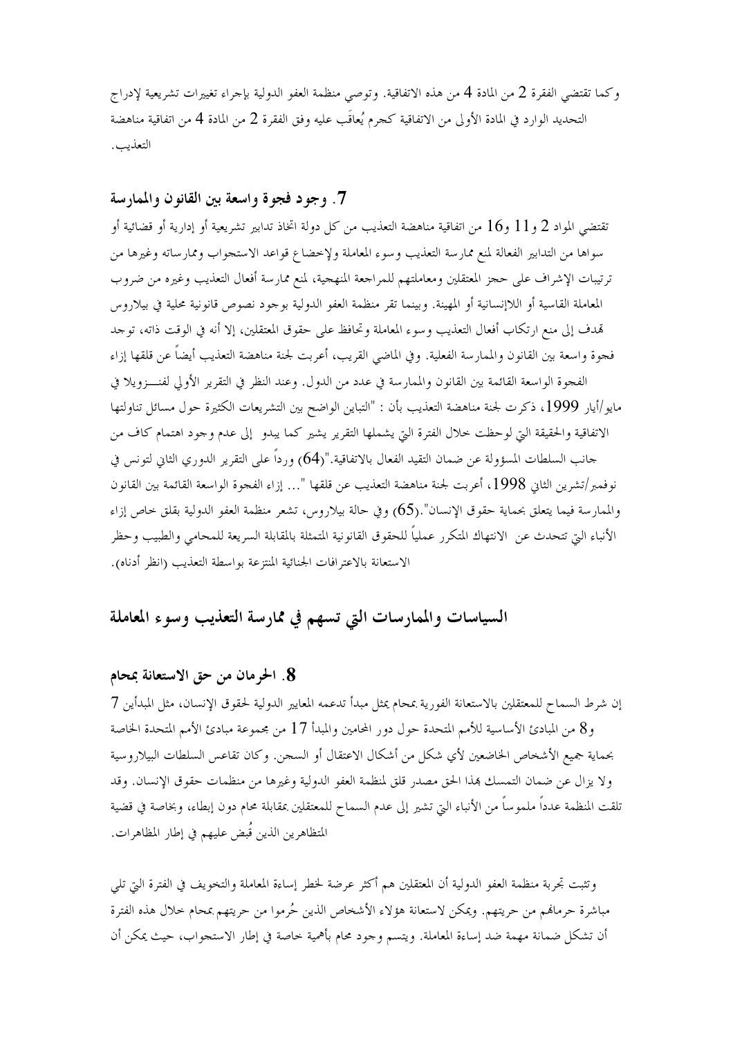وكما تقتضي الفقرة 2 من المادة 4 من هذه الاتفاقية. وتوصي منظمة العفو الدولية بإجراء تغييرات تشريعية لإدراج التحديد الوارد في المادة الأولى من الاتفاقية كجرم يُعاقَب عليه وفق الفقرة 2 من المادة 4 من اتفاقية مناهضة التعذيب.

### 7. وجود فجوة واسعة بين القانون والممارسة

تقتضي المواد 2 و11 و16 من اتفاقية مناهضة التعذيب من كل دولة اتخاذ تدابير تشريعية أو إدارية أو قضائية أو سواها من التدابير الفعالة لمنع ممارسة التعذيب وسوء المعاملة ولإخضاع قواعد الاستجواب وممارساته وغيرها من ترتيبات الإشراف على حجز المعتقلين ومعاملتهم للمراجعة المنهجية، لمنع ممارسة أفعال التعذيب وغيره من ضروب المعاملة القاسية أو اللاإنسانية أو المهينة. وبينما تقر منظمة العفو الدولية بوجود نصوص قانونية محلية في بيلاروس تهدف إلى منع ارتكاب أفعال التعذيب وسوء المعاملة وتحافظ على حقوق المعتقلين، إلا أنه في الوقت ذاته، توجد فجوة واسعة بين القانون والممارسة الفعلية. وفي الماضي القريب، أعربت لجنة مناهضة التعذيب أيضاً عن قلقها إزاء الفجوة الواسعة القائمة بين القانون والممارسة في عدد من الدول. وعند النظر في التقرير الأولي لفنـــزويلا في مايو/أيار 1999، ذكرت لجنة مناهضة التعذيب بأن : "التباين الواضح بين التشريعات الكثيرة حول مسائل تناولتها الاتفاقية والحقيقة التي لوحظت خلال الفترة التي يشملها التقرير يشير كما يبدو إلى عدم وجود اهتمام كاف من جانب السلطات المسؤولة عن ضمان التقيد الفعال بالاتفاقية."(64) ورداً على التقرير الدوري الثاني لتونس في نوفمبر/تشرين الثاني 1998، أعربت لجنة مناهضة التعذيب عن قلقها "... إزاء الفجوة الواسعة القائمة بين القانون والممارسة فيما يتعلق بحماية حقوق الإنسان".(65) وفي حالة بيلاروس، تشعر منظمة العفو الدولية بقلق خاص إزاء الأنباء التي تتحدث عن الانتهاك المتكرر عملياً للحقوق القانونية المتمثلة بالمقابلة السريعة للمحامي والطبيب وحظر الاستعانة بالاعترافات الجنائية المنتزعة بواسطة التعذيب (انظر أدناه).

## السياسات والممارسات التي تسهم في ممارسة التعذيب وسوء المعاملة

### 8. الحرمان من حق الاستعانة بمحام

إن شرط السماح للمعتقلين بالاستعانة الفورية بمحام يمثل مبدأ تدعمه المعايير الدولية لحقوق الإنسان، مثل المبدأين 7 و8 من المبادئ الأساسية للأمم المتحدة حول دور المحامين والمبدأ 17 من مجموعة مبادئ الأمم المتحدة الخاصة بحماية جميع الأشخاص الخاضعين لأي شكل من أشكال الاعتقال أو السجن. وكان تقاعس السلطات البيلاروسية ولا يزال عن ضمان التمسك بهذا الحق مصدر قلق لمنظمة العفو الدولية وغيرها من منظمات حقوق الإنسان. وقد تلقت المنظمة عدداً ملموساً من الأنباء التي تشير إلى عدم السماح للمعتقلين بمقابلة محام دون إبطاء، وبخاصة في قضية المتظاهرين الذين قُبض عليهم في إطار المظاهرات.

وتثبت تجربة منظمة العفو الدولية أن المعتقلين هم أكثر عرضة لخطر إساءة المعاملة والتخويف في الفترة التي تلي مباشرة حرمانهم من حريتهم. ويمكن لاستعانة هؤلاء الأشخاص الذين حُرموا من حريتهم بمحام خلال هذه الفترة أن تشكل ضمانة مهمة ضد إساءة المعاملة. ويتسم وجود محام بأهمية خاصة في إطار الاستجواب، حيث يمكن أن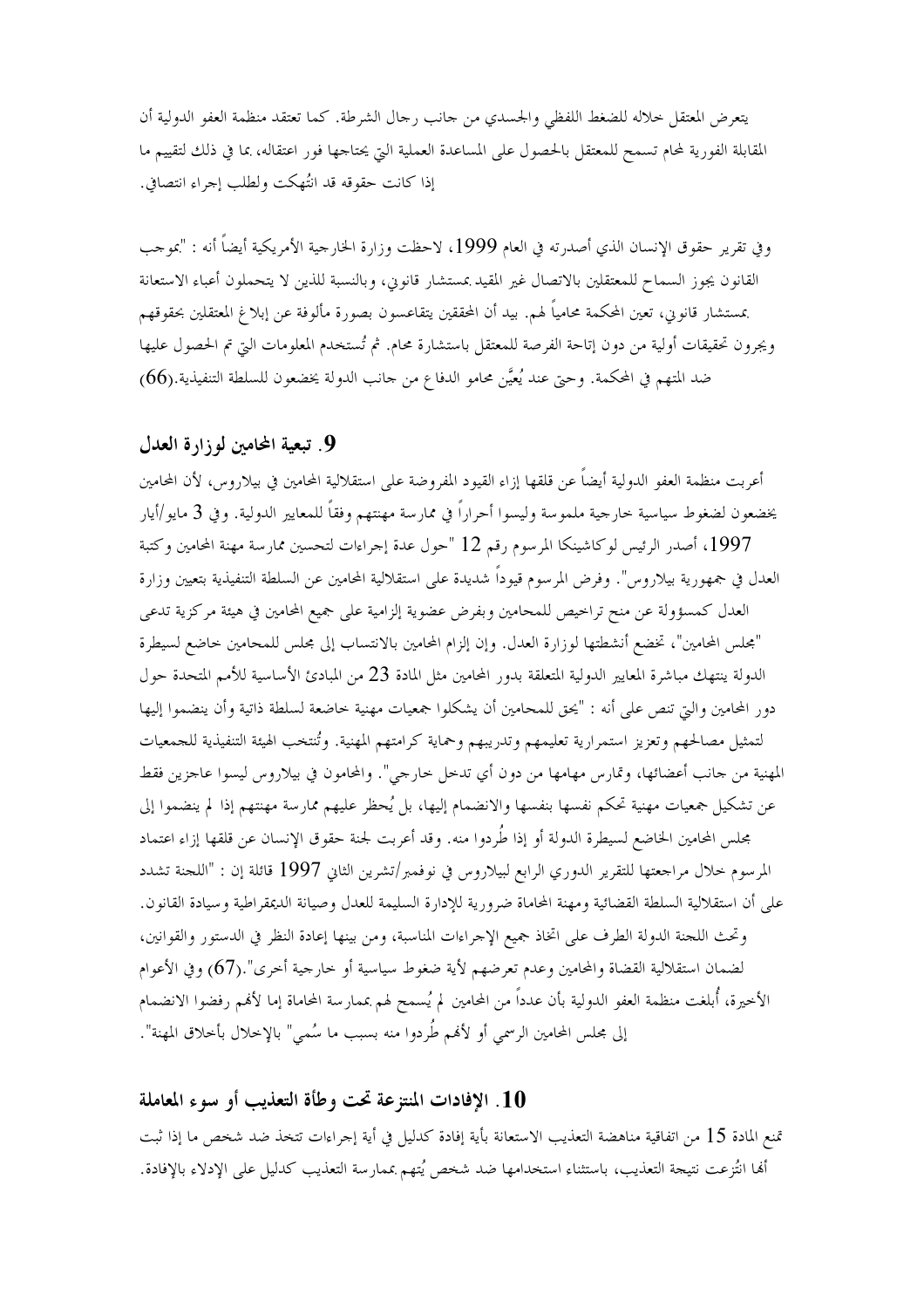يتعرض المعتقل خلاله للضغط اللفظي والجسدي من جانب رجال الشرطة. كما تعتقد منظمة العفو الدولية أن المقابلة الفورية لمحام تسمح للمعتقل بالحصول على المساعدة العملية التي يحتاجها فور اعتقاله، بما في ذلك لتقييم ما إذا كانت حقوقه قد انتُهكت ولطلب إجراء انتصافي.

وفي تقرير حقوق الإنسان الذي أصدرته في العام 1999، لاحظت وزارة الخارجية الأمريكية أيضاً أنه : "بموجب القانون يجوز السماح للمعتقلين بالاتصال غير المقيد بمستشار قانوني، وبالنسبة للذين لا يتحملون أعباء الاستعانة بمستشار قانوني، تعين المحكمة محامياً لهم. بيد أن المحققين يتقاعسون بصورة مألوفة عن إبلاغ المعتقلين بحقوقهم ويجرون تحقيقات أولية من دون إتاحة الفرصة للمعتقل باستشارة محام. ثم تُستخدم المعلومات التي تم الحصول عليها ضد المتهم في المحكمة. وحتى عند يُعيَّن محامو الدفاع من جانب الدولة يخضعون للسلطة التنفيذية.(66)

## 9. تبعية المحامين لوزارة العدل

أعربت منظمة العفو الدولية أيضاً عن قلقها إزاء القيود المفروضة على استقلالية المحامين في بيلاروس، لأن المحامين يخضعون لضغوط سياسية خارجية ملموسة وليسوا أحراراً في ممارسة مهنتهم وفقاً للمعايير الدولية. وفي 3 مايو/أيار 1997، أصدر الرئيس لوكاشينكا المرسوم رقم 12 "حول عدة إجراءات لتحسين ممارسة مهنة المحامين وكتبة العدل في جمهورية بيلاروس". وفرض المرسوم قيوداً شديدة على استقلالية المحامين عن السلطة التنفيذية بتعيين وزارة العدل كمسؤولة عن منح تراخيص للمحامين وبفرض عضوية إلزامية على جميع المحامين في هيئة مركزية تدعى "مجلس المحامين"، تخضع أنشطتها لوزارة العدل. وإن إلزام المحامين بالانتساب إلى مجلس للمحامين خاضع لسيطرة الدولة ينتهك مباشرة المعايير الدولية المتعلقة بدور المحامين مثل المادة 23 من المبادئ الأساسية للأمم المتحدة حول دور المحامين والتي تنص على أنه : "يحق للمحامين أن يشكلوا جمعيات مهنية خاضعة لسلطة ذاتية وأن ينضموا إليها لتمثيل مصالحهم وتعزيز استمرارية تعليمهم وتدريبهم وحماية كرامتهم المهنية. وتُنتخب الهيئة التنفيذية للجمعيات المهنية من جانب أعضائها، وتمارس مهامها من دون أي تدخل خارجي". والمحامون في بيلاروس ليسوا عاجزين فقط عن تشكيل جمعيات مهنية تحكم نفسها بنفسها والانضمام إليها، بل يُحظر عليهم ممارسة مهنتهم إذا لم ينضموا إلى مجلس المحامين الخاضع لسيطرة الدولة أو إذا طُردوا منه. وقد أعربت لجنة حقوق الإنسان عن قلقها إزاء اعتماد المرسوم خلال مراجعتها للتقرير الدوري الرابع لبيلاروس في نوفمبر/تشرين الثاني 1997 قائلة إن : "اللجنة تشدد على أن استقلالية السلطة القضائية ومهنة المحاماة ضرورية للإدارة السليمة للعدل وصيانة الديمقراطية وسيادة القانون. وتحث اللجنة الدولة الطرف على اتخاذ جميع الإجراءات المناسبة، ومن بينها إعادة النظر في الدستور والقوانين، لضمان استقلالية القضاة والمحامين وعدم تعرضهم لأية ضغوط سياسية أو خارجية أخرى".(67) وفي الأعوام الأخيرة، أُبلغت منظمة العفو الدولية بأن عدداً من المحامين لم يُسمح لهم بممارسة المحاماة إما لأنهم رفضوا الانضمام إلى مجلس المحامين الرسمي أو لأنهم طُردوا منه بسبب ما سُمي" بالإخلال بأخلاق المهنة".

## 10. الإفادات المنتزعة تحت وطأة التعذيب أو سوء المعاملة

تمنع المادة 15 من اتفاقية مناهضة التعذيب الاستعانة بأية إفادة كدليل في أية إجراءات تتخذ ضد شخص ما إذا ثبت أنها انتُزعت نتيجة التعذيب، باستثناء استخدامها ضد شخص يُتهم بممارسة التعذيب كدليل على الإدلاء بالإفادة.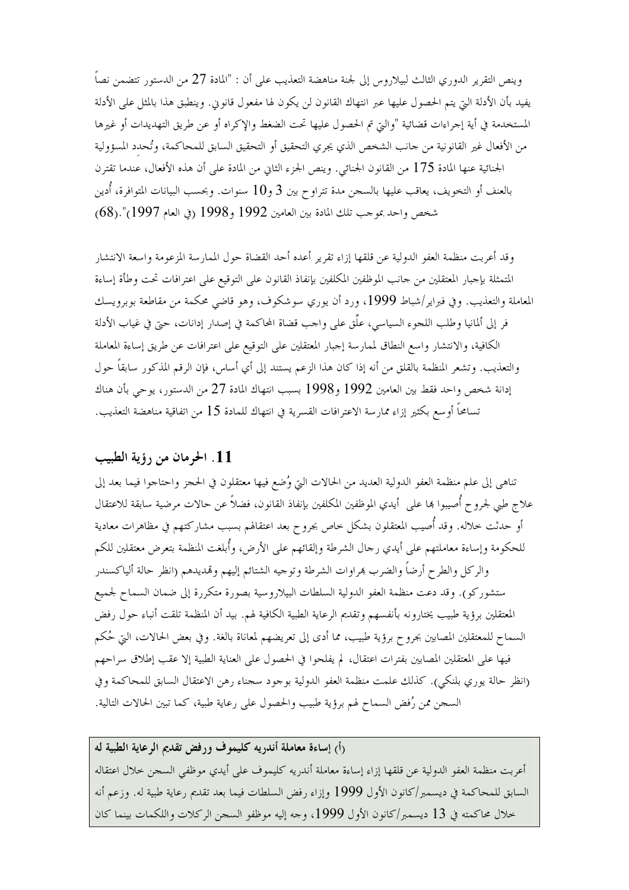وينص التقرير الدوري الثالث لبيلاروس إلى لجنة مناهضة التعذيب على أن : "المادة 27 من الدستور تتضمن نصاً يفيد بأن الأدلة التي يتم الحصول عليها عبر انتهاك القانون لن يكون لها مفعول قانوني. وينطبق هذا بالمثل على الأدلة المستخدمة في أية إجراءات قضائية "والتي تم الحصول عليها تحت الضغط والإكراه أو عن طريق التهديدات أو غيرها من الأفعال غير القانونية من جانب الشخص الذي يجري التحقيق أو التحقيق السابق للمحاكمة، وتُحدد المسؤولية الجنائية عنها المادة 175 من القانون الجنائي. وينص الجزء الثاني من المادة على أن هذه الأفعال، عندما تقترن بالعنف أو التخويف، يعاقب عليها بالسجن مدة تتراوح بين 3 و10 سنوات. وبحسب البيانات المتوافرة، أُدين شخص واحد بموجب تلك المادة بين العامين 1992 و1998 (في العام 1997)".(68)

وقد أعربت منظمة العفو الدولية عن قلقها إزاء تقرير أعده أحد القضاة حول الممارسة المزعومة واسعة الانتشار المتمثلة بإجبار المعتقلين من جانب الموظفين المكلفين بإنفاذ القانون على التوقيع على اعترافات تحت وطأة إساءة المعاملة والتعذيب. وفي فبراير/شباط 1999، ورد أن يوري سوشكوف، وهو قاضي محكمة من مقاطعة بوبرويسك فر إلى ألمانيا وطلب اللجوء السياسي، علّق على واجب قضاة المحاكمة في إصدار إدانات، حتى في غياب الأدلة الكافية، والانتشار واسع النطاق لممارسة إجبار المعتقلين على التوقيع على اعترافات عن طريق إساءة المعاملة والتعذيب. وتشعر المنظمة بالقلق من أنه إذا كان هذا الزعم يستند إلى أي أساس، فإن الرقم المذكور سابقاً حول إدانة شخص واحد فقط بين العامين 1992 و1998 بسبب انتهاك المادة 27 من الدستور، يوحي بأن هناك تسامحاً أوسع بكثير إزاء ممارسة الاعترافات القسرية في انتهاك للمادة 15 من اتفاقية مناهضة التعذيب.

## 11. الحرمان من رؤية الطبيب

تناهى إلى علم منظمة العفو الدولية العديد من الحالات التي وُضع فيها معتقلون في الحجز واحتاجوا فيما بعد إلى علاج طبي لجروح أُصيبوا بها على أيدي الموظفين المكلفين بإنفاذ القانون، فضلاً عن حالات مرضية سابقة للاعتقال أو حدثت خلاله. وقد أُصيب المعتقلون بشكل خاص بجروح بعد اعتقالهم بسبب مشاركتهم في مظاهرات معادية للحكومة وإساءة معاملتهم على أيدي رجال الشرطة وإلقائهم على الأرض، وأُبلغت المنظمة بتعرض معتقلين للكم والركل والطرح أرضاً والضرب بهراوات الشرطة وتوجيه الشتائم إليهم وتهديدهم (انظر حالة ألياكسندر ستشوركو). وقد دعت منظمة العفو الدولية السلطات البيلاروسية بصورة متكررة إلى ضمان السماح لجميع المعتقلين برؤية طبيب يختارونه بأنفسهم وتقديم الرعاية الطبية الكافية لهم. بيد أن المنظمة تلقت أنباء حول رفض السماح للمعتقلين المصابين بجروح برؤية طبيب، مما أدى إلى تعريضهم لمعاناة بالغة. وفي بعض الحالات، التي حُكم فيها على المعتقلين المصابين بفترات اعتقال، لم يفلحوا في الحصول على العناية الطبية إلا عقب إطلاق سراحهم (انظر حالة يوري بلنكي). كذلك علمت منظمة العفو الدولية بوجود سجناء رهن الاعتقال السابق للمحاكمة وفي السجن ممن رُفض السماح لهم برؤية طبيب والحصول على رعاية طبية، كما تبين الحالات التالية.

**(أ) إساءة معاملة أندريه كليموف ورفض تقديم الرعاية الطبية له**

أعربت منظمة العفو الدولية عن قلقها إزاء إساءة معاملة أندريه كليموف على أيدي موظفي السجن خلال اعتقاله السابق للمحاكمة في ديسمبر/كانون الأول 1999 وإزاء رفض السلطات فيما بعد تقديم رعاية طبية له. وزعم أنه خلال محاكمته في 13 ديسمبر/كانون الأول 1999، وجه إليه موظفو السجن الركلات واللكمات بينما كان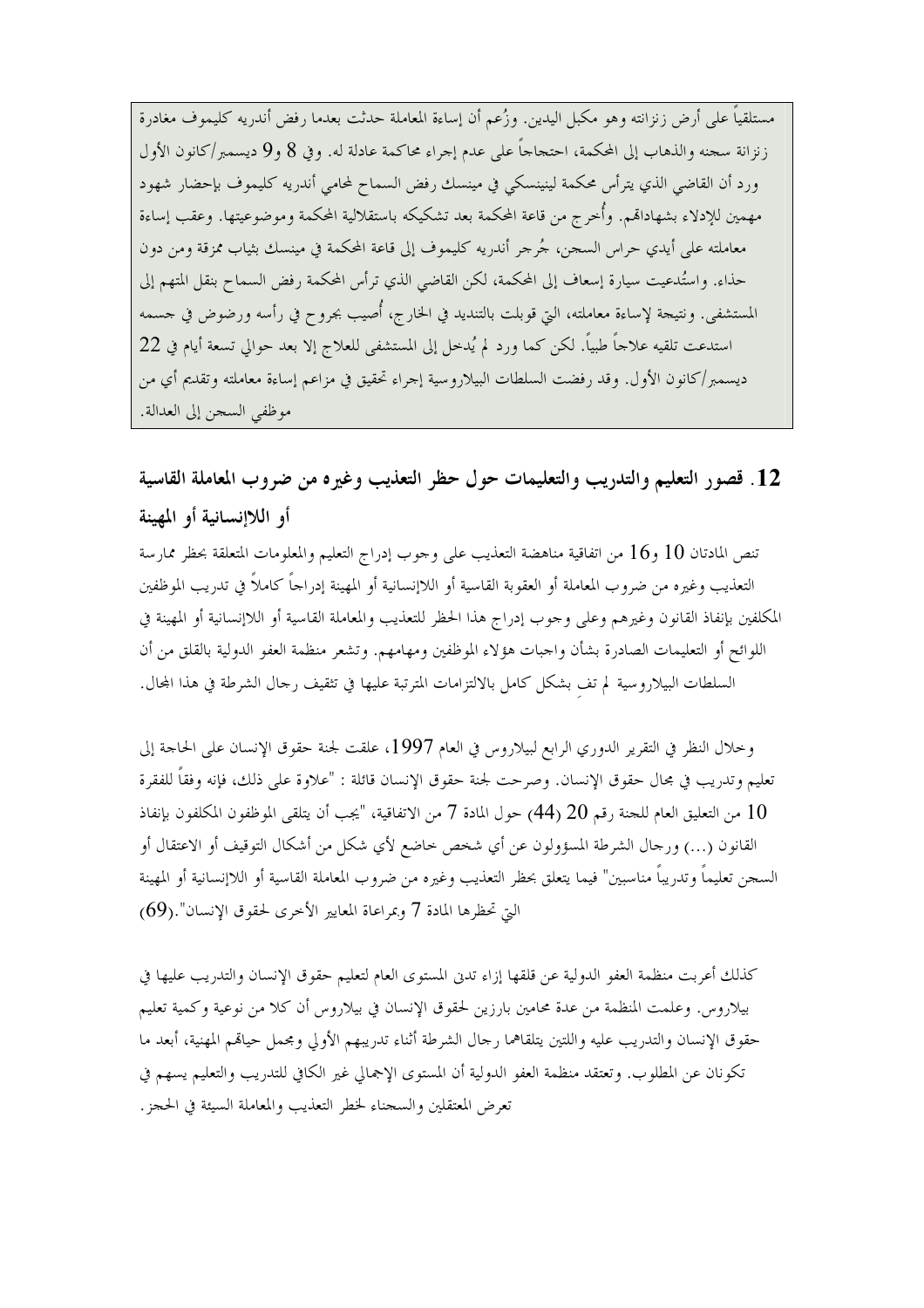مستلقياً على أرض زنزانته وهو مكبل اليدين. وزُعم أن إساءة المعاملة حدثت بعدما رفض أندريه كليموف مغادرة زنزانة سجنه والذهاب إلى المحكمة، احتجاجاً على عدم إجراء محاكمة عادلة له. وفي 8 و9 ديسمبر/كانون الأول ورد أن القاضي الذي يترأس محكمة لينينسكي في مينسك رفض السماح لمحامي أندريه كليموف بإحضار شهود مهمين للإدلاء بشهاداتهم. وأُخرج من قاعة المحكمة بعد تشكيكه باستقلالية المحكمة وموضوعيتها. وعقب إساءة معاملته على أيدي حراس السجن، جُرجر أندريه كليموف إلى قاعة المحكمة في مينسك بثياب ممزقة ومن دون حذاء. واستُدعيت سيارة إسعاف إلى المحكمة، لكن القاضي الذي ترأس المحكمة رفض السماح بنقل المتهم إلى المستشفى. ونتيجة لإساءة معاملته، التي قوبلت بالتنديد في الخارج، أُصيب بجروح في رأسه ورضوض في جسمه استدعت تلقيه علاجاً طبياً. لكن كما ورد لم يُدخل إلى المستشفى للعلاج إلا بعد حوالي تسعة أيام في 22 ديسمبر/كانون الأول. وقد رفضت السلطات البيلاروسية إجراء تحقيق في مزاعم إساءة معاملته وتقديم أي من موظفي السجن إلى العدالة.

## 12. قصور التعليم والتدريب والتعليمات حول حظر التعذيب وغيره من ضروب المعاملة القاسية أو اللاإنسانية أو المهينة

تنص المادتان 10 و16 من اتفاقية مناهضة التعذيب على وجوب إدراج التعليم والمعلومات المتعلقة بحظر ممارسة التعذيب وغيره من ضروب المعاملة أو العقوبة القاسية أو اللاإنسانية أو المهينة إدراجاً كاملاً في تدريب الموظفين المكلفين بإنفاذ القانون وغيرهم وعلى وجوب إدراج هذا الحظر للتعذيب والمعاملة القاسية أو اللاإنسانية أو المهينة في اللوائح أو التعليمات الصادرة بشأن واجبات هؤلاء الموظفين ومهامهم. وتشعر منظمة العفو الدولية بالقلق من أن السلطات البيلاروسية لم تفِ بشكل كامل بالالتزامات المترتبة عليها في تثقيف رجال الشرطة في هذا المجال.

وخلال النظر في التقرير الدوري الرابع لبيلاروس في العام 1997، علقت لجنة حقوق الإنسان على الحاجة إلى تعليم وتدريب في مجال حقوق الإنسان. وصرحت لجنة حقوق الإنسان قائلة : "علاوة على ذلك، فإنه وفقاً للفقرة 10 من التعليق العام للجنة رقم 20 (44) حول المادة 7 من الاتفاقية، "يجب أن يتلقى الموظفون المكلفون بإنفاذ القانون (...) ورجال الشرطة المسؤولون عن أي شخص خاضع لأي شكل من أشكال التوقيف أو الاعتقال أو السجن تعليماً وتدريباً مناسبين" فيما يتعلق بحظر التعذيب وغيره من ضروب المعاملة القاسية أو اللاإنسانية أو المهينة التي تحظرها المادة 7 وبمراعاة المعايير الأخرى لحقوق الإنسان".(69)

كذلك أعربت منظمة العفو الدولية عن قلقها إزاء تدني المستوى العام لتعليم حقوق الإنسان والتدريب عليها في بيلاروس. وعلمت المنظمة من عدة محامين بارزين لحقوق الإنسان في بيلاروس أن كلا من نوعية وكمية تعليم حقوق الإنسان والتدريب عليه واللتين يتلقاهما رجال الشرطة أثناء تدريبهم الأولي ومجمل حياتهم المهنية، أبعد ما تكونان عن المطلوب. وتعتقد منظمة العفو الدولية أن المستوى الإجمالي غير الكافي للتدريب والتعليم يسهم في تعرض المعتقلين والسجناء لخطر التعذيب والمعاملة السيئة في الحجز.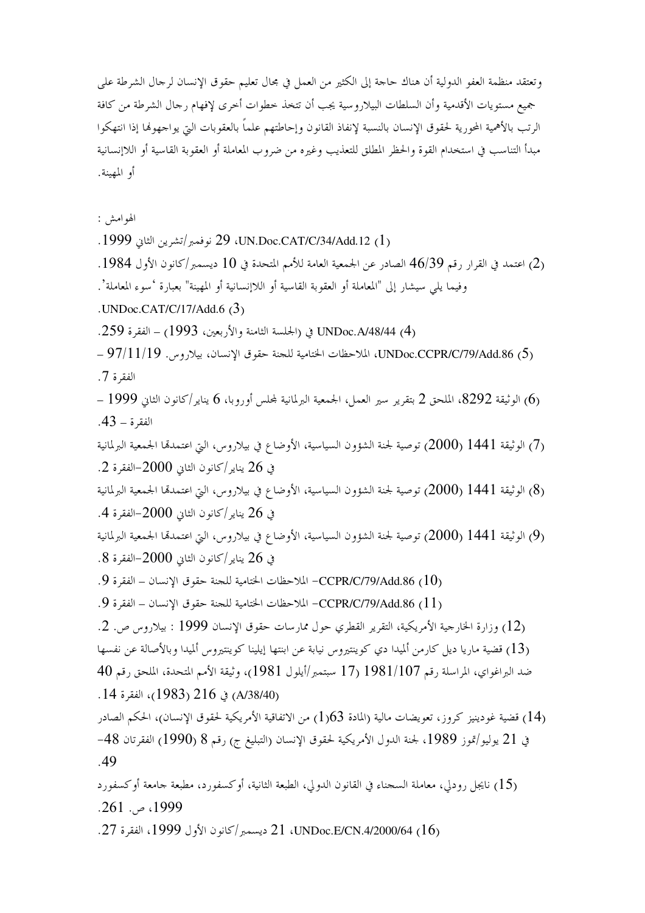وتعتقد منظمة العفو الدولية أن هناك حاجة إلى الكثير من العمل في مجال تعليم حقوق الإنسان لرجال الشرطة على جميع مستويات الأقدمية وأن السلطات البيلاروسية يجب أن تتخذ خطوات أخرى لإفهام رجال الشرطة من كافة الرتب بالأهمية المحورية لحقوق الإنسان بالنسبة لإنفاذ القانون وإحاطتهم علماً بالعقوبات التي يواجهونها إذا انتهكوا مبدأ التناسب في استخدام القوة والحظر المطلق للتعذيب وغيره من ضروب المعاملة أو العقوبة القاسية أو اللاإنسانية أو المهينة.

الهوامش :

(1) UN.Doc.CAT/C/34/Add.12، 29 نوفمبر/تشرين الثاني 1999.

(2) اعتمد في القرار رقم 46/39 الصادر عن الجمعية العامة للأمم المتحدة في 10 ديسمبر/كانون الأول 1984. وفيما يلي سيشار إلى "المعاملة أو العقوبة القاسية أو اللاإنسانية أو المهينة" بعبارة 'سوء المعاملة'.

(3) UNDoc.CAT/C/17/Add.6.

(4) UNDoc.A/48/44 في (الجلسة الثامنة والأربعين، 1993) – الفقرة 259.

(5) UNDoc.CCPR/C/79/Add.86، الملاحظات الختامية للجنة حقوق الإنسان، بيلاروس. 97/11/19 – الفقرة 7.

(6) الوثيقة 8292، الملحق 2 بتقرير سير العمل، الجمعية البرلمانية لمجلس أوروبا، 6 يناير/كانون الثاني 1999 – الفقرة – 43.

(7) الوثيقة 1441 (2000) توصية لجنة الشؤون السياسية، الأوضاع في بيلاروس، التي اعتمدتها الجمعية البرلمانية في 26 يناير/كانون الثاني 2000–الفقرة 2.

(8) الوثيقة 1441 (2000) توصية لجنة الشؤون السياسية، الأوضاع في بيلاروس، التي اعتمدتها الجمعية البرلمانية في 26 يناير/كانون الثاني 2000–الفقرة 4.

(9) الوثيقة 1441 (2000) توصية لجنة الشؤون السياسية، الأوضاع في بيلاروس، التي اعتمدتها الجمعية البرلمانية في 26 يناير/كانون الثاني 2000–الفقرة 8.

(10) CCPR/C/79/Add.86– الملاحظات الختامية للجنة حقوق الإنسان – الفقرة 9.

(11) CCPR/C/79/Add.86– الملاحظات الختامية للجنة حقوق الإنسان – الفقرة 9.

(12) وزارة الخارجية الأمريكية، التقرير القطري حول ممارسات حقوق الإنسان 1999 : بيلاروس ص. 2.

(13) قضية ماريا ديل كارمن ألميدا دي كوينتيروس نيابة عن ابنتها إيلينا كوينتيروس ألميدا وبالأصالة عن نفسها ضد البراغواي، المراسلة رقم 1981/107 (17 سبتمبر/أيلول 1981)، وثيقة الأمم المتحدة، الملحق رقم 40 (A/38/40) في 216 (1983)، الفقرة 14.

(14) قضية غودينيز كروز، تعويضات مالية (المادة 63(1) من الاتفاقية الأمريكية لحقوق الإنسان)، الحكم الصادر في 21 يوليو/تموز 1989، لجنة الدول الأمريكية لحقوق الإنسان (التبليغ ج) رقم 8 (1990) الفقرتان 48-49.

(15) نايجل رودلي، معاملة السجناء في القانون الدولي، الطبعة الثانية، أوكسفورد، مطبعة جامعة أوكسفورد 1999، ص. 261.

(16) UNDoc.E/CN.4/2000/64، 21 ديسمبر/كانون الأول 1999، الفقرة 27.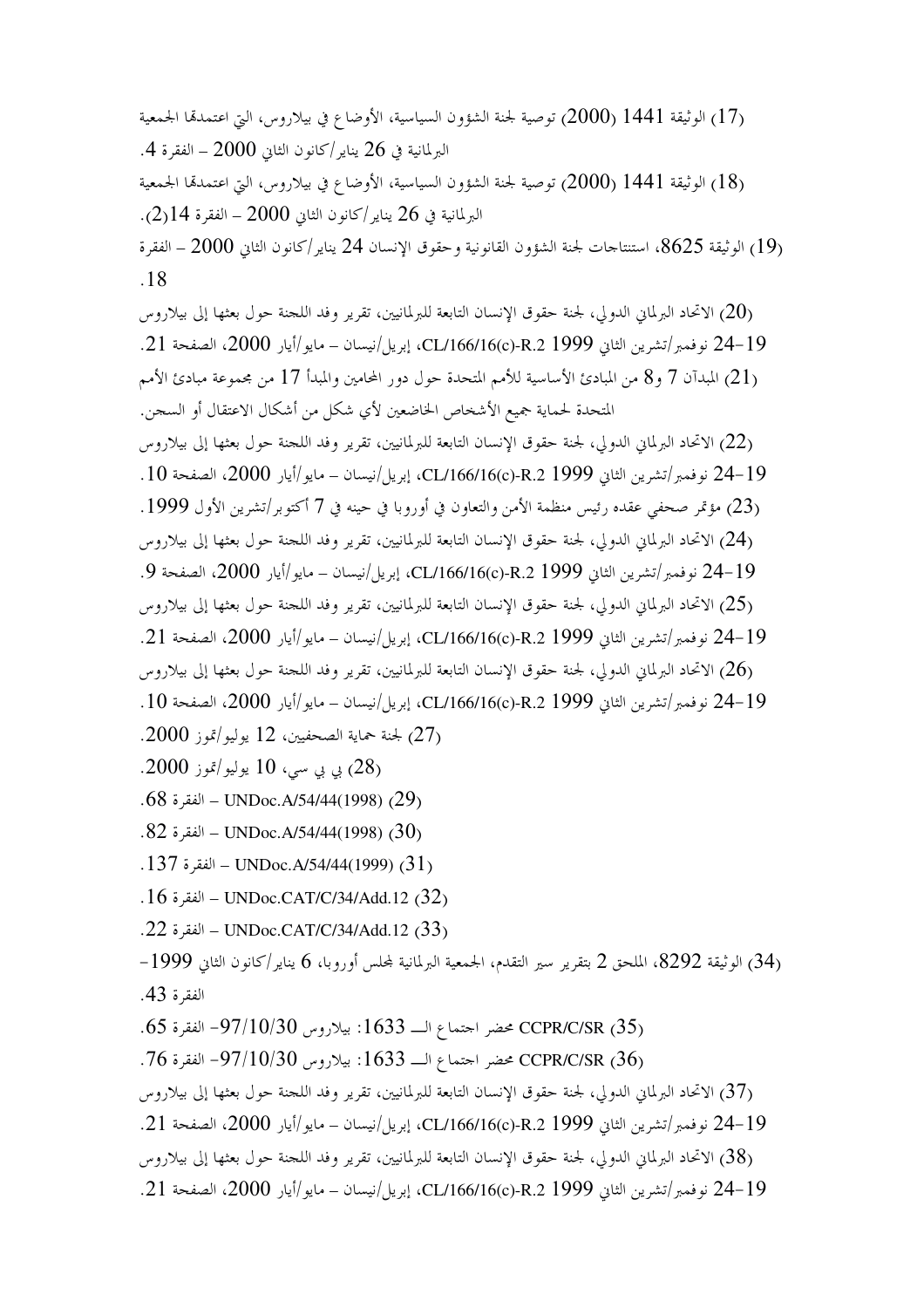(17) الوثيقة 1441 (2000) توصية لجنة الشؤون السياسية، الأوضاع في بيلاروس، التي اعتمدتها الجمعية البرلمانية في 26 يناير/كانون الثاني 2000 – الفقرة 4.

(18) الوثيقة 1441 (2000) توصية لجنة الشؤون السياسية، الأوضاع في بيلاروس، التي اعتمدتها الجمعية البرلمانية في 26 يناير/كانون الثاني 2000 – الفقرة 14(2).

(19) الوثيقة 8625، استنتاجات لجنة الشؤون القانونية وحقوق الإنسان 24 يناير/كانون الثاني 2000 – الفقرة 18.

(20) الاتحاد البرلماني الدولي، لجنة حقوق الإنسان التابعة للبرلمانيين، تقرير وفد اللجنة حول بعثها إلى بيلاروس 19–24 نوفمبر/تشرين الثاني 1999 CL/166/16(c)-R.2، إبريل/نيسان – مايو/أيار 2000، الصفحة 21.

(21) المبدآن 7 و8 من المبادئ الأساسية للأمم المتحدة حول دور المحامين والمبدأ 17 من مجموعة مبادئ الأمم المتحدة لحماية جميع الأشخاص الخاضعين لأي شكل من أشكال الاعتقال أو السجن.

(22) الاتحاد البرلماني الدولي، لجنة حقوق الإنسان التابعة للبرلمانيين، تقرير وفد اللجنة حول بعثها إلى بيلاروس 19–24 نوفمبر/تشرين الثاني 1999 CL/166/16(c)-R.2، إبريل/نيسان – مايو/أيار 2000، الصفحة 10.

(23) مؤتمر صحفي عقده رئيس منظمة الأمن والتعاون في أوروبا في حينه في 7 أكتوبر/تشرين الأول 1999.

(24) الاتحاد البرلماني الدولي، لجنة حقوق الإنسان التابعة للبرلمانيين، تقرير وفد اللجنة حول بعثها إلى بيلاروس 19–24 نوفمبر/تشرين الثاني 1999 CL/166/16(c)-R.2، إبريل/نيسان – مايو/أيار 2000، الصفحة 9.

(25) الاتحاد البرلماني الدولي، لجنة حقوق الإنسان التابعة للبرلمانيين، تقرير وفد اللجنة حول بعثها إلى بيلاروس 19–24 نوفمبر/تشرين الثاني 1999 CL/166/16(c)-R.2، إبريل/نيسان – مايو/أيار 2000، الصفحة 21.

(26) الاتحاد البرلماني الدولي، لجنة حقوق الإنسان التابعة للبرلمانيين، تقرير وفد اللجنة حول بعثها إلى بيلاروس 19–24 نوفمبر/تشرين الثاني 1999 CL/166/16(c)-R.2، إبريل/نيسان – مايو/أيار 2000، الصفحة 10.

(27) لجنة حماية الصحفيين، 12 يوليو/تموز 2000.

(28) بي بي سي، 10 يوليو/تموز 2000.

(29) UNDoc.A/54/44(1998) – الفقرة 68.

(30) UNDoc.A/54/44(1998) – الفقرة 82.

(31) UNDoc.A/54/44(1999) – الفقرة 137.

(32) UNDoc.CAT/C/34/Add.12 – الفقرة 16.

(33) UNDoc.CAT/C/34/Add.12 – الفقرة 22.

(34) الوثيقة 8292، الملحق 2 بتقرير سير التقدم، الجمعية البرلمانية لمجلس أوروبا، 6 يناير/كانون الثاني 1999– الفقرة 43.

(35) CCPR/C/SR محضر اجتماع الـ 1633: بيلاروس 97/10/30– الفقرة 65.

(36) CCPR/C/SR محضر اجتماع الـ 1633: بيلاروس 97/10/30– الفقرة 76.

(37) الاتحاد البرلماني الدولي، لجنة حقوق الإنسان التابعة للبرلمانيين، تقرير وفد اللجنة حول بعثها إلى بيلاروس 19–24 نوفمبر/تشرين الثاني 1999 CL/166/16(c)-R.2، إبريل/نيسان – مايو/أيار 2000، الصفحة 21.

(38) الاتحاد البرلماني الدولي، لجنة حقوق الإنسان التابعة للبرلمانيين، تقرير وفد اللجنة حول بعثها إلى بيلاروس 19–24 نوفمبر/تشرين الثاني 1999 CL/166/16(c)-R.2، إبريل/نيسان – مايو/أيار 2000، الصفحة 21.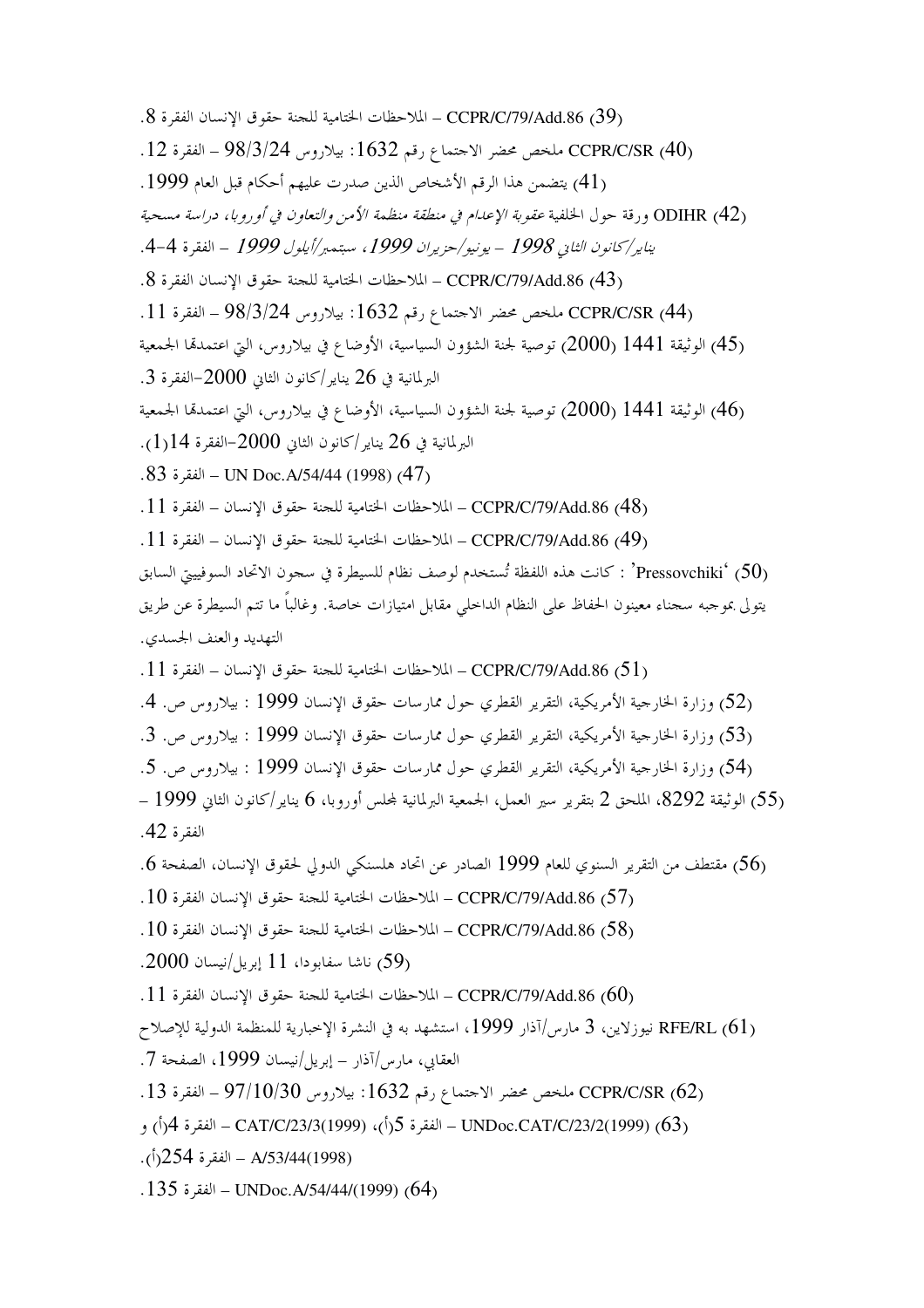(39) CCPR/C/79/Add.86 – الملاحظات الختامية للجنة حقوق الإنسان الفقرة 8.

(40) CCPR/C/SR ملخص محضر الاجتماع رقم 1632: بيلاروس 98/3/24 – الفقرة 12.

(41) يتضمن هذا الرقم الأشخاص الذين صدرت عليهم أحكام قبل العام 1999.

(42) ODIHR ورقة حول الخلفية *عقوبة الإعدام في منطقة منظمة الأمن والتعاون في أوروبا، دراسة مسحية يناير/كانون الثاني 1998 – يونيو/حزيران 1999، سبتمبر/أيلول 1999* – الفقرة 4-4.

(43) CCPR/C/79/Add.86 – الملاحظات الختامية للجنة حقوق الإنسان الفقرة 8.

(44) CCPR/C/SR ملخص محضر الاجتماع رقم 1632: بيلاروس 98/3/24 – الفقرة 11.

(45) الوثيقة 1441 (2000) توصية لجنة الشؤون السياسية، الأوضاع في بيلاروس، التي اعتمدتها الجمعية البرلمانية في 26 يناير/كانون الثاني 2000–الفقرة 3.

(46) الوثيقة 1441 (2000) توصية لجنة الشؤون السياسية، الأوضاع في بيلاروس، التي اعتمدتها الجمعية البرلمانية في 26 يناير/كانون الثاني 2000–الفقرة 14(1).

(47) UN Doc.A/54/44 (1998) – الفقرة 83.

(48) CCPR/C/79/Add.86 – الملاحظات الختامية للجنة حقوق الإنسان – الفقرة 11.

(49) CCPR/C/79/Add.86 – الملاحظات الختامية للجنة حقوق الإنسان – الفقرة 11.

(50) 'Pressovchiki' : كانت هذه اللفظة تُستخدم لوصف نظام للسيطرة في سجون الاتحاد السوفييتي السابق يتولى بموجبه سجناء معينون الحفاظ على النظام الداخلي مقابل امتيازات خاصة. وغالباً ما تتم السيطرة عن طريق التهديد والعنف الجسدي.

(51) CCPR/C/79/Add.86 – الملاحظات الختامية للجنة حقوق الإنسان – الفقرة 11.

(52) وزارة الخارجية الأمريكية، التقرير القطري حول ممارسات حقوق الإنسان 1999 : بيلاروس ص. 4.

(53) وزارة الخارجية الأمريكية، التقرير القطري حول ممارسات حقوق الإنسان 1999 : بيلاروس ص. 3.

(54) وزارة الخارجية الأمريكية، التقرير القطري حول ممارسات حقوق الإنسان 1999 : بيلاروس ص. 5.

(55) الوثيقة 8292، الملحق 2 بتقرير سير العمل، الجمعية البرلمانية لمجلس أوروبا، 6 يناير/كانون الثاني 1999 – الفقرة 42.

(56) مقتطف من التقرير السنوي للعام 1999 الصادر عن اتحاد هلسنكي الدولي لحقوق الإنسان، الصفحة 6.

(57) CCPR/C/79/Add.86 – الملاحظات الختامية للجنة حقوق الإنسان الفقرة 10.

(58) CCPR/C/79/Add.86 – الملاحظات الختامية للجنة حقوق الإنسان الفقرة 10.

(59) ناشا سفابودا، 11 إبريل/نيسان 2000.

(60) CCPR/C/79/Add.86 – الملاحظات الختامية للجنة حقوق الإنسان الفقرة 11.

(61) RFE/RL نيوزلاين، 3 مارس/آذار 1999، استشهد به في النشرة الإخبارية للمنظمة الدولية للإصلاح العقابي، مارس/آذار – إبريل/نيسان 1999، الصفحة 7.

(62) CCPR/C/SR ملخص محضر الاجتماع رقم 1632: بيلاروس 97/10/30 – الفقرة 13.

(63) UNDoc.CAT/C/23/2(1999) – الفقرة 5(أ)، CAT/C/23/3(1999) – الفقرة 4(أ) و A/53/44(1998) – الفقرة 254(أ).

(64) UNDoc.A/54/44/(1999) – الفقرة 135.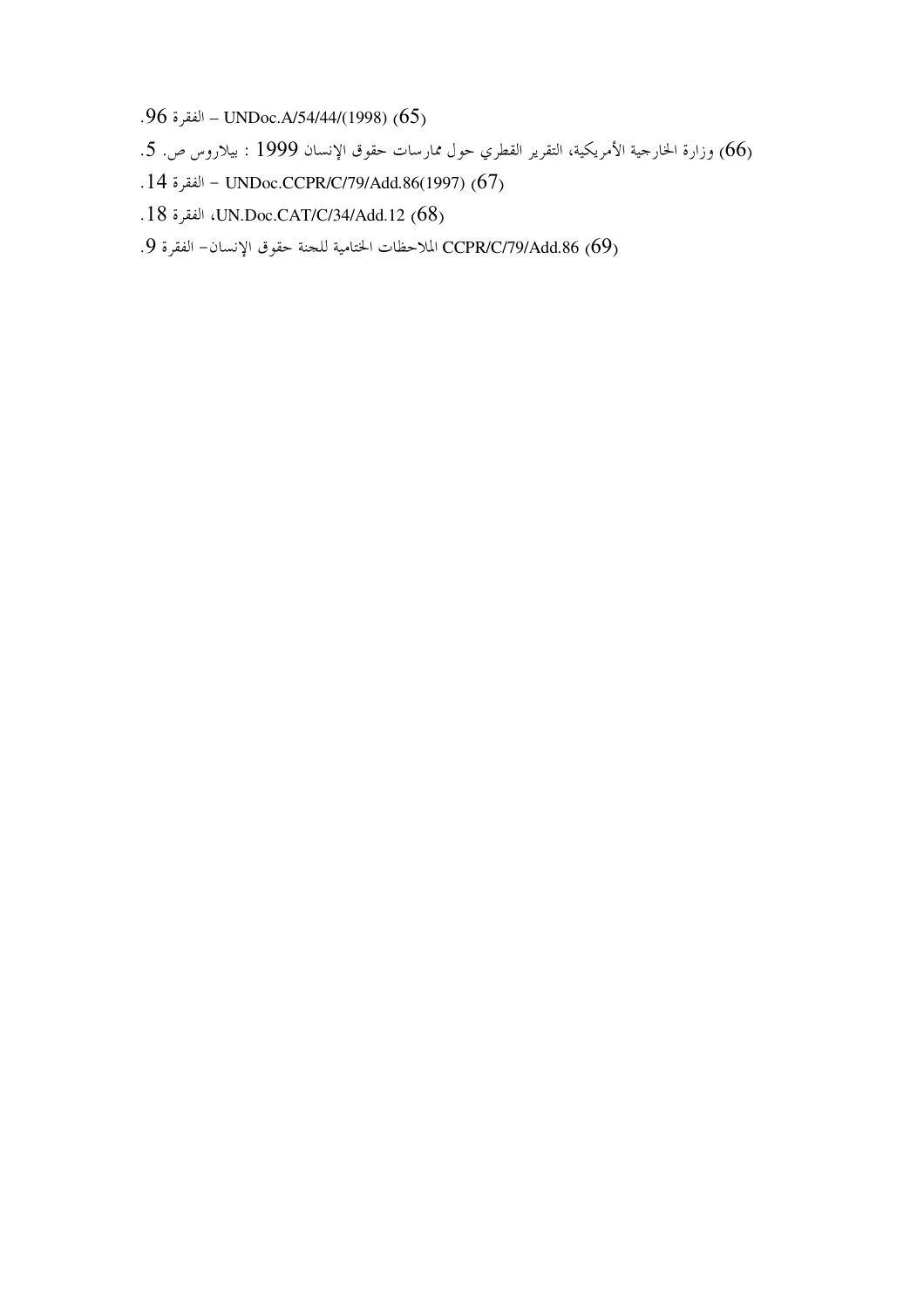(65) UNDoc.A/54/44/(1998) – الفقرة 96.

(66) وزارة الخارجية الأمريكية، التقرير القطري حول ممارسات حقوق الإنسان 1999 : بيلاروس ص. 5.

(67) UNDoc.CCPR/C/79/Add.86(1997) – الفقرة 14.

(68) UN.Doc.CAT/C/34/Add.12، الفقرة 18.

(69) CCPR/C/79/Add.86 الملاحظات الختامية للجنة حقوق الإنسان– الفقرة 9.